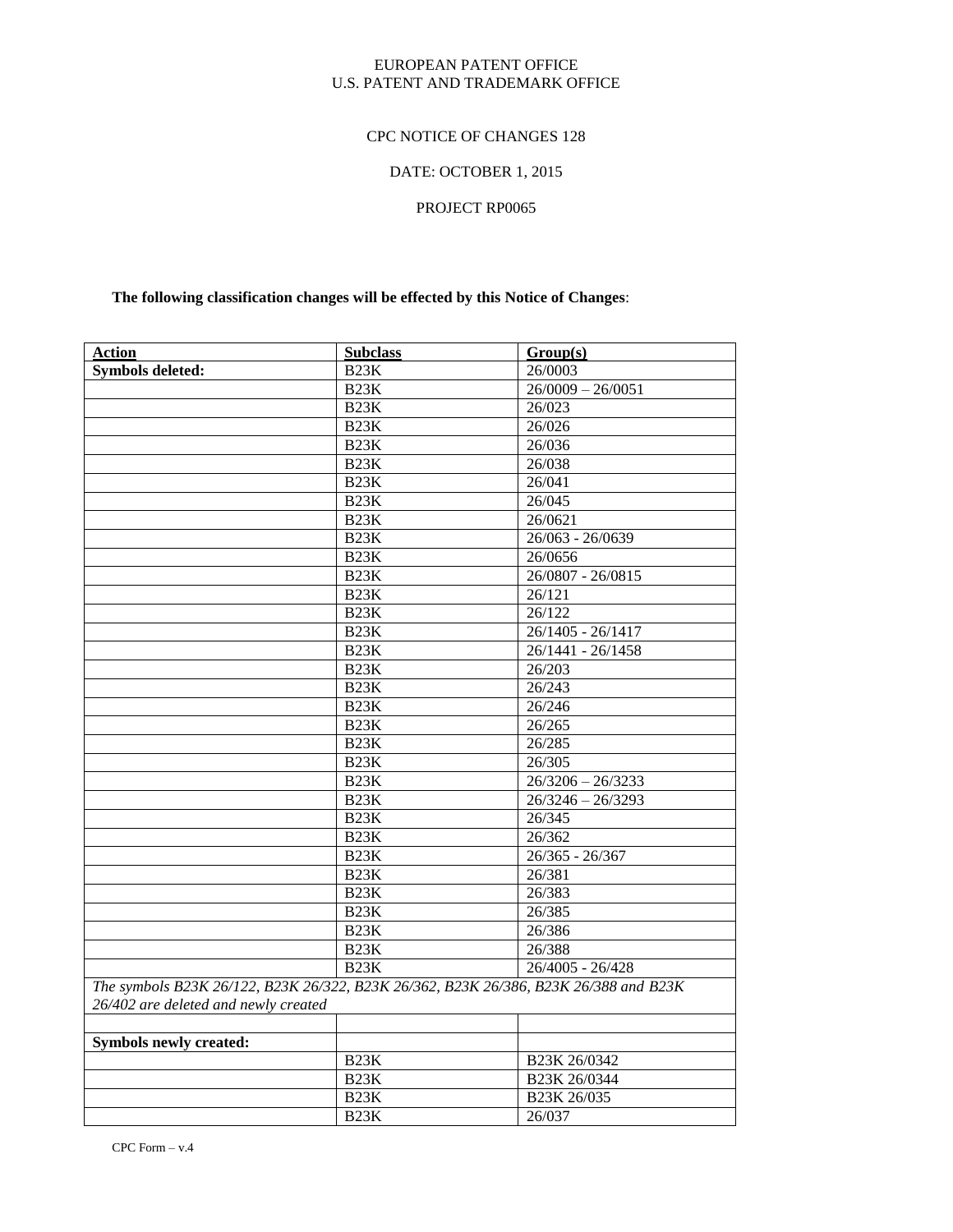EUROPEAN PATENT OFFICE
U.S. PATENT AND TRADEMARK OFFICE

CPC NOTICE OF CHANGES 128

DATE: OCTOBER 1, 2015

PROJECT RP0065

**The following classification changes will be effected by this Notice of Changes**:

| **Action** | **Subclass** | **Group(s)** |
|---|---|---|
| **Symbols deleted:** | B23K | 26/0003 |
| | B23K | 26/0009 – 26/0051 |
| | B23K | 26/023 |
| | B23K | 26/026 |
| | B23K | 26/036 |
| | B23K | 26/038 |
| | B23K | 26/041 |
| | B23K | 26/045 |
| | B23K | 26/0621 |
| | B23K | 26/063 - 26/0639 |
| | B23K | 26/0656 |
| | B23K | 26/0807 - 26/0815 |
| | B23K | 26/121 |
| | B23K | 26/122 |
| | B23K | 26/1405 - 26/1417 |
| | B23K | 26/1441 - 26/1458 |
| | B23K | 26/203 |
| | B23K | 26/243 |
| | B23K | 26/246 |
| | B23K | 26/265 |
| | B23K | 26/285 |
| | B23K | 26/305 |
| | B23K | 26/3206 – 26/3233 |
| | B23K | 26/3246 – 26/3293 |
| | B23K | 26/345 |
| | B23K | 26/362 |
| | B23K | 26/365 - 26/367 |
| | B23K | 26/381 |
| | B23K | 26/383 |
| | B23K | 26/385 |
| | B23K | 26/386 |
| | B23K | 26/388 |
| | B23K | 26/4005 - 26/428 |
| *The symbols B23K 26/122, B23K 26/322, B23K 26/362, B23K 26/386, B23K 26/388 and B23K 26/402 are deleted and newly created* | | |
| | | |
| **Symbols newly created:** | | |
| | B23K | B23K 26/0342 |
| | B23K | B23K 26/0344 |
| | B23K | B23K 26/035 |
| | B23K | 26/037 |

CPC Form – v.4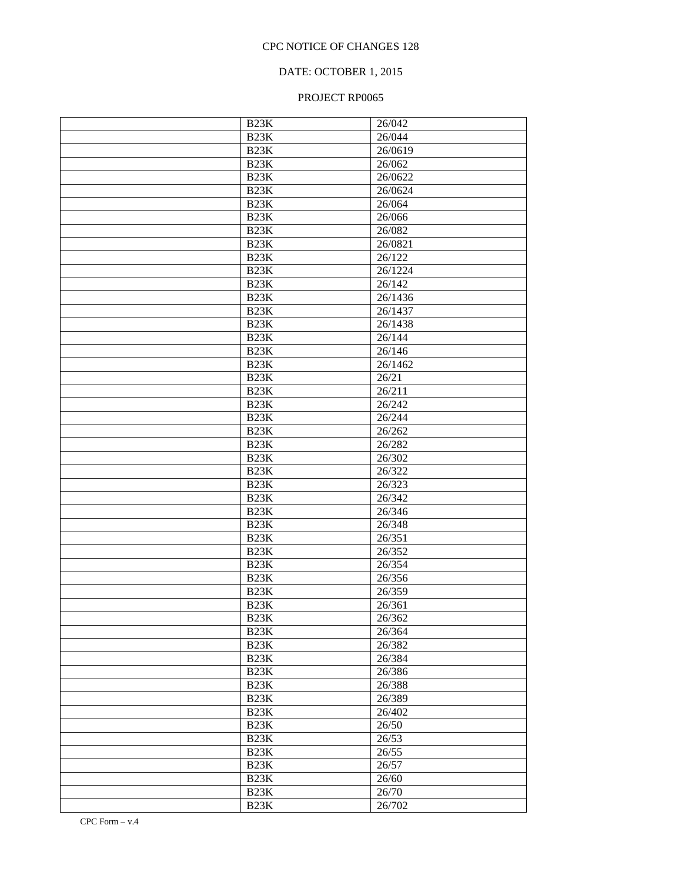CPC NOTICE OF CHANGES 128

DATE: OCTOBER 1, 2015

PROJECT RP0065

| | | |
|---|---|---|
| | B23K | 26/042 |
| | B23K | 26/044 |
| | B23K | 26/0619 |
| | B23K | 26/062 |
| | B23K | 26/0622 |
| | B23K | 26/0624 |
| | B23K | 26/064 |
| | B23K | 26/066 |
| | B23K | 26/082 |
| | B23K | 26/0821 |
| | B23K | 26/122 |
| | B23K | 26/1224 |
| | B23K | 26/142 |
| | B23K | 26/1436 |
| | B23K | 26/1437 |
| | B23K | 26/1438 |
| | B23K | 26/144 |
| | B23K | 26/146 |
| | B23K | 26/1462 |
| | B23K | 26/21 |
| | B23K | 26/211 |
| | B23K | 26/242 |
| | B23K | 26/244 |
| | B23K | 26/262 |
| | B23K | 26/282 |
| | B23K | 26/302 |
| | B23K | 26/322 |
| | B23K | 26/323 |
| | B23K | 26/342 |
| | B23K | 26/346 |
| | B23K | 26/348 |
| | B23K | 26/351 |
| | B23K | 26/352 |
| | B23K | 26/354 |
| | B23K | 26/356 |
| | B23K | 26/359 |
| | B23K | 26/361 |
| | B23K | 26/362 |
| | B23K | 26/364 |
| | B23K | 26/382 |
| | B23K | 26/384 |
| | B23K | 26/386 |
| | B23K | 26/388 |
| | B23K | 26/389 |
| | B23K | 26/402 |
| | B23K | 26/50 |
| | B23K | 26/53 |
| | B23K | 26/55 |
| | B23K | 26/57 |
| | B23K | 26/60 |
| | B23K | 26/70 |
| | B23K | 26/702 |

CPC Form – v.4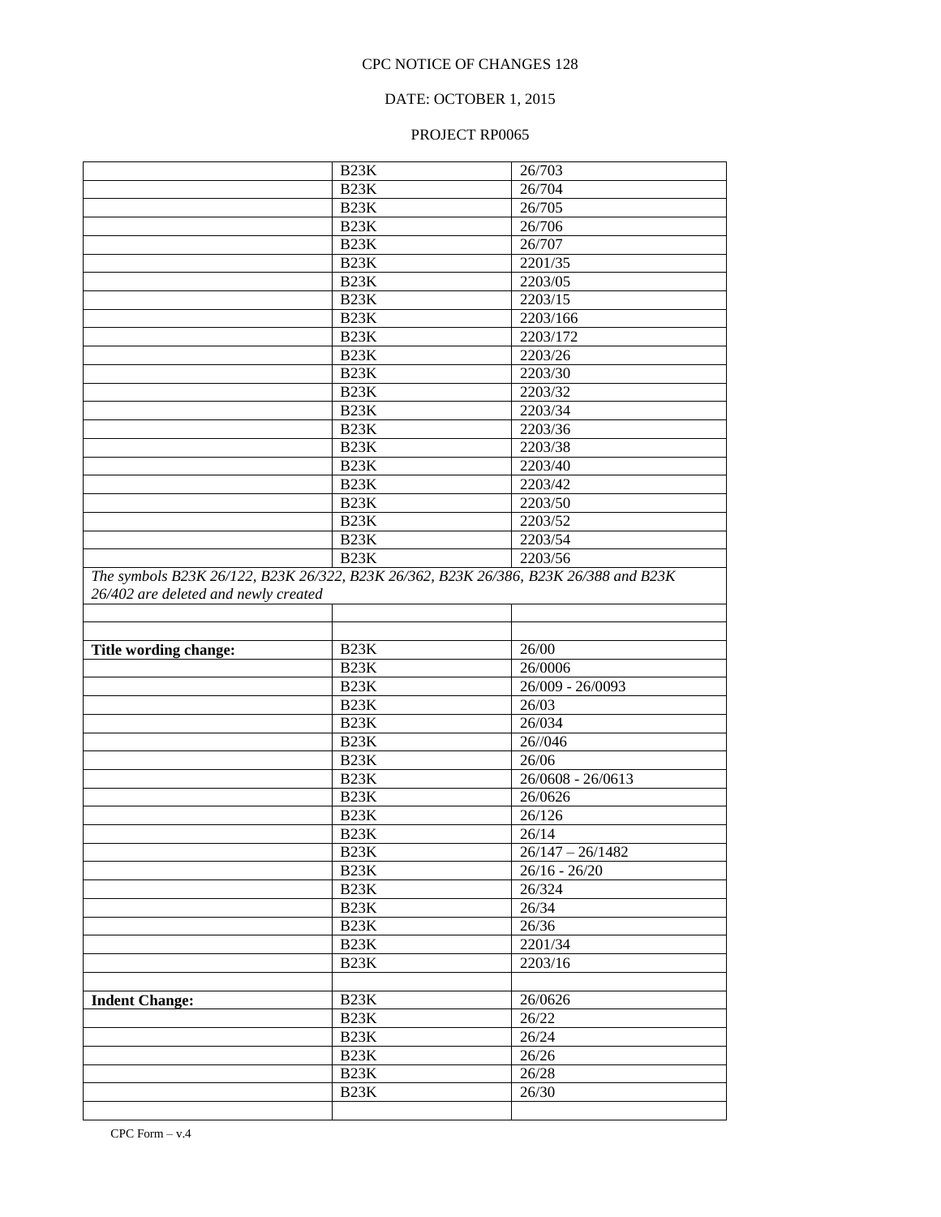CPC NOTICE OF CHANGES 128

DATE: OCTOBER 1, 2015

PROJECT RP0065

| | | |
|---|---|---|
| | B23K | 26/703 |
| | B23K | 26/704 |
| | B23K | 26/705 |
| | B23K | 26/706 |
| | B23K | 26/707 |
| | B23K | 2201/35 |
| | B23K | 2203/05 |
| | B23K | 2203/15 |
| | B23K | 2203/166 |
| | B23K | 2203/172 |
| | B23K | 2203/26 |
| | B23K | 2203/30 |
| | B23K | 2203/32 |
| | B23K | 2203/34 |
| | B23K | 2203/36 |
| | B23K | 2203/38 |
| | B23K | 2203/40 |
| | B23K | 2203/42 |
| | B23K | 2203/50 |
| | B23K | 2203/52 |
| | B23K | 2203/54 |
| | B23K | 2203/56 |
| *The symbols B23K 26/122, B23K 26/322, B23K 26/362, B23K 26/386, B23K 26/388 and B23K 26/402 are deleted and newly created* | | |
| | | |
| | | |
| **Title wording change:** | B23K | 26/00 |
| | B23K | 26/0006 |
| | B23K | 26/009 - 26/0093 |
| | B23K | 26/03 |
| | B23K | 26/034 |
| | B23K | 26//046 |
| | B23K | 26/06 |
| | B23K | 26/0608 - 26/0613 |
| | B23K | 26/0626 |
| | B23K | 26/126 |
| | B23K | 26/14 |
| | B23K | 26/147 – 26/1482 |
| | B23K | 26/16 - 26/20 |
| | B23K | 26/324 |
| | B23K | 26/34 |
| | B23K | 26/36 |
| | B23K | 2201/34 |
| | B23K | 2203/16 |
| | | |
| **Indent Change:** | B23K | 26/0626 |
| | B23K | 26/22 |
| | B23K | 26/24 |
| | B23K | 26/26 |
| | B23K | 26/28 |
| | B23K | 26/30 |
| | | |

CPC Form – v.4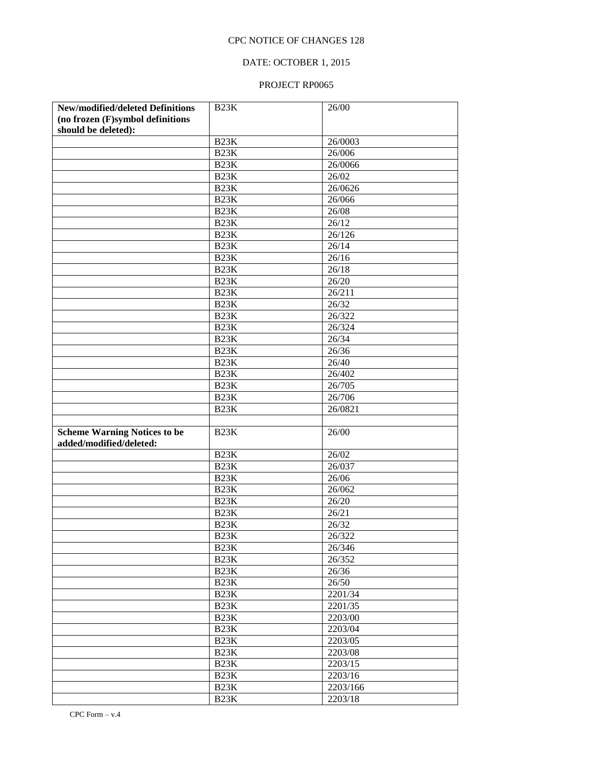CPC NOTICE OF CHANGES 128

DATE: OCTOBER 1, 2015

PROJECT RP0065

| **New/modified/deleted Definitions (no frozen (F)symbol definitions should be deleted):** | B23K | 26/00 |
|---|---|---|
| | B23K | 26/0003 |
| | B23K | 26/006 |
| | B23K | 26/0066 |
| | B23K | 26/02 |
| | B23K | 26/0626 |
| | B23K | 26/066 |
| | B23K | 26/08 |
| | B23K | 26/12 |
| | B23K | 26/126 |
| | B23K | 26/14 |
| | B23K | 26/16 |
| | B23K | 26/18 |
| | B23K | 26/20 |
| | B23K | 26/211 |
| | B23K | 26/32 |
| | B23K | 26/322 |
| | B23K | 26/324 |
| | B23K | 26/34 |
| | B23K | 26/36 |
| | B23K | 26/40 |
| | B23K | 26/402 |
| | B23K | 26/705 |
| | B23K | 26/706 |
| | B23K | 26/0821 |
| | | |
| **Scheme Warning Notices to be added/modified/deleted:** | B23K | 26/00 |
| | B23K | 26/02 |
| | B23K | 26/037 |
| | B23K | 26/06 |
| | B23K | 26/062 |
| | B23K | 26/20 |
| | B23K | 26/21 |
| | B23K | 26/32 |
| | B23K | 26/322 |
| | B23K | 26/346 |
| | B23K | 26/352 |
| | B23K | 26/36 |
| | B23K | 26/50 |
| | B23K | 2201/34 |
| | B23K | 2201/35 |
| | B23K | 2203/00 |
| | B23K | 2203/04 |
| | B23K | 2203/05 |
| | B23K | 2203/08 |
| | B23K | 2203/15 |
| | B23K | 2203/16 |
| | B23K | 2203/166 |
| | B23K | 2203/18 |

CPC Form – v.4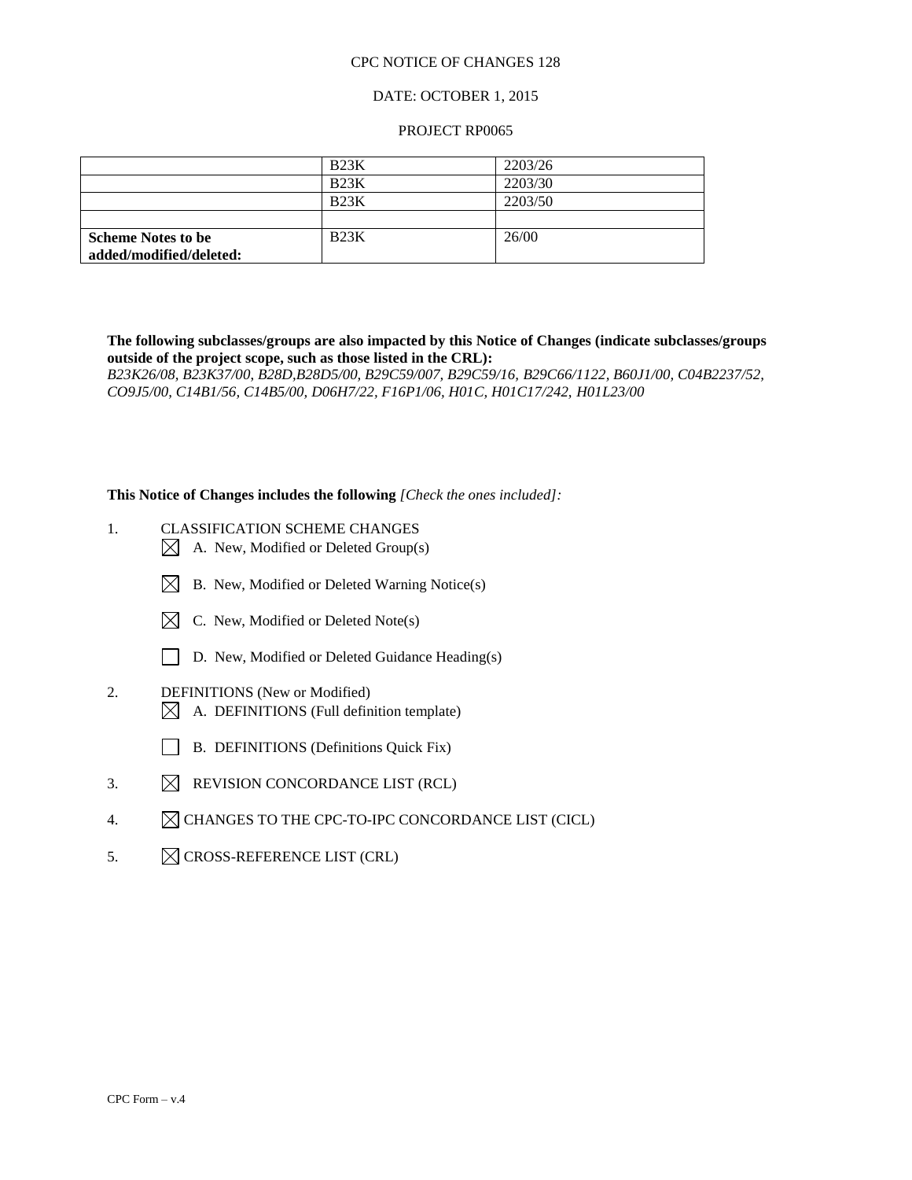CPC NOTICE OF CHANGES 128

DATE: OCTOBER 1, 2015

PROJECT RP0065

| | | |
|---|---|---|
| | B23K | 2203/26 |
| | B23K | 2203/30 |
| | B23K | 2203/50 |
| | | |
| **Scheme Notes to be added/modified/deleted:** | B23K | 26/00 |

**The following subclasses/groups are also impacted by this Notice of Changes (indicate subclasses/groups outside of the project scope, such as those listed in the CRL):**
*B23K26/08, B23K37/00, B28D,B28D5/00, B29C59/007, B29C59/16, B29C66/1122, B60J1/00, C04B2237/52, CO9J5/00, C14B1/56, C14B5/00, D06H7/22, F16P1/06, H01C, H01C17/242, H01L23/00*

**This Notice of Changes includes the following** *[Check the ones included]:*

1. CLASSIFICATION SCHEME CHANGES
   - ☒ A. New, Modified or Deleted Group(s)
   - ☒ B. New, Modified or Deleted Warning Notice(s)
   - ☒ C. New, Modified or Deleted Note(s)
   - ☐ D. New, Modified or Deleted Guidance Heading(s)
2. DEFINITIONS (New or Modified)
   - ☒ A. DEFINITIONS (Full definition template)
   - ☐ B. DEFINITIONS (Definitions Quick Fix)
3. ☒ REVISION CONCORDANCE LIST (RCL)
4. ☒ CHANGES TO THE CPC-TO-IPC CONCORDANCE LIST (CICL)
5. ☒ CROSS-REFERENCE LIST (CRL)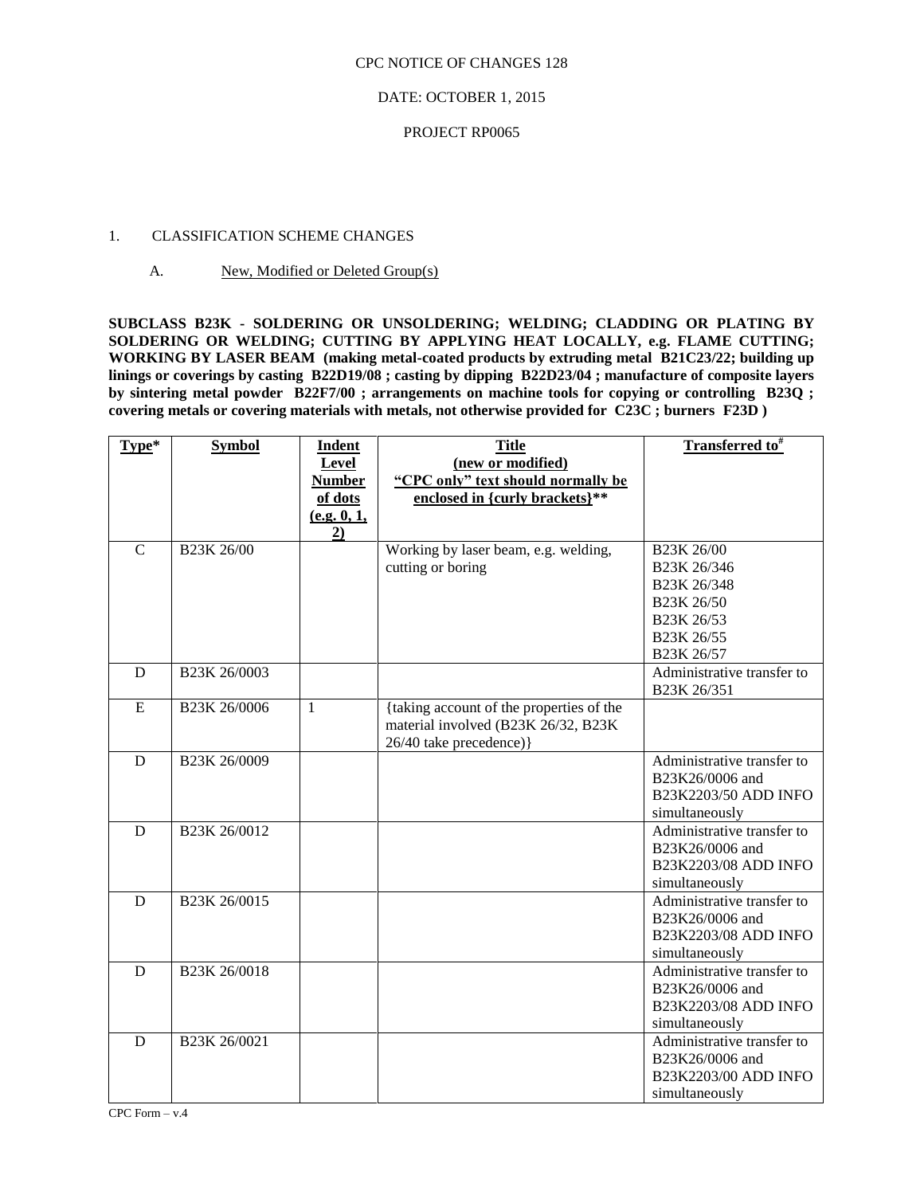CPC NOTICE OF CHANGES 128

DATE: OCTOBER 1, 2015

PROJECT RP0065

1. CLASSIFICATION SCHEME CHANGES

A. New, Modified or Deleted Group(s)

**SUBCLASS B23K - SOLDERING OR UNSOLDERING; WELDING; CLADDING OR PLATING BY SOLDERING OR WELDING; CUTTING BY APPLYING HEAT LOCALLY, e.g. FLAME CUTTING; WORKING BY LASER BEAM (making metal-coated products by extruding metal B21C23/22; building up linings or coverings by casting B22D19/08 ; casting by dipping B22D23/04 ; manufacture of composite layers by sintering metal powder B22F7/00 ; arrangements on machine tools for copying or controlling B23Q ; covering metals or covering materials with metals, not otherwise provided for C23C ; burners F23D )**

| Type* | Symbol | Indent Level Number of dots (e.g. 0, 1, 2) | Title (new or modified) "CPC only" text should normally be enclosed in {curly brackets}** | Transferred to# |
|---|---|---|---|---|
| C | B23K 26/00 | | Working by laser beam, e.g. welding, cutting or boring | B23K 26/00<br>B23K 26/346<br>B23K 26/348<br>B23K 26/50<br>B23K 26/53<br>B23K 26/55<br>B23K 26/57 |
| D | B23K 26/0003 | | | Administrative transfer to B23K 26/351 |
| E | B23K 26/0006 | 1 | {taking account of the properties of the material involved (B23K 26/32, B23K 26/40 take precedence)} | |
| D | B23K 26/0009 | | | Administrative transfer to B23K26/0006 and B23K2203/50 ADD INFO simultaneously |
| D | B23K 26/0012 | | | Administrative transfer to B23K26/0006 and B23K2203/08 ADD INFO simultaneously |
| D | B23K 26/0015 | | | Administrative transfer to B23K26/0006 and B23K2203/08 ADD INFO simultaneously |
| D | B23K 26/0018 | | | Administrative transfer to B23K26/0006 and B23K2203/08 ADD INFO simultaneously |
| D | B23K 26/0021 | | | Administrative transfer to B23K26/0006 and B23K2203/00 ADD INFO simultaneously |

CPC Form – v.4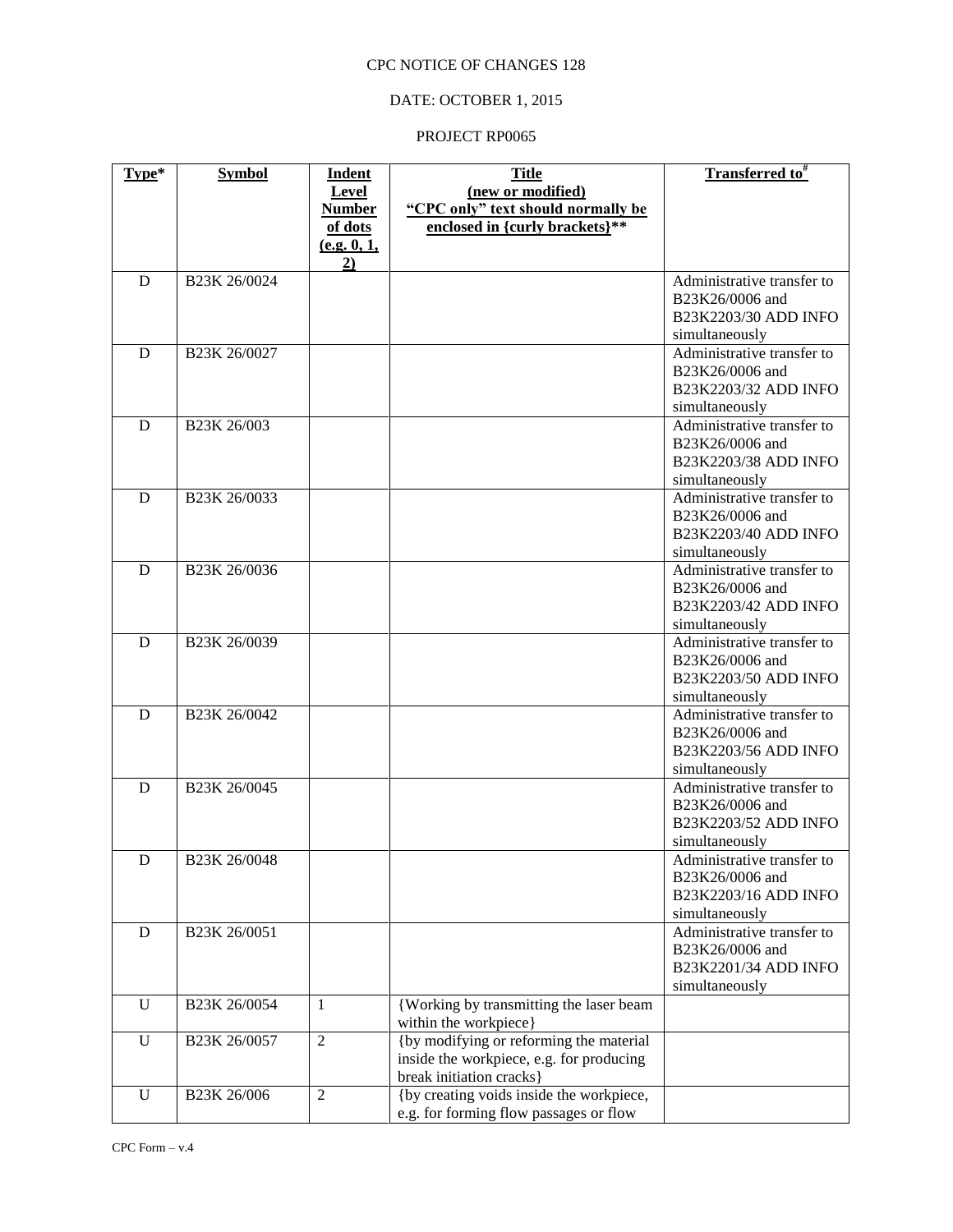CPC NOTICE OF CHANGES 128

DATE: OCTOBER 1, 2015

PROJECT RP0065

| Type* | Symbol | Indent Level Number of dots (e.g. 0, 1, 2) | Title (new or modified) "CPC only" text should normally be enclosed in {curly brackets}** | Transferred to# |
|---|---|---|---|---|
| D | B23K 26/0024 | | | Administrative transfer to B23K26/0006 and B23K2203/30 ADD INFO simultaneously |
| D | B23K 26/0027 | | | Administrative transfer to B23K26/0006 and B23K2203/32 ADD INFO simultaneously |
| D | B23K 26/003 | | | Administrative transfer to B23K26/0006 and B23K2203/38 ADD INFO simultaneously |
| D | B23K 26/0033 | | | Administrative transfer to B23K26/0006 and B23K2203/40 ADD INFO simultaneously |
| D | B23K 26/0036 | | | Administrative transfer to B23K26/0006 and B23K2203/42 ADD INFO simultaneously |
| D | B23K 26/0039 | | | Administrative transfer to B23K26/0006 and B23K2203/50 ADD INFO simultaneously |
| D | B23K 26/0042 | | | Administrative transfer to B23K26/0006 and B23K2203/56 ADD INFO simultaneously |
| D | B23K 26/0045 | | | Administrative transfer to B23K26/0006 and B23K2203/52 ADD INFO simultaneously |
| D | B23K 26/0048 | | | Administrative transfer to B23K26/0006 and B23K2203/16 ADD INFO simultaneously |
| D | B23K 26/0051 | | | Administrative transfer to B23K26/0006 and B23K2201/34 ADD INFO simultaneously |
| U | B23K 26/0054 | 1 | {Working by transmitting the laser beam within the workpiece} | |
| U | B23K 26/0057 | 2 | {by modifying or reforming the material inside the workpiece, e.g. for producing break initiation cracks} | |
| U | B23K 26/006 | 2 | {by creating voids inside the workpiece, e.g. for forming flow passages or flow | |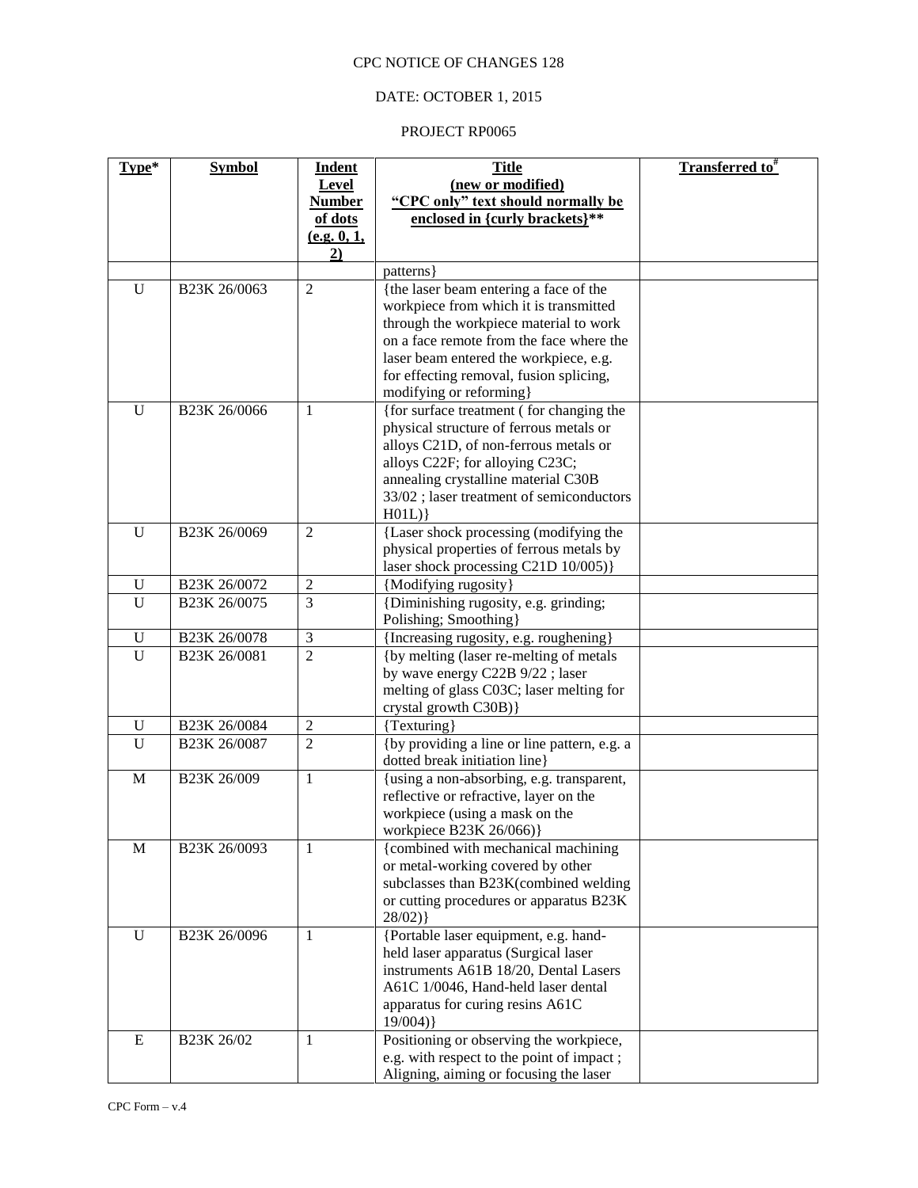CPC NOTICE OF CHANGES 128

DATE: OCTOBER 1, 2015

PROJECT RP0065

| Type* | Symbol | Indent Level Number of dots (e.g. 0, 1, 2) | Title (new or modified) "CPC only" text should normally be enclosed in {curly brackets}** | Transferred to# |
|---|---|---|---|---|
| | | | patterns} | |
| U | B23K 26/0063 | 2 | {the laser beam entering a face of the workpiece from which it is transmitted through the workpiece material to work on a face remote from the face where the laser beam entered the workpiece, e.g. for effecting removal, fusion splicing, modifying or reforming} | |
| U | B23K 26/0066 | 1 | {for surface treatment ( for changing the physical structure of ferrous metals or alloys C21D, of non-ferrous metals or alloys C22F; for alloying C23C; annealing crystalline material C30B 33/02 ; laser treatment of semiconductors H01L)} | |
| U | B23K 26/0069 | 2 | {Laser shock processing (modifying the physical properties of ferrous metals by laser shock processing C21D 10/005)} | |
| U | B23K 26/0072 | 2 | {Modifying rugosity} | |
| U | B23K 26/0075 | 3 | {Diminishing rugosity, e.g. grinding; Polishing; Smoothing} | |
| U | B23K 26/0078 | 3 | {Increasing rugosity, e.g. roughening} | |
| U | B23K 26/0081 | 2 | {by melting (laser re-melting of metals by wave energy C22B 9/22 ; laser melting of glass C03C; laser melting for crystal growth C30B)} | |
| U | B23K 26/0084 | 2 | {Texturing} | |
| U | B23K 26/0087 | 2 | {by providing a line or line pattern, e.g. a dotted break initiation line} | |
| M | B23K 26/009 | 1 | {using a non-absorbing, e.g. transparent, reflective or refractive, layer on the workpiece (using a mask on the workpiece B23K 26/066)} | |
| M | B23K 26/0093 | 1 | {combined with mechanical machining or metal-working covered by other subclasses than B23K(combined welding or cutting procedures or apparatus B23K 28/02)} | |
| U | B23K 26/0096 | 1 | {Portable laser equipment, e.g. hand-held laser apparatus (Surgical laser instruments A61B 18/20, Dental Lasers A61C 1/0046, Hand-held laser dental apparatus for curing resins A61C 19/004)} | |
| E | B23K 26/02 | 1 | Positioning or observing the workpiece, e.g. with respect to the point of impact ; Aligning, aiming or focusing the laser | |

CPC Form – v.4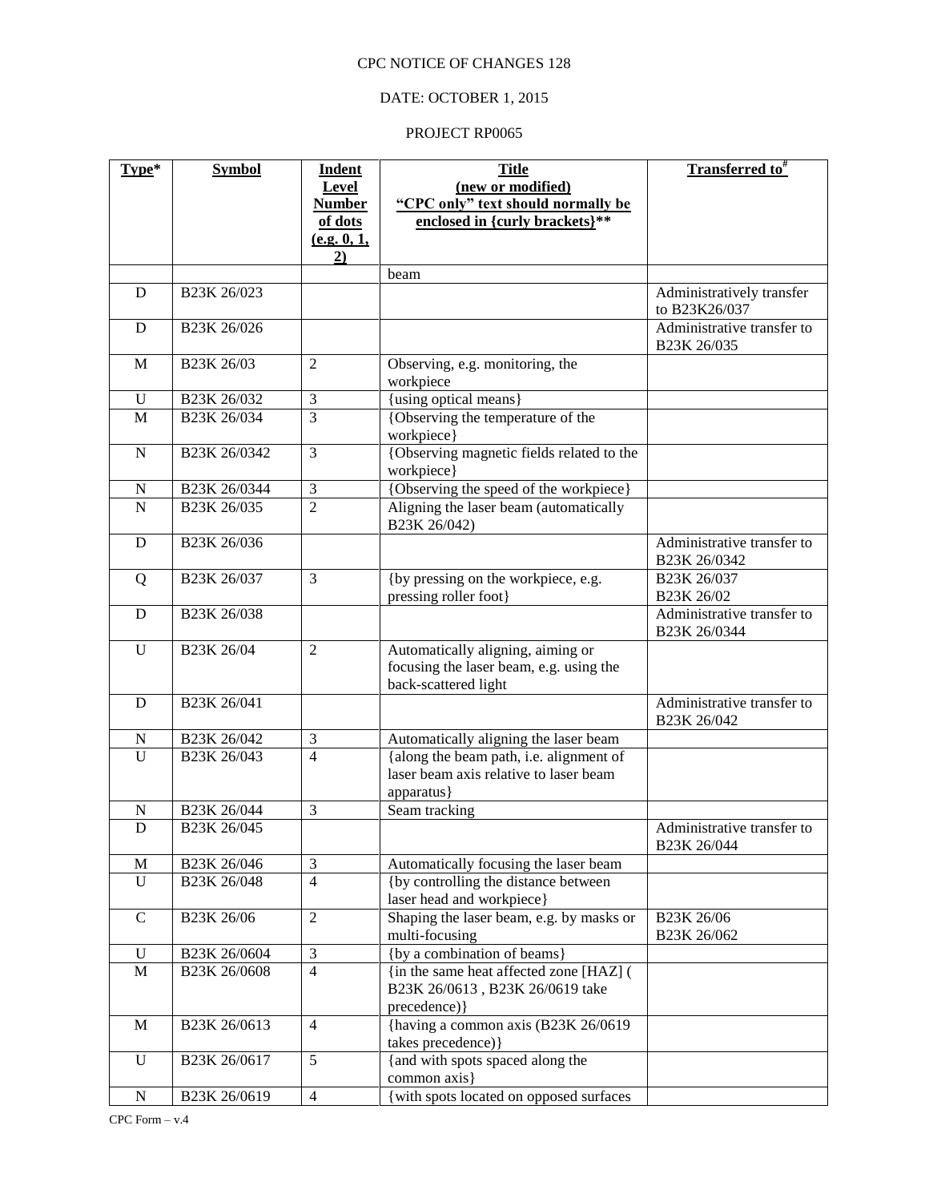CPC NOTICE OF CHANGES 128

DATE: OCTOBER 1, 2015

PROJECT RP0065

| Type* | Symbol | Indent Level Number of dots (e.g. 0, 1, 2) | Title (new or modified) "CPC only" text should normally be enclosed in {curly brackets}** | Transferred to# |
|---|---|---|---|---|
| | | | beam | |
| D | B23K 26/023 | | | Administratively transfer to B23K26/037 |
| D | B23K 26/026 | | | Administrative transfer to B23K 26/035 |
| M | B23K 26/03 | 2 | Observing, e.g. monitoring, the workpiece | |
| U | B23K 26/032 | 3 | {using optical means} | |
| M | B23K 26/034 | 3 | {Observing the temperature of the workpiece} | |
| N | B23K 26/0342 | 3 | {Observing magnetic fields related to the workpiece} | |
| N | B23K 26/0344 | 3 | {Observing the speed of the workpiece} | |
| N | B23K 26/035 | 2 | Aligning the laser beam (automatically B23K 26/042) | |
| D | B23K 26/036 | | | Administrative transfer to B23K 26/0342 |
| Q | B23K 26/037 | 3 | {by pressing on the workpiece, e.g. pressing roller foot} | B23K 26/037 B23K 26/02 |
| D | B23K 26/038 | | | Administrative transfer to B23K 26/0344 |
| U | B23K 26/04 | 2 | Automatically aligning, aiming or focusing the laser beam, e.g. using the back-scattered light | |
| D | B23K 26/041 | | | Administrative transfer to B23K 26/042 |
| N | B23K 26/042 | 3 | Automatically aligning the laser beam | |
| U | B23K 26/043 | 4 | {along the beam path, i.e. alignment of laser beam axis relative to laser beam apparatus} | |
| N | B23K 26/044 | 3 | Seam tracking | |
| D | B23K 26/045 | | | Administrative transfer to B23K 26/044 |
| M | B23K 26/046 | 3 | Automatically focusing the laser beam | |
| U | B23K 26/048 | 4 | {by controlling the distance between laser head and workpiece} | |
| C | B23K 26/06 | 2 | Shaping the laser beam, e.g. by masks or multi-focusing | B23K 26/06 B23K 26/062 |
| U | B23K 26/0604 | 3 | {by a combination of beams} | |
| M | B23K 26/0608 | 4 | {in the same heat affected zone [HAZ] ( B23K 26/0613 , B23K 26/0619 take precedence)} | |
| M | B23K 26/0613 | 4 | {having a common axis (B23K 26/0619 takes precedence)} | |
| U | B23K 26/0617 | 5 | {and with spots spaced along the common axis} | |
| N | B23K 26/0619 | 4 | {with spots located on opposed surfaces | |

CPC Form – v.4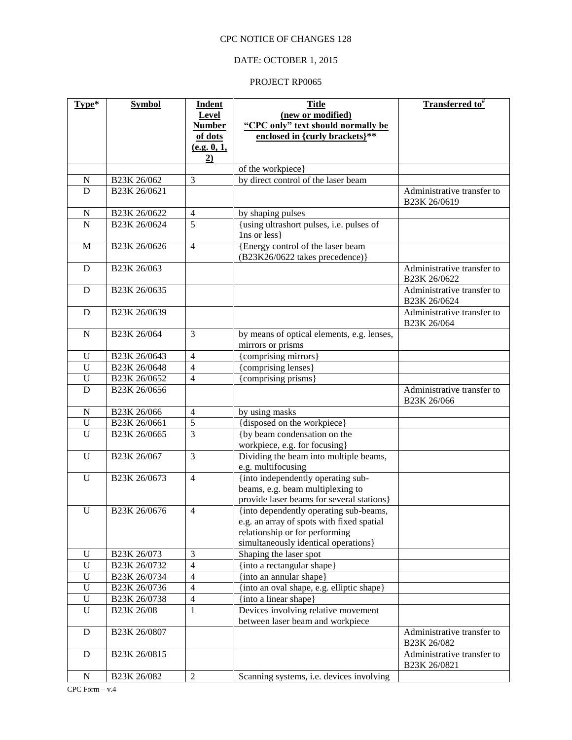CPC NOTICE OF CHANGES 128

DATE: OCTOBER 1, 2015

PROJECT RP0065

| Type* | Symbol | Indent Level Number of dots (e.g. 0, 1, 2) | Title (new or modified) "CPC only" text should normally be enclosed in {curly brackets}** | Transferred to# |
|---|---|---|---|---|
| | | | of the workpiece} | |
| N | B23K 26/062 | 3 | by direct control of the laser beam | |
| D | B23K 26/0621 | | | Administrative transfer to B23K 26/0619 |
| N | B23K 26/0622 | 4 | by shaping pulses | |
| N | B23K 26/0624 | 5 | {using ultrashort pulses, i.e. pulses of 1ns or less} | |
| M | B23K 26/0626 | 4 | {Energy control of the laser beam (B23K26/0622 takes precedence)} | |
| D | B23K 26/063 | | | Administrative transfer to B23K 26/0622 |
| D | B23K 26/0635 | | | Administrative transfer to B23K 26/0624 |
| D | B23K 26/0639 | | | Administrative transfer to B23K 26/064 |
| N | B23K 26/064 | 3 | by means of optical elements, e.g. lenses, mirrors or prisms | |
| U | B23K 26/0643 | 4 | {comprising mirrors} | |
| U | B23K 26/0648 | 4 | {comprising lenses} | |
| U | B23K 26/0652 | 4 | {comprising prisms} | |
| D | B23K 26/0656 | | | Administrative transfer to B23K 26/066 |
| N | B23K 26/066 | 4 | by using masks | |
| U | B23K 26/0661 | 5 | {disposed on the workpiece} | |
| U | B23K 26/0665 | 3 | {by beam condensation on the workpiece, e.g. for focusing} | |
| U | B23K 26/067 | 3 | Dividing the beam into multiple beams, e.g. multifocusing | |
| U | B23K 26/0673 | 4 | {into independently operating sub-beams, e.g. beam multiplexing to provide laser beams for several stations} | |
| U | B23K 26/0676 | 4 | {into dependently operating sub-beams, e.g. an array of spots with fixed spatial relationship or for performing simultaneously identical operations} | |
| U | B23K 26/073 | 3 | Shaping the laser spot | |
| U | B23K 26/0732 | 4 | {into a rectangular shape} | |
| U | B23K 26/0734 | 4 | {into an annular shape} | |
| U | B23K 26/0736 | 4 | {into an oval shape, e.g. elliptic shape} | |
| U | B23K 26/0738 | 4 | {into a linear shape} | |
| U | B23K 26/08 | 1 | Devices involving relative movement between laser beam and workpiece | |
| D | B23K 26/0807 | | | Administrative transfer to B23K 26/082 |
| D | B23K 26/0815 | | | Administrative transfer to B23K 26/0821 |
| N | B23K 26/082 | 2 | Scanning systems, i.e. devices involving | |

CPC Form – v.4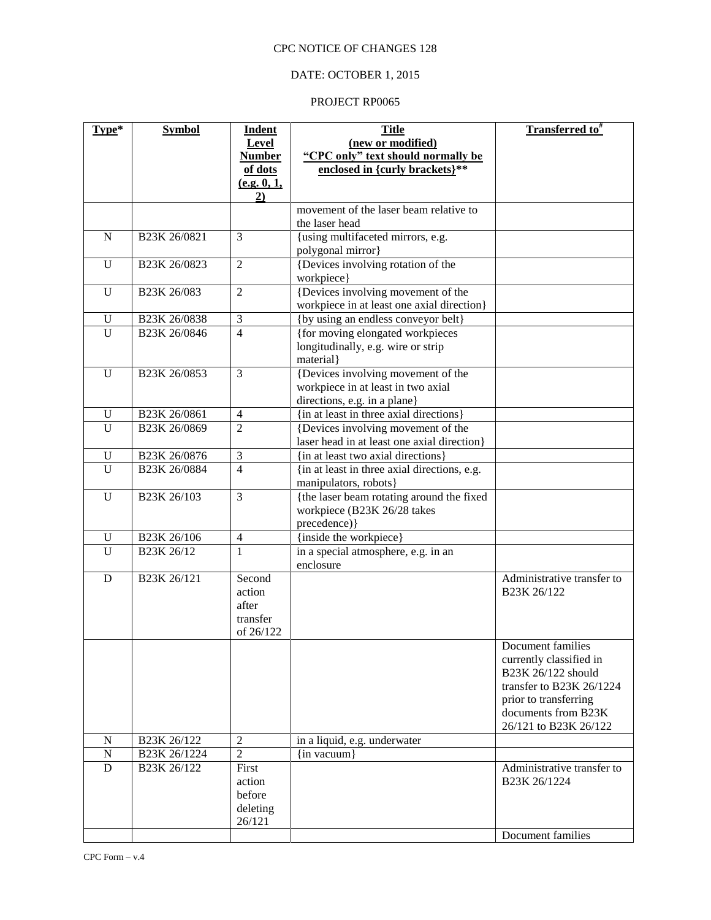CPC NOTICE OF CHANGES 128

DATE: OCTOBER 1, 2015

PROJECT RP0065

| Type* | Symbol | Indent Level Number of dots (e.g. 0, 1, 2) | Title (new or modified) "CPC only" text should normally be enclosed in {curly brackets}** | Transferred to# |
|---|---|---|---|---|
| | | | movement of the laser beam relative to the laser head | |
| N | B23K 26/0821 | 3 | {using multifaceted mirrors, e.g. polygonal mirror} | |
| U | B23K 26/0823 | 2 | {Devices involving rotation of the workpiece} | |
| U | B23K 26/083 | 2 | {Devices involving movement of the workpiece in at least one axial direction} | |
| U | B23K 26/0838 | 3 | {by using an endless conveyor belt} | |
| U | B23K 26/0846 | 4 | {for moving elongated workpieces longitudinally, e.g. wire or strip material} | |
| U | B23K 26/0853 | 3 | {Devices involving movement of the workpiece in at least in two axial directions, e.g. in a plane} | |
| U | B23K 26/0861 | 4 | {in at least in three axial directions} | |
| U | B23K 26/0869 | 2 | {Devices involving movement of the laser head in at least one axial direction} | |
| U | B23K 26/0876 | 3 | {in at least two axial directions} | |
| U | B23K 26/0884 | 4 | {in at least in three axial directions, e.g. manipulators, robots} | |
| U | B23K 26/103 | 3 | {the laser beam rotating around the fixed workpiece (B23K 26/28 takes precedence)} | |
| U | B23K 26/106 | 4 | {inside the workpiece} | |
| U | B23K 26/12 | 1 | in a special atmosphere, e.g. in an enclosure | |
| D | B23K 26/121 | Second action after transfer of 26/122 | | Administrative transfer to B23K 26/122 |
| | | | | Document families currently classified in B23K 26/122 should transfer to B23K 26/1224 prior to transferring documents from B23K 26/121 to B23K 26/122 |
| N | B23K 26/122 | 2 | in a liquid, e.g. underwater | |
| N | B23K 26/1224 | 2 | {in vacuum} | |
| D | B23K 26/122 | First action before deleting 26/121 | | Administrative transfer to B23K 26/1224 |
| | | | | Document families |

CPC Form – v.4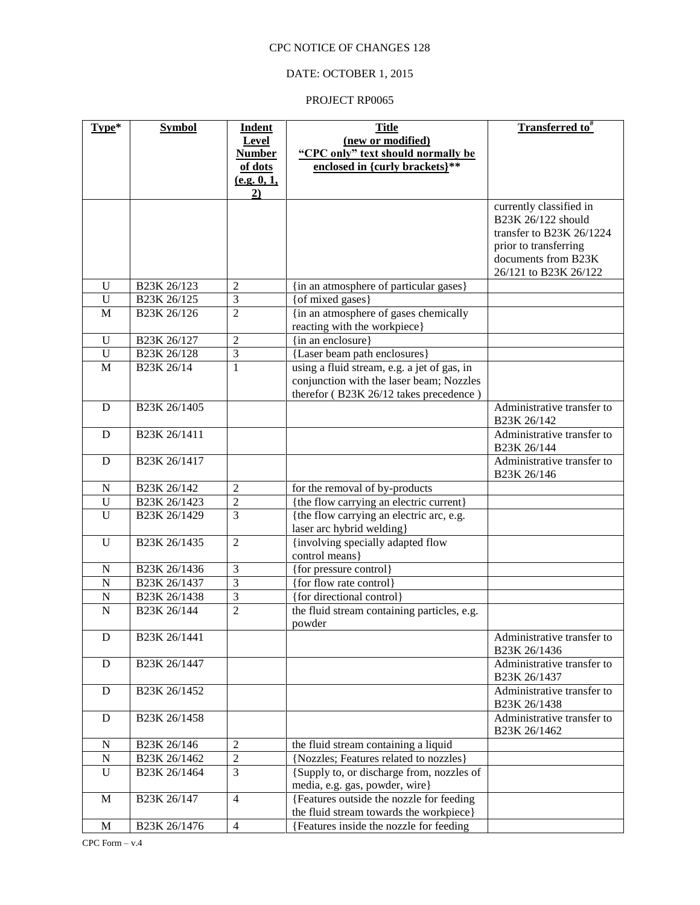CPC NOTICE OF CHANGES 128

DATE: OCTOBER 1, 2015

PROJECT RP0065

| Type* | Symbol | Indent Level Number of dots (e.g. 0, 1, 2) | Title (new or modified) "CPC only" text should normally be enclosed in {curly brackets}** | Transferred to# |
|---|---|---|---|---|
| | | | | currently classified in B23K 26/122 should transfer to B23K 26/1224 prior to transferring documents from B23K 26/121 to B23K 26/122 |
| U | B23K 26/123 | 2 | {in an atmosphere of particular gases} | |
| U | B23K 26/125 | 3 | {of mixed gases} | |
| M | B23K 26/126 | 2 | {in an atmosphere of gases chemically reacting with the workpiece} | |
| U | B23K 26/127 | 2 | {in an enclosure} | |
| U | B23K 26/128 | 3 | {Laser beam path enclosures} | |
| M | B23K 26/14 | 1 | using a fluid stream, e.g. a jet of gas, in conjunction with the laser beam; Nozzles therefor ( B23K 26/12 takes precedence ) | |
| D | B23K 26/1405 | | | Administrative transfer to B23K 26/142 |
| D | B23K 26/1411 | | | Administrative transfer to B23K 26/144 |
| D | B23K 26/1417 | | | Administrative transfer to B23K 26/146 |
| N | B23K 26/142 | 2 | for the removal of by-products | |
| U | B23K 26/1423 | 2 | {the flow carrying an electric current} | |
| U | B23K 26/1429 | 3 | {the flow carrying an electric arc, e.g. laser arc hybrid welding} | |
| U | B23K 26/1435 | 2 | {involving specially adapted flow control means} | |
| N | B23K 26/1436 | 3 | {for pressure control} | |
| N | B23K 26/1437 | 3 | {for flow rate control} | |
| N | B23K 26/1438 | 3 | {for directional control} | |
| N | B23K 26/144 | 2 | the fluid stream containing particles, e.g. powder | |
| D | B23K 26/1441 | | | Administrative transfer to B23K 26/1436 |
| D | B23K 26/1447 | | | Administrative transfer to B23K 26/1437 |
| D | B23K 26/1452 | | | Administrative transfer to B23K 26/1438 |
| D | B23K 26/1458 | | | Administrative transfer to B23K 26/1462 |
| N | B23K 26/146 | 2 | the fluid stream containing a liquid | |
| N | B23K 26/1462 | 2 | {Nozzles; Features related to nozzles} | |
| U | B23K 26/1464 | 3 | {Supply to, or discharge from, nozzles of media, e.g. gas, powder, wire} | |
| M | B23K 26/147 | 4 | {Features outside the nozzle for feeding the fluid stream towards the workpiece} | |
| M | B23K 26/1476 | 4 | {Features inside the nozzle for feeding | |

CPC Form – v.4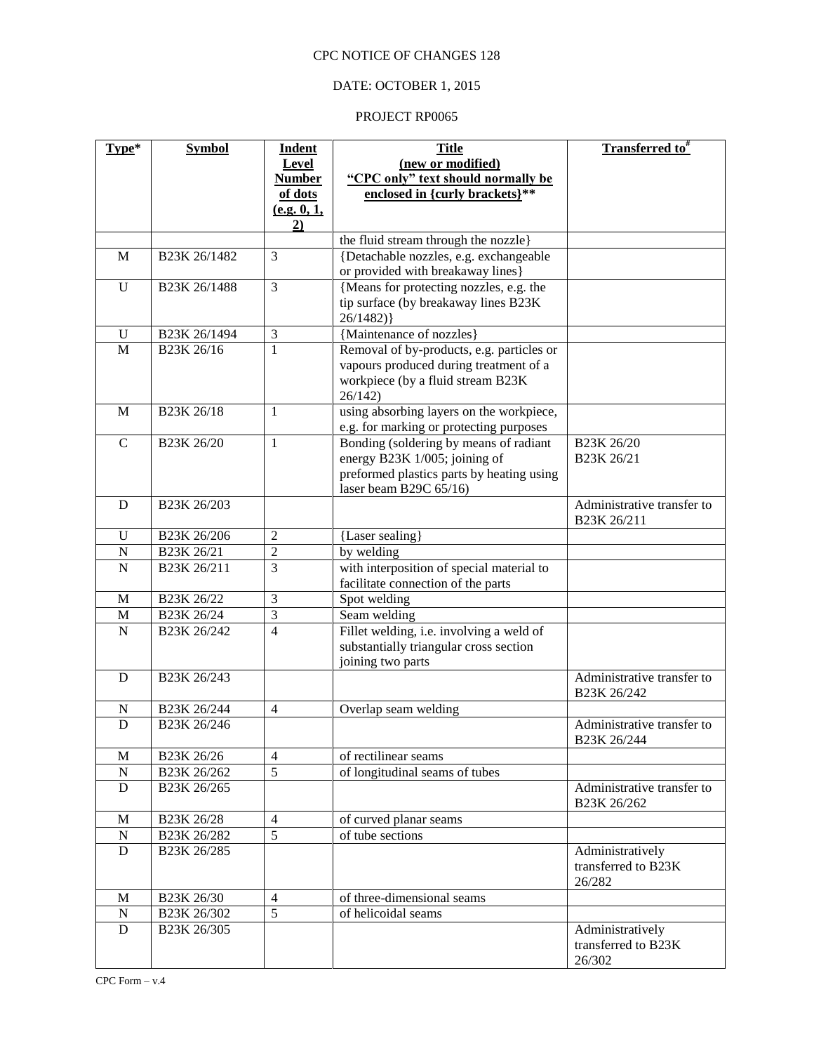CPC NOTICE OF CHANGES 128

DATE: OCTOBER 1, 2015

PROJECT RP0065

| Type* | Symbol | Indent Level Number of dots (e.g. 0, 1, 2) | Title (new or modified) "CPC only" text should normally be enclosed in {curly brackets}** | Transferred to# |
|---|---|---|---|---|
| | | | the fluid stream through the nozzle} | |
| M | B23K 26/1482 | 3 | {Detachable nozzles, e.g. exchangeable or provided with breakaway lines} | |
| U | B23K 26/1488 | 3 | {Means for protecting nozzles, e.g. the tip surface (by breakaway lines B23K 26/1482)} | |
| U | B23K 26/1494 | 3 | {Maintenance of nozzles} | |
| M | B23K 26/16 | 1 | Removal of by-products, e.g. particles or vapours produced during treatment of a workpiece (by a fluid stream B23K 26/142) | |
| M | B23K 26/18 | 1 | using absorbing layers on the workpiece, e.g. for marking or protecting purposes | |
| C | B23K 26/20 | 1 | Bonding (soldering by means of radiant energy B23K 1/005; joining of preformed plastics parts by heating using laser beam B29C 65/16) | B23K 26/20 B23K 26/21 |
| D | B23K 26/203 | | | Administrative transfer to B23K 26/211 |
| U | B23K 26/206 | 2 | {Laser sealing} | |
| N | B23K 26/21 | 2 | by welding | |
| N | B23K 26/211 | 3 | with interposition of special material to facilitate connection of the parts | |
| M | B23K 26/22 | 3 | Spot welding | |
| M | B23K 26/24 | 3 | Seam welding | |
| N | B23K 26/242 | 4 | Fillet welding, i.e. involving a weld of substantially triangular cross section joining two parts | |
| D | B23K 26/243 | | | Administrative transfer to B23K 26/242 |
| N | B23K 26/244 | 4 | Overlap seam welding | |
| D | B23K 26/246 | | | Administrative transfer to B23K 26/244 |
| M | B23K 26/26 | 4 | of rectilinear seams | |
| N | B23K 26/262 | 5 | of longitudinal seams of tubes | |
| D | B23K 26/265 | | | Administrative transfer to B23K 26/262 |
| M | B23K 26/28 | 4 | of curved planar seams | |
| N | B23K 26/282 | 5 | of tube sections | |
| D | B23K 26/285 | | | Administratively transferred to B23K 26/282 |
| M | B23K 26/30 | 4 | of three-dimensional seams | |
| N | B23K 26/302 | 5 | of helicoidal seams | |
| D | B23K 26/305 | | | Administratively transferred to B23K 26/302 |

CPC Form – v.4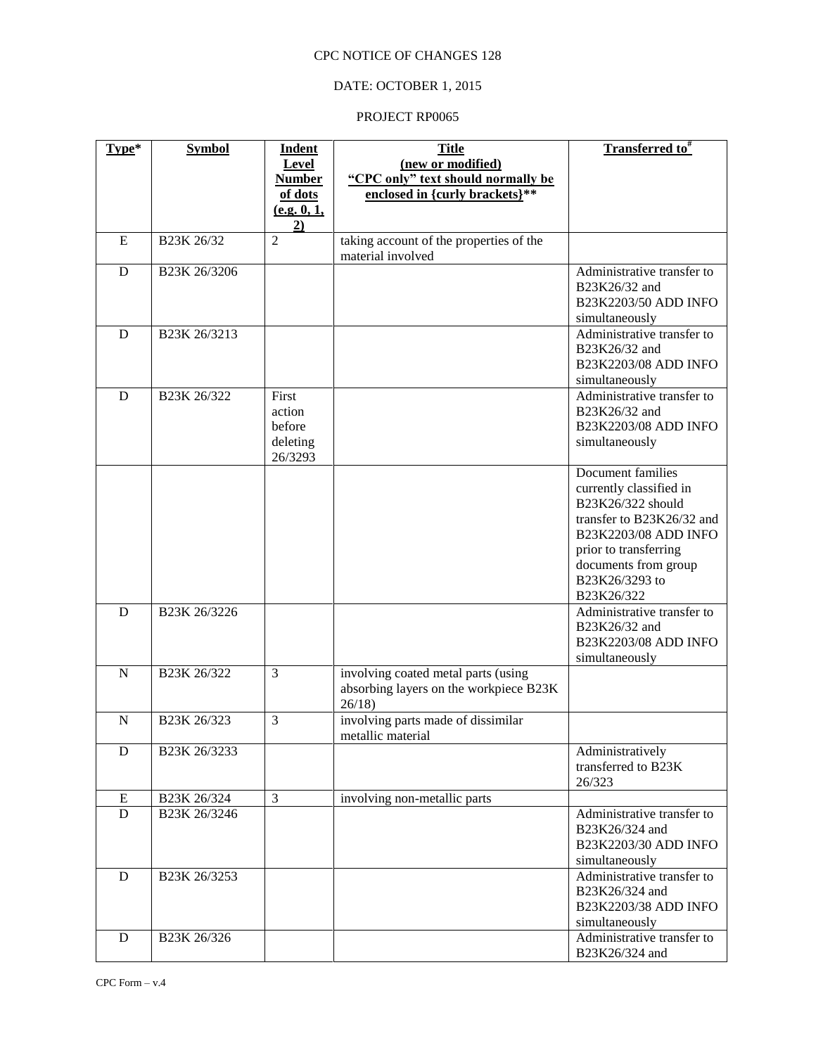CPC NOTICE OF CHANGES 128

DATE: OCTOBER 1, 2015

PROJECT RP0065

| Type* | Symbol | Indent Level Number of dots (e.g. 0, 1, 2) | Title (new or modified) "CPC only" text should normally be enclosed in {curly brackets}** | Transferred to# |
|---|---|---|---|---|
| E | B23K 26/32 | 2 | taking account of the properties of the material involved | |
| D | B23K 26/3206 | | | Administrative transfer to B23K26/32 and B23K2203/50 ADD INFO simultaneously |
| D | B23K 26/3213 | | | Administrative transfer to B23K26/32 and B23K2203/08 ADD INFO simultaneously |
| D | B23K 26/322 | First action before deleting 26/3293 | | Administrative transfer to B23K26/32 and B23K2203/08 ADD INFO simultaneously |
| | | | | Document families currently classified in B23K26/322 should transfer to B23K26/32 and B23K2203/08 ADD INFO prior to transferring documents from group B23K26/3293 to B23K26/322 |
| D | B23K 26/3226 | | | Administrative transfer to B23K26/32 and B23K2203/08 ADD INFO simultaneously |
| N | B23K 26/322 | 3 | involving coated metal parts (using absorbing layers on the workpiece B23K 26/18) | |
| N | B23K 26/323 | 3 | involving parts made of dissimilar metallic material | |
| D | B23K 26/3233 | | | Administratively transferred to B23K 26/323 |
| E | B23K 26/324 | 3 | involving non-metallic parts | |
| D | B23K 26/3246 | | | Administrative transfer to B23K26/324 and B23K2203/30 ADD INFO simultaneously |
| D | B23K 26/3253 | | | Administrative transfer to B23K26/324 and B23K2203/38 ADD INFO simultaneously |
| D | B23K 26/326 | | | Administrative transfer to B23K26/324 and |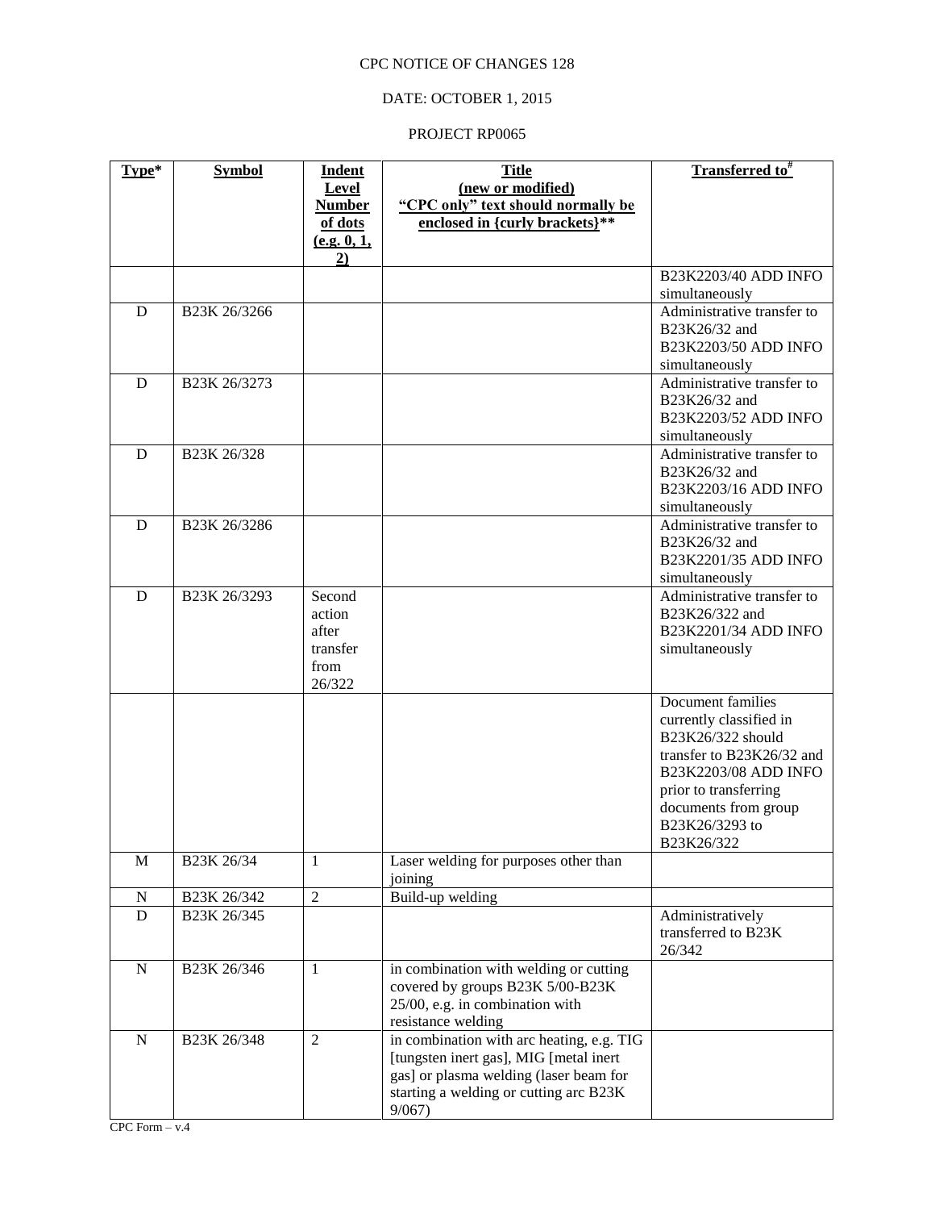CPC NOTICE OF CHANGES 128

DATE: OCTOBER 1, 2015

PROJECT RP0065

| Type* | Symbol | Indent Level Number of dots (e.g. 0, 1, 2) | Title (new or modified) "CPC only" text should normally be enclosed in {curly brackets}** | Transferred to# |
|---|---|---|---|---|
| | | | | B23K2203/40 ADD INFO simultaneously |
| D | B23K 26/3266 | | | Administrative transfer to B23K26/32 and B23K2203/50 ADD INFO simultaneously |
| D | B23K 26/3273 | | | Administrative transfer to B23K26/32 and B23K2203/52 ADD INFO simultaneously |
| D | B23K 26/328 | | | Administrative transfer to B23K26/32 and B23K2203/16 ADD INFO simultaneously |
| D | B23K 26/3286 | | | Administrative transfer to B23K26/32 and B23K2201/35 ADD INFO simultaneously |
| D | B23K 26/3293 | Second action after transfer from 26/322 | | Administrative transfer to B23K26/322 and B23K2201/34 ADD INFO simultaneously |
| | | | | Document families currently classified in B23K26/322 should transfer to B23K26/32 and B23K2203/08 ADD INFO prior to transferring documents from group B23K26/3293 to B23K26/322 |
| M | B23K 26/34 | 1 | Laser welding for purposes other than joining | |
| N | B23K 26/342 | 2 | Build-up welding | |
| D | B23K 26/345 | | | Administratively transferred to B23K 26/342 |
| N | B23K 26/346 | 1 | in combination with welding or cutting covered by groups B23K 5/00-B23K 25/00, e.g. in combination with resistance welding | |
| N | B23K 26/348 | 2 | in combination with arc heating, e.g. TIG [tungsten inert gas], MIG [metal inert gas] or plasma welding (laser beam for starting a welding or cutting arc B23K 9/067) | |

CPC Form – v.4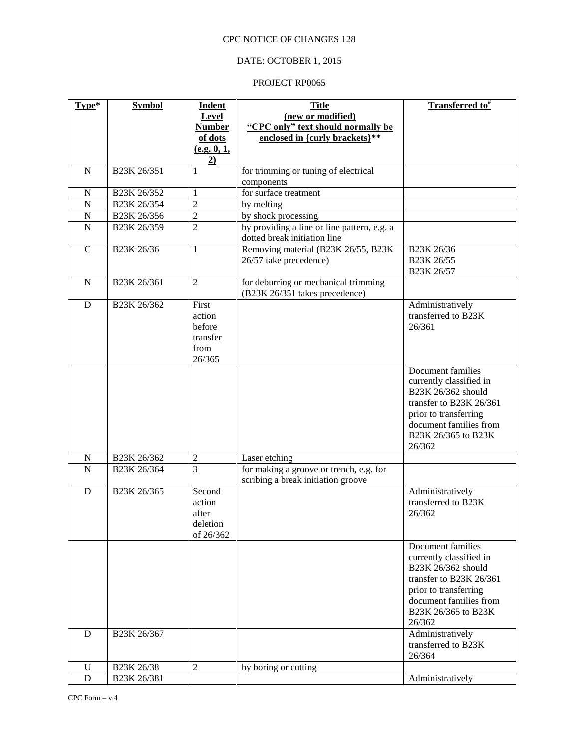CPC NOTICE OF CHANGES 128

DATE: OCTOBER 1, 2015

PROJECT RP0065

| Type* | Symbol | Indent Level Number of dots (e.g. 0, 1, 2) | Title (new or modified) "CPC only" text should normally be enclosed in {curly brackets}** | Transferred to# |
|---|---|---|---|---|
| N | B23K 26/351 | 1 | for trimming or tuning of electrical components | |
| N | B23K 26/352 | 1 | for surface treatment | |
| N | B23K 26/354 | 2 | by melting | |
| N | B23K 26/356 | 2 | by shock processing | |
| N | B23K 26/359 | 2 | by providing a line or line pattern, e.g. a dotted break initiation line | |
| C | B23K 26/36 | 1 | Removing material (B23K 26/55, B23K 26/57 take precedence) | B23K 26/36 B23K 26/55 B23K 26/57 |
| N | B23K 26/361 | 2 | for deburring or mechanical trimming (B23K 26/351 takes precedence) | |
| D | B23K 26/362 | First action before transfer from 26/365 | | Administratively transferred to B23K 26/361 |
| | | | | Document families currently classified in B23K 26/362 should transfer to B23K 26/361 prior to transferring document families from B23K 26/365 to B23K 26/362 |
| N | B23K 26/362 | 2 | Laser etching | |
| N | B23K 26/364 | 3 | for making a groove or trench, e.g. for scribing a break initiation groove | |
| D | B23K 26/365 | Second action after deletion of 26/362 | | Administratively transferred to B23K 26/362 |
| | | | | Document families currently classified in B23K 26/362 should transfer to B23K 26/361 prior to transferring document families from B23K 26/365 to B23K 26/362 |
| D | B23K 26/367 | | | Administratively transferred to B23K 26/364 |
| U | B23K 26/38 | 2 | by boring or cutting | |
| D | B23K 26/381 | | | Administratively |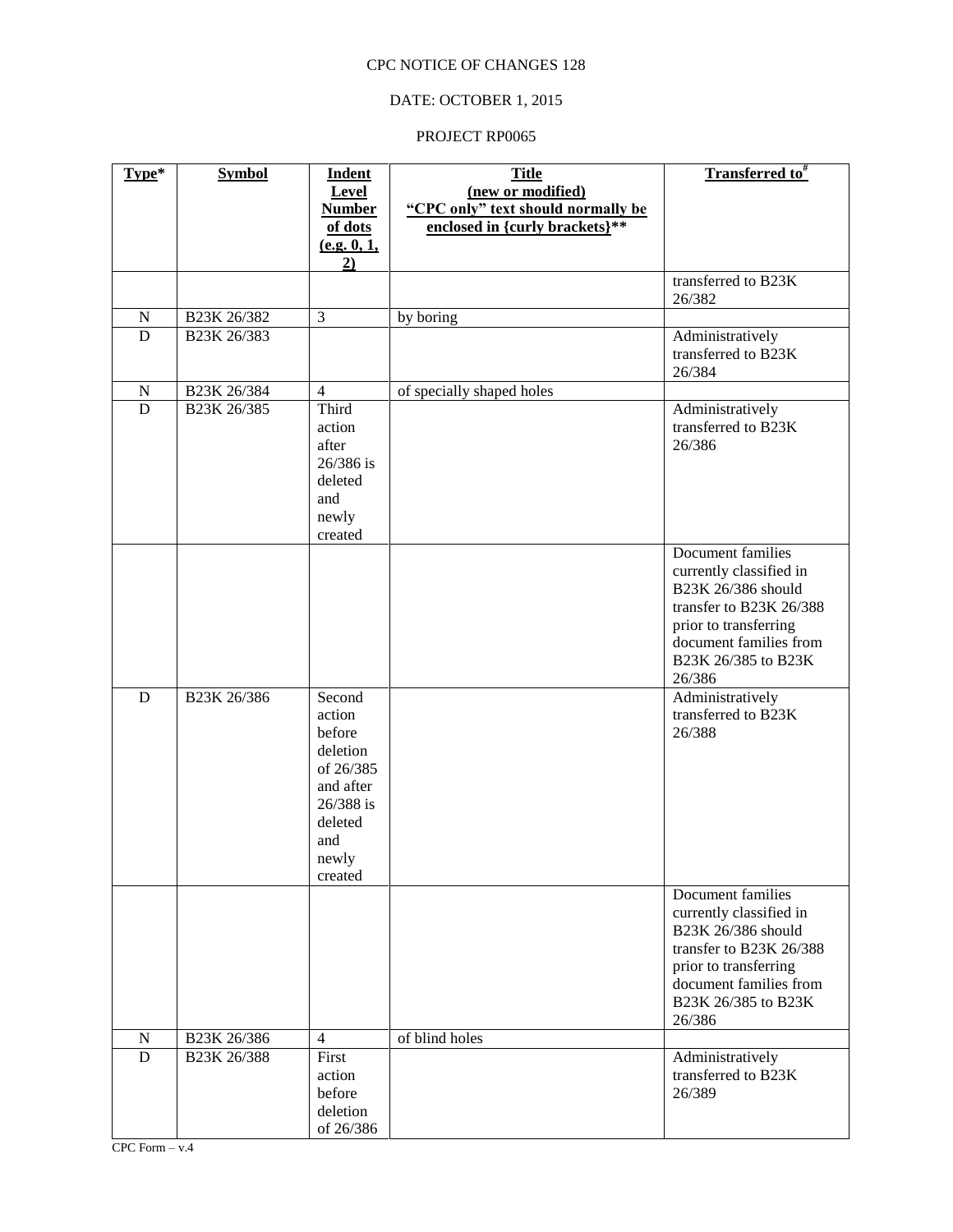CPC NOTICE OF CHANGES 128

DATE: OCTOBER 1, 2015

PROJECT RP0065

| Type* | Symbol | Indent Level Number of dots (e.g. 0, 1, 2) | Title (new or modified) "CPC only" text should normally be enclosed in {curly brackets}** | Transferred to# |
|---|---|---|---|---|
| | | | | transferred to B23K 26/382 |
| N | B23K 26/382 | 3 | by boring | |
| D | B23K 26/383 | | | Administratively transferred to B23K 26/384 |
| N | B23K 26/384 | 4 | of specially shaped holes | |
| D | B23K 26/385 | Third action after 26/386 is deleted and newly created | | Administratively transferred to B23K 26/386 |
| | | | | Document families currently classified in B23K 26/386 should transfer to B23K 26/388 prior to transferring document families from B23K 26/385 to B23K 26/386 |
| D | B23K 26/386 | Second action before deletion of 26/385 and after 26/388 is deleted and newly created | | Administratively transferred to B23K 26/388 |
| | | | | Document families currently classified in B23K 26/386 should transfer to B23K 26/388 prior to transferring document families from B23K 26/385 to B23K 26/386 |
| N | B23K 26/386 | 4 | of blind holes | |
| D | B23K 26/388 | First action before deletion of 26/386 | | Administratively transferred to B23K 26/389 |

CPC Form – v.4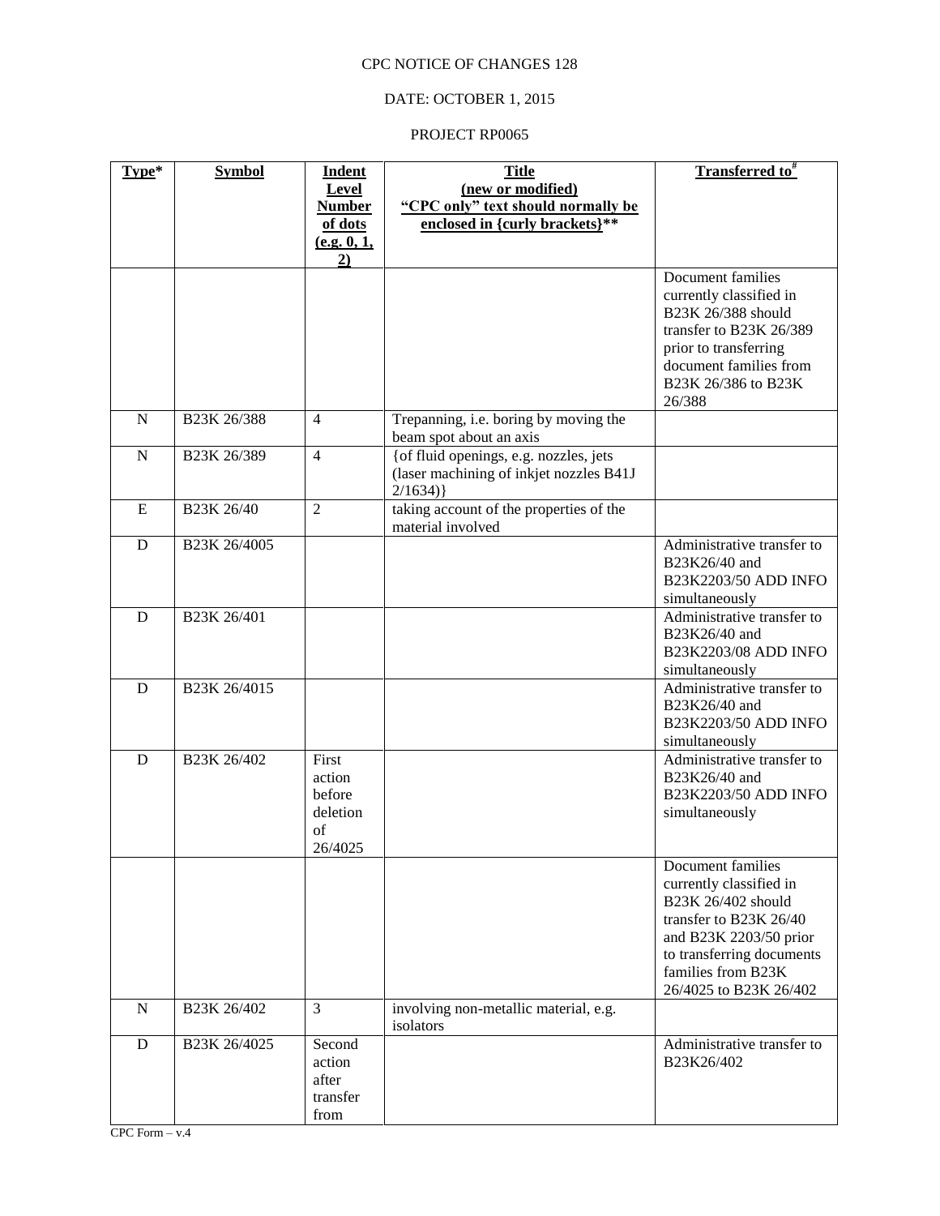CPC NOTICE OF CHANGES 128

DATE: OCTOBER 1, 2015

PROJECT RP0065

| Type* | Symbol | Indent Level Number of dots (e.g. 0, 1, 2) | Title (new or modified) "CPC only" text should normally be enclosed in {curly brackets}** | Transferred to# |
|---|---|---|---|---|
| | | | | Document families currently classified in B23K 26/388 should transfer to B23K 26/389 prior to transferring document families from B23K 26/386 to B23K 26/388 |
| N | B23K 26/388 | 4 | Trepanning, i.e. boring by moving the beam spot about an axis | |
| N | B23K 26/389 | 4 | {of fluid openings, e.g. nozzles, jets (laser machining of inkjet nozzles B41J 2/1634)} | |
| E | B23K 26/40 | 2 | taking account of the properties of the material involved | |
| D | B23K 26/4005 | | | Administrative transfer to B23K26/40 and B23K2203/50 ADD INFO simultaneously |
| D | B23K 26/401 | | | Administrative transfer to B23K26/40 and B23K2203/08 ADD INFO simultaneously |
| D | B23K 26/4015 | | | Administrative transfer to B23K26/40 and B23K2203/50 ADD INFO simultaneously |
| D | B23K 26/402 | First action before deletion of 26/4025 | | Administrative transfer to B23K26/40 and B23K2203/50 ADD INFO simultaneously |
| | | | | Document families currently classified in B23K 26/402 should transfer to B23K 26/40 and B23K 2203/50 prior to transferring documents families from B23K 26/4025 to B23K 26/402 |
| N | B23K 26/402 | 3 | involving non-metallic material, e.g. isolators | |
| D | B23K 26/4025 | Second action after transfer from | | Administrative transfer to B23K26/402 |

CPC Form – v.4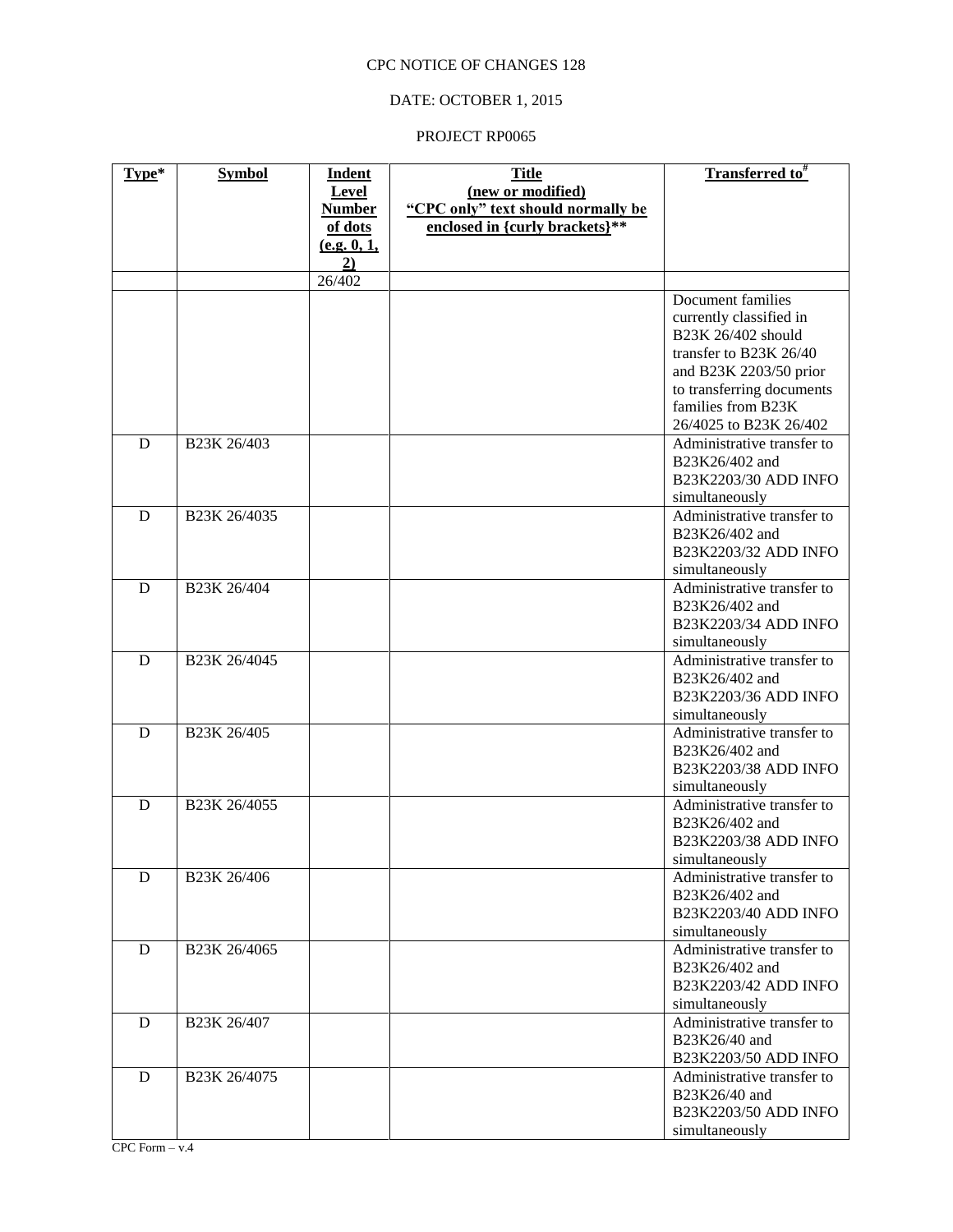CPC NOTICE OF CHANGES 128

DATE: OCTOBER 1, 2015

PROJECT RP0065

| Type* | Symbol | Indent Level Number of dots (e.g. 0, 1, 2) | Title (new or modified) "CPC only" text should normally be enclosed in {curly brackets}** | Transferred to# |
|---|---|---|---|---|
| | | 26/402 | | |
| | | | | Document families currently classified in B23K 26/402 should transfer to B23K 26/40 and B23K 2203/50 prior to transferring documents families from B23K 26/4025 to B23K 26/402 |
| D | B23K 26/403 | | | Administrative transfer to B23K26/402 and B23K2203/30 ADD INFO simultaneously |
| D | B23K 26/4035 | | | Administrative transfer to B23K26/402 and B23K2203/32 ADD INFO simultaneously |
| D | B23K 26/404 | | | Administrative transfer to B23K26/402 and B23K2203/34 ADD INFO simultaneously |
| D | B23K 26/4045 | | | Administrative transfer to B23K26/402 and B23K2203/36 ADD INFO simultaneously |
| D | B23K 26/405 | | | Administrative transfer to B23K26/402 and B23K2203/38 ADD INFO simultaneously |
| D | B23K 26/4055 | | | Administrative transfer to B23K26/402 and B23K2203/38 ADD INFO simultaneously |
| D | B23K 26/406 | | | Administrative transfer to B23K26/402 and B23K2203/40 ADD INFO simultaneously |
| D | B23K 26/4065 | | | Administrative transfer to B23K26/402 and B23K2203/42 ADD INFO simultaneously |
| D | B23K 26/407 | | | Administrative transfer to B23K26/40 and B23K2203/50 ADD INFO |
| D | B23K 26/4075 | | | Administrative transfer to B23K26/40 and B23K2203/50 ADD INFO simultaneously |

CPC Form – v.4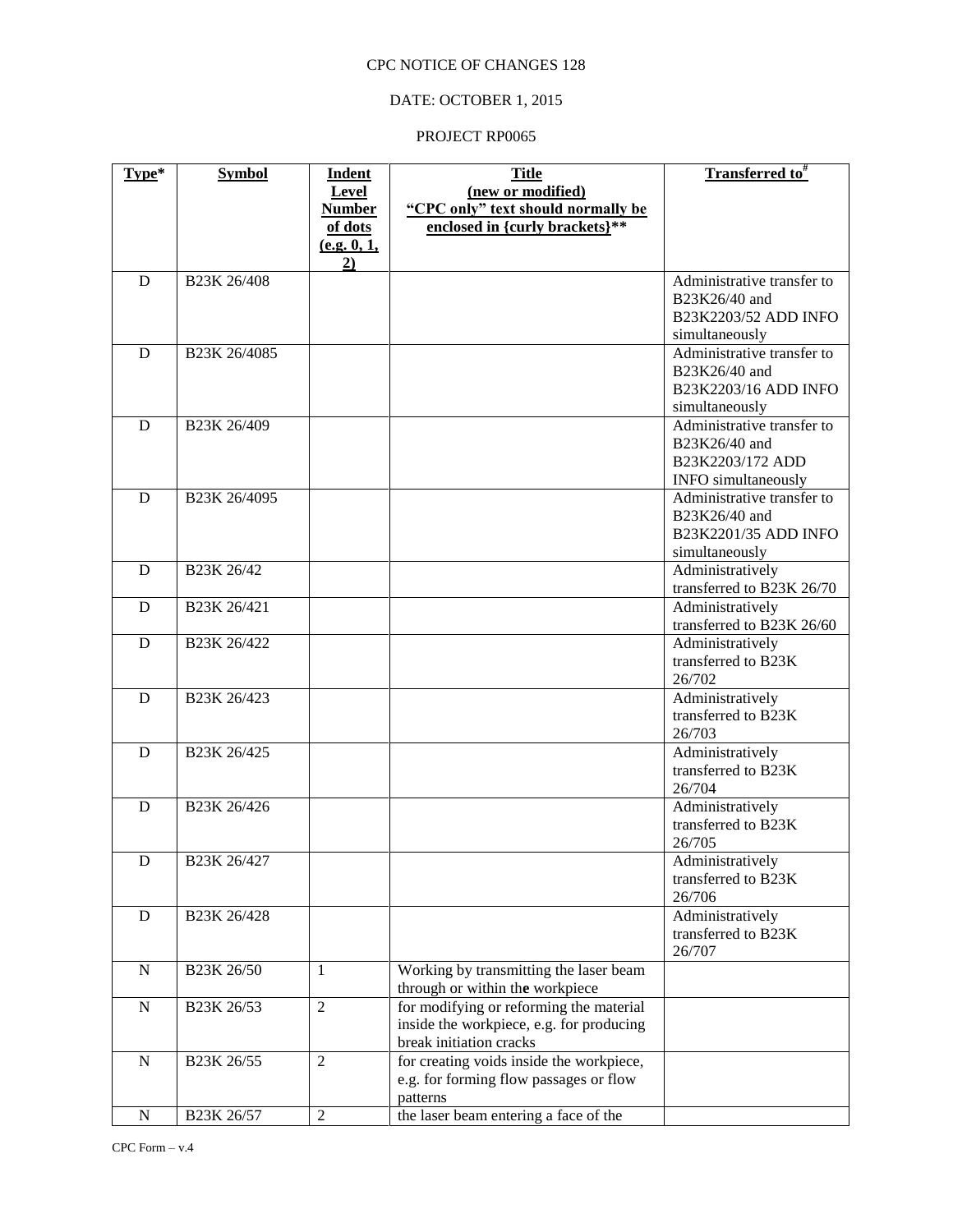CPC NOTICE OF CHANGES 128

DATE: OCTOBER 1, 2015

PROJECT RP0065

| Type* | Symbol | Indent Level Number of dots (e.g. 0, 1, 2) | Title (new or modified) "CPC only" text should normally be enclosed in {curly brackets}** | Transferred to# |
|---|---|---|---|---|
| D | B23K 26/408 | | | Administrative transfer to B23K26/40 and B23K2203/52 ADD INFO simultaneously |
| D | B23K 26/4085 | | | Administrative transfer to B23K26/40 and B23K2203/16 ADD INFO simultaneously |
| D | B23K 26/409 | | | Administrative transfer to B23K26/40 and B23K2203/172 ADD INFO simultaneously |
| D | B23K 26/4095 | | | Administrative transfer to B23K26/40 and B23K2201/35 ADD INFO simultaneously |
| D | B23K 26/42 | | | Administratively transferred to B23K 26/70 |
| D | B23K 26/421 | | | Administratively transferred to B23K 26/60 |
| D | B23K 26/422 | | | Administratively transferred to B23K 26/702 |
| D | B23K 26/423 | | | Administratively transferred to B23K 26/703 |
| D | B23K 26/425 | | | Administratively transferred to B23K 26/704 |
| D | B23K 26/426 | | | Administratively transferred to B23K 26/705 |
| D | B23K 26/427 | | | Administratively transferred to B23K 26/706 |
| D | B23K 26/428 | | | Administratively transferred to B23K 26/707 |
| N | B23K 26/50 | 1 | Working by transmitting the laser beam through or within the workpiece | |
| N | B23K 26/53 | 2 | for modifying or reforming the material inside the workpiece, e.g. for producing break initiation cracks | |
| N | B23K 26/55 | 2 | for creating voids inside the workpiece, e.g. for forming flow passages or flow patterns | |
| N | B23K 26/57 | 2 | the laser beam entering a face of the | |

CPC Form – v.4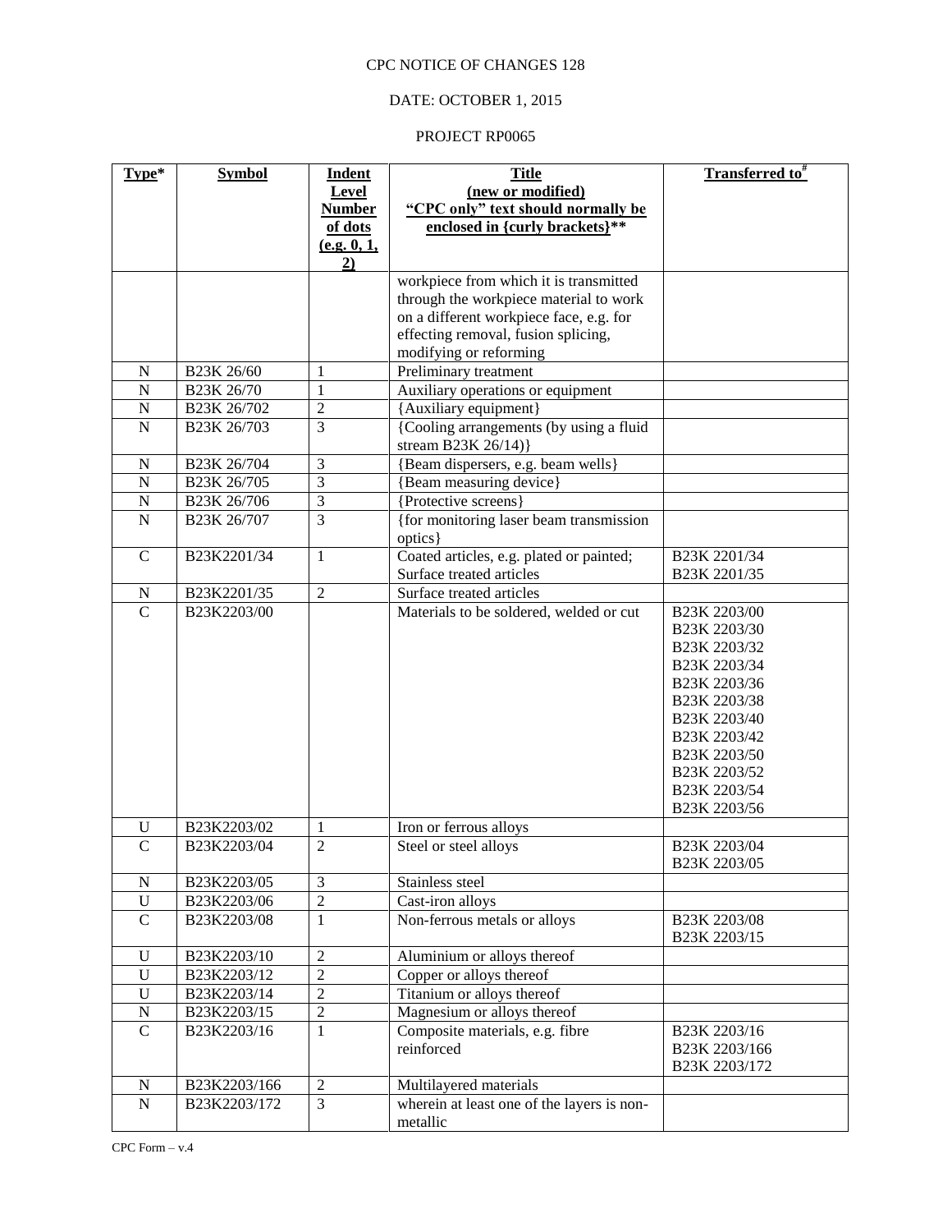CPC NOTICE OF CHANGES 128

DATE: OCTOBER 1, 2015

PROJECT RP0065

| Type* | Symbol | Indent Level Number of dots (e.g. 0, 1, 2) | Title (new or modified) "CPC only" text should normally be enclosed in {curly brackets}** | Transferred to# |
|---|---|---|---|---|
| | | | workpiece from which it is transmitted through the workpiece material to work on a different workpiece face, e.g. for effecting removal, fusion splicing, modifying or reforming | |
| N | B23K 26/60 | 1 | Preliminary treatment | |
| N | B23K 26/70 | 1 | Auxiliary operations or equipment | |
| N | B23K 26/702 | 2 | {Auxiliary equipment} | |
| N | B23K 26/703 | 3 | {Cooling arrangements (by using a fluid stream B23K 26/14)} | |
| N | B23K 26/704 | 3 | {Beam dispersers, e.g. beam wells} | |
| N | B23K 26/705 | 3 | {Beam measuring device} | |
| N | B23K 26/706 | 3 | {Protective screens} | |
| N | B23K 26/707 | 3 | {for monitoring laser beam transmission optics} | |
| C | B23K2201/34 | 1 | Coated articles, e.g. plated or painted; Surface treated articles | B23K 2201/34<br>B23K 2201/35 |
| N | B23K2201/35 | 2 | Surface treated articles | |
| C | B23K2203/00 | | Materials to be soldered, welded or cut | B23K 2203/00<br>B23K 2203/30<br>B23K 2203/32<br>B23K 2203/34<br>B23K 2203/36<br>B23K 2203/38<br>B23K 2203/40<br>B23K 2203/42<br>B23K 2203/50<br>B23K 2203/52<br>B23K 2203/54<br>B23K 2203/56 |
| U | B23K2203/02 | 1 | Iron or ferrous alloys | |
| C | B23K2203/04 | 2 | Steel or steel alloys | B23K 2203/04<br>B23K 2203/05 |
| N | B23K2203/05 | 3 | Stainless steel | |
| U | B23K2203/06 | 2 | Cast-iron alloys | |
| C | B23K2203/08 | 1 | Non-ferrous metals or alloys | B23K 2203/08<br>B23K 2203/15 |
| U | B23K2203/10 | 2 | Aluminium or alloys thereof | |
| U | B23K2203/12 | 2 | Copper or alloys thereof | |
| U | B23K2203/14 | 2 | Titanium or alloys thereof | |
| N | B23K2203/15 | 2 | Magnesium or alloys thereof | |
| C | B23K2203/16 | 1 | Composite materials, e.g. fibre reinforced | B23K 2203/16<br>B23K 2203/166<br>B23K 2203/172 |
| N | B23K2203/166 | 2 | Multilayered materials | |
| N | B23K2203/172 | 3 | wherein at least one of the layers is non-metallic | |

CPC Form – v.4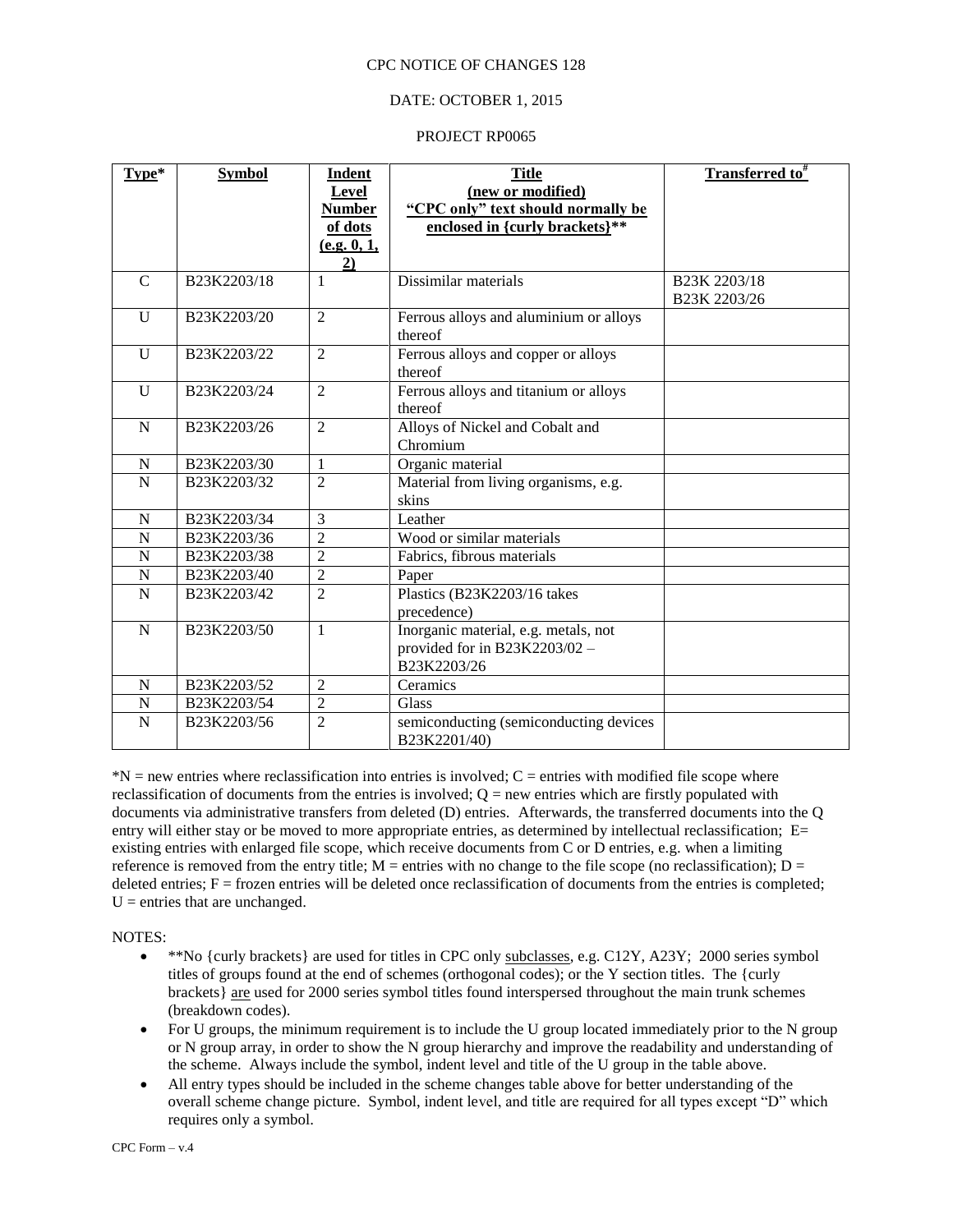CPC NOTICE OF CHANGES 128

DATE: OCTOBER 1, 2015

PROJECT RP0065

| Type* | Symbol | Indent Level Number of dots (e.g. 0, 1, 2) | Title (new or modified) "CPC only" text should normally be enclosed in {curly brackets}** | Transferred to# |
|---|---|---|---|---|
| C | B23K2203/18 | 1 | Dissimilar materials | B23K 2203/18 B23K 2203/26 |
| U | B23K2203/20 | 2 | Ferrous alloys and aluminium or alloys thereof | |
| U | B23K2203/22 | 2 | Ferrous alloys and copper or alloys thereof | |
| U | B23K2203/24 | 2 | Ferrous alloys and titanium or alloys thereof | |
| N | B23K2203/26 | 2 | Alloys of Nickel and Cobalt and Chromium | |
| N | B23K2203/30 | 1 | Organic material | |
| N | B23K2203/32 | 2 | Material from living organisms, e.g. skins | |
| N | B23K2203/34 | 3 | Leather | |
| N | B23K2203/36 | 2 | Wood or similar materials | |
| N | B23K2203/38 | 2 | Fabrics, fibrous materials | |
| N | B23K2203/40 | 2 | Paper | |
| N | B23K2203/42 | 2 | Plastics (B23K2203/16 takes precedence) | |
| N | B23K2203/50 | 1 | Inorganic material, e.g. metals, not provided for in B23K2203/02 – B23K2203/26 | |
| N | B23K2203/52 | 2 | Ceramics | |
| N | B23K2203/54 | 2 | Glass | |
| N | B23K2203/56 | 2 | semiconducting (semiconducting devices B23K2201/40) | |

*N = new entries where reclassification into entries is involved; C = entries with modified file scope where reclassification of documents from the entries is involved; Q = new entries which are firstly populated with documents via administrative transfers from deleted (D) entries. Afterwards, the transferred documents into the Q entry will either stay or be moved to more appropriate entries, as determined by intellectual reclassification; E= existing entries with enlarged file scope, which receive documents from C or D entries, e.g. when a limiting reference is removed from the entry title; M = entries with no change to the file scope (no reclassification); D = deleted entries; F = frozen entries will be deleted once reclassification of documents from the entries is completed; U = entries that are unchanged.

NOTES:

- **No {curly brackets} are used for titles in CPC only subclasses, e.g. C12Y, A23Y; 2000 series symbol titles of groups found at the end of schemes (orthogonal codes); or the Y section titles. The {curly brackets} are used for 2000 series symbol titles found interspersed throughout the main trunk schemes (breakdown codes).
- For U groups, the minimum requirement is to include the U group located immediately prior to the N group or N group array, in order to show the N group hierarchy and improve the readability and understanding of the scheme. Always include the symbol, indent level and title of the U group in the table above.
- All entry types should be included in the scheme changes table above for better understanding of the overall scheme change picture. Symbol, indent level, and title are required for all types except "D" which requires only a symbol.

CPC Form – v.4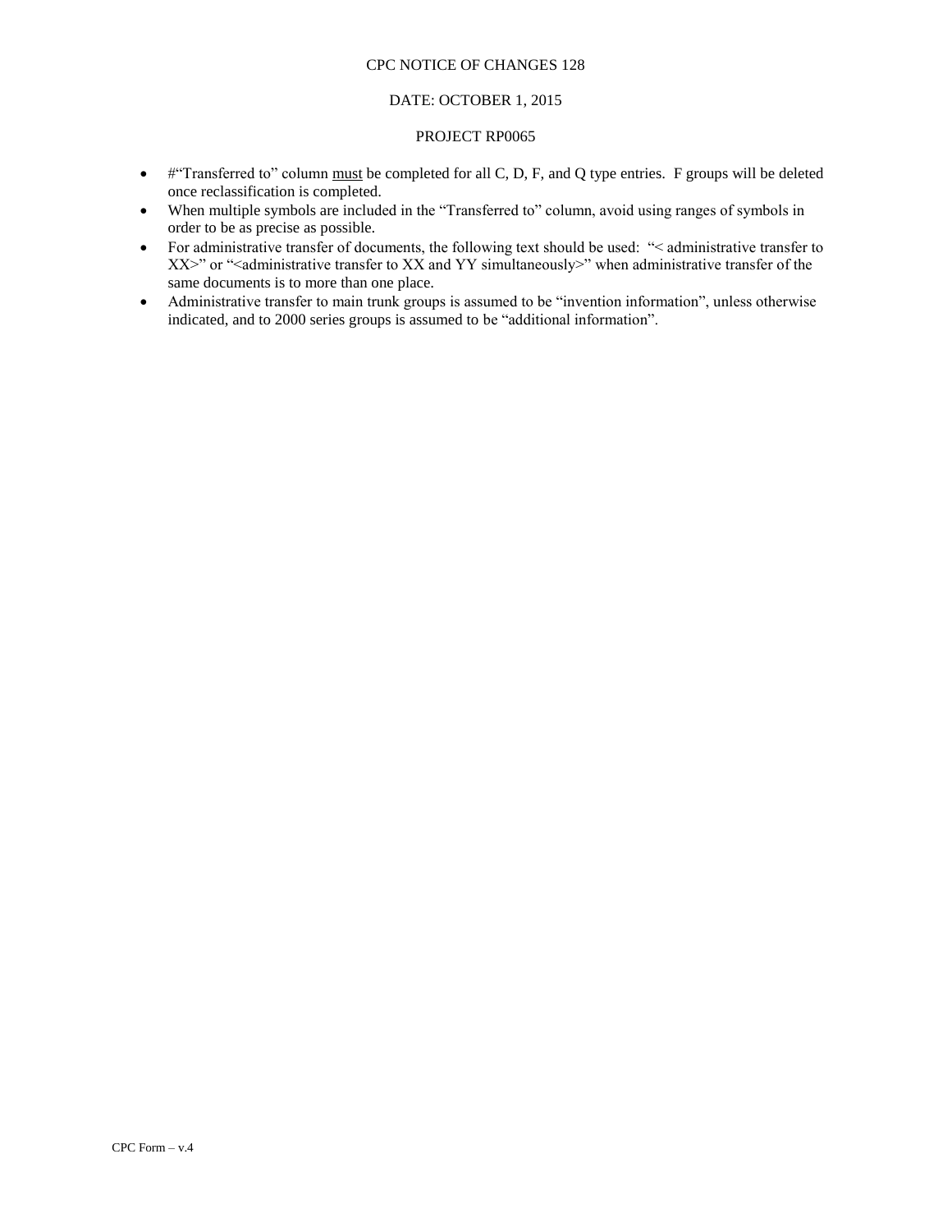- #"Transferred to" column must be completed for all C, D, F, and Q type entries. F groups will be deleted once reclassification is completed.
- When multiple symbols are included in the "Transferred to" column, avoid using ranges of symbols in order to be as precise as possible.
- For administrative transfer of documents, the following text should be used: "< administrative transfer to XX>" or "<administrative transfer to XX and YY simultaneously>" when administrative transfer of the same documents is to more than one place.
- Administrative transfer to main trunk groups is assumed to be "invention information", unless otherwise indicated, and to 2000 series groups is assumed to be "additional information".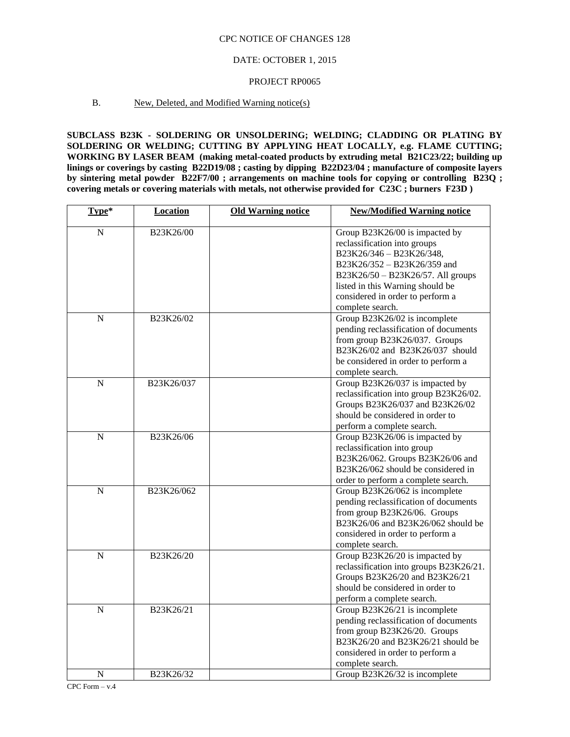CPC NOTICE OF CHANGES 128

DATE: OCTOBER 1, 2015

PROJECT RP0065

B. New, Deleted, and Modified Warning notice(s)

**SUBCLASS B23K - SOLDERING OR UNSOLDERING; WELDING; CLADDING OR PLATING BY SOLDERING OR WELDING; CUTTING BY APPLYING HEAT LOCALLY, e.g. FLAME CUTTING; WORKING BY LASER BEAM (making metal-coated products by extruding metal B21C23/22; building up linings or coverings by casting B22D19/08 ; casting by dipping B22D23/04 ; manufacture of composite layers by sintering metal powder B22F7/00 ; arrangements on machine tools for copying or controlling B23Q ; covering metals or covering materials with metals, not otherwise provided for C23C ; burners F23D )**

| Type* | Location | Old Warning notice | New/Modified Warning notice |
|---|---|---|---|
| N | B23K26/00 | | Group B23K26/00 is impacted by reclassification into groups B23K26/346 – B23K26/348, B23K26/352 – B23K26/359 and B23K26/50 – B23K26/57. All groups listed in this Warning should be considered in order to perform a complete search. |
| N | B23K26/02 | | Group B23K26/02 is incomplete pending reclassification of documents from group B23K26/037. Groups B23K26/02 and B23K26/037 should be considered in order to perform a complete search. |
| N | B23K26/037 | | Group B23K26/037 is impacted by reclassification into group B23K26/02. Groups B23K26/037 and B23K26/02 should be considered in order to perform a complete search. |
| N | B23K26/06 | | Group B23K26/06 is impacted by reclassification into group B23K26/062. Groups B23K26/06 and B23K26/062 should be considered in order to perform a complete search. |
| N | B23K26/062 | | Group B23K26/062 is incomplete pending reclassification of documents from group B23K26/06. Groups B23K26/06 and B23K26/062 should be considered in order to perform a complete search. |
| N | B23K26/20 | | Group B23K26/20 is impacted by reclassification into groups B23K26/21. Groups B23K26/20 and B23K26/21 should be considered in order to perform a complete search. |
| N | B23K26/21 | | Group B23K26/21 is incomplete pending reclassification of documents from group B23K26/20. Groups B23K26/20 and B23K26/21 should be considered in order to perform a complete search. |
| N | B23K26/32 | | Group B23K26/32 is incomplete |

CPC Form – v.4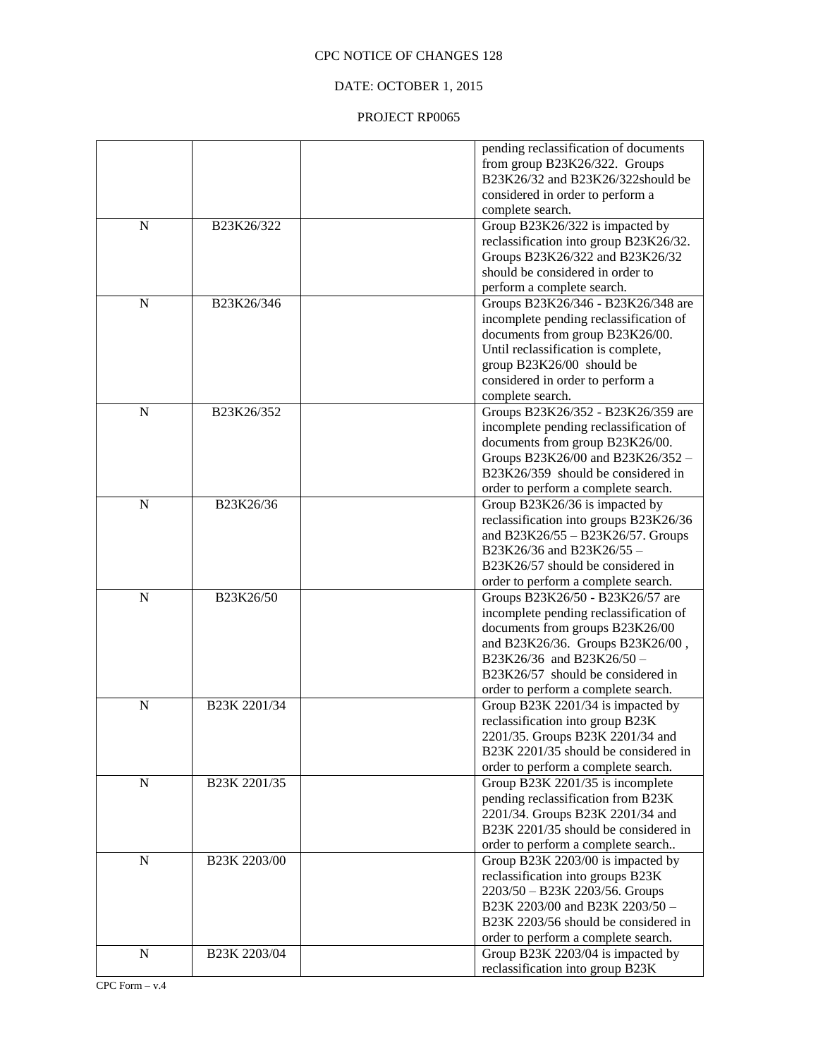| | | | pending reclassification of documents from group B23K26/322. Groups B23K26/32 and B23K26/322should be considered in order to perform a complete search. |
|---|---|---|---|
| N | B23K26/322 | | Group B23K26/322 is impacted by reclassification into group B23K26/32. Groups B23K26/322 and B23K26/32 should be considered in order to perform a complete search. |
| N | B23K26/346 | | Groups B23K26/346 - B23K26/348 are incomplete pending reclassification of documents from group B23K26/00. Until reclassification is complete, group B23K26/00 should be considered in order to perform a complete search. |
| N | B23K26/352 | | Groups B23K26/352 - B23K26/359 are incomplete pending reclassification of documents from group B23K26/00. Groups B23K26/00 and B23K26/352 – B23K26/359 should be considered in order to perform a complete search. |
| N | B23K26/36 | | Group B23K26/36 is impacted by reclassification into groups B23K26/36 and B23K26/55 – B23K26/57. Groups B23K26/36 and B23K26/55 – B23K26/57 should be considered in order to perform a complete search. |
| N | B23K26/50 | | Groups B23K26/50 - B23K26/57 are incomplete pending reclassification of documents from groups B23K26/00 and B23K26/36. Groups B23K26/00 , B23K26/36 and B23K26/50 – B23K26/57 should be considered in order to perform a complete search. |
| N | B23K 2201/34 | | Group B23K 2201/34 is impacted by reclassification into group B23K 2201/35. Groups B23K 2201/34 and B23K 2201/35 should be considered in order to perform a complete search. |
| N | B23K 2201/35 | | Group B23K 2201/35 is incomplete pending reclassification from B23K 2201/34. Groups B23K 2201/34 and B23K 2201/35 should be considered in order to perform a complete search.. |
| N | B23K 2203/00 | | Group B23K 2203/00 is impacted by reclassification into groups B23K 2203/50 – B23K 2203/56. Groups B23K 2203/00 and B23K 2203/50 – B23K 2203/56 should be considered in order to perform a complete search. |
| N | B23K 2203/04 | | Group B23K 2203/04 is impacted by reclassification into group B23K |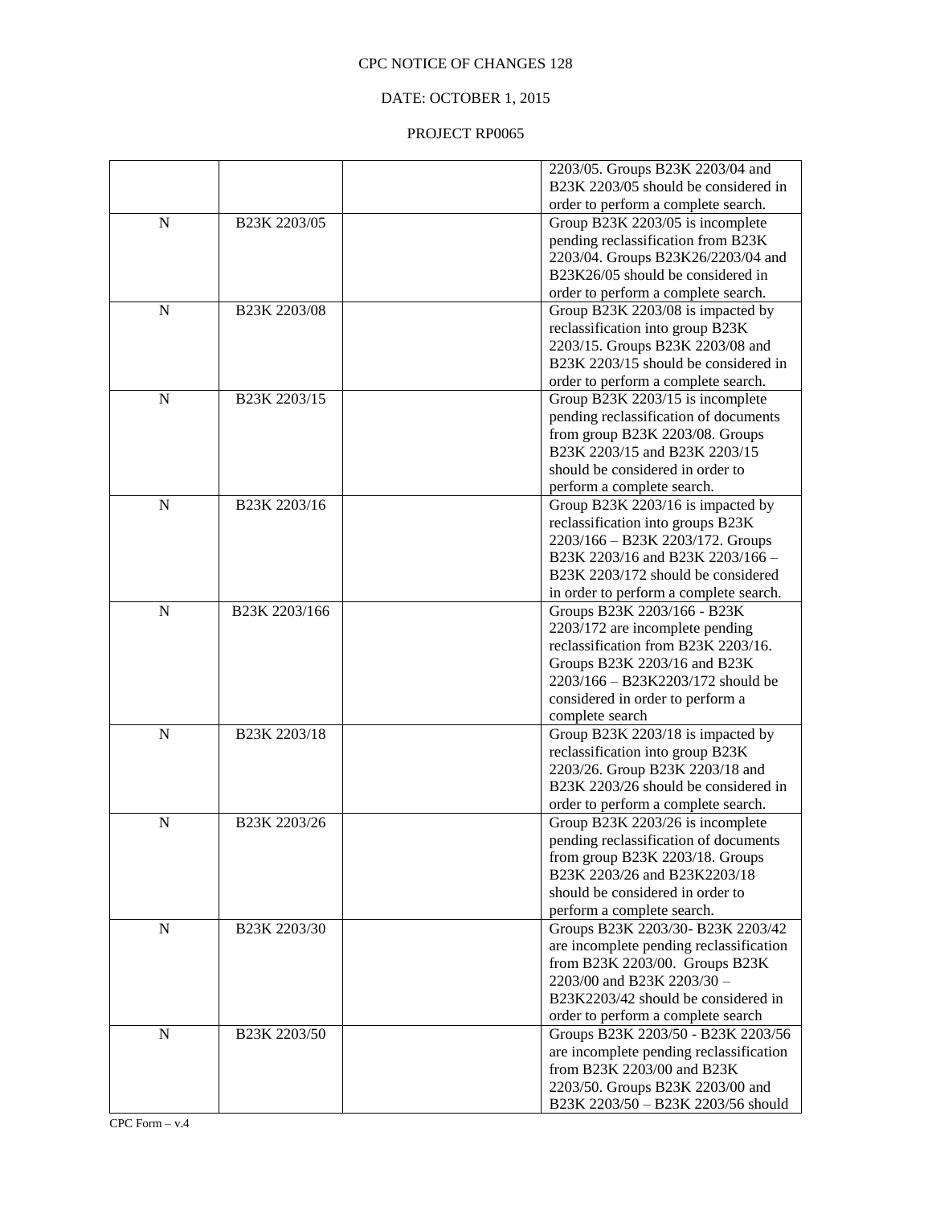CPC NOTICE OF CHANGES 128

DATE: OCTOBER 1, 2015

PROJECT RP0065

| | | | |
|---|---|---|---|
| | | | 2203/05. Groups B23K 2203/04 and B23K 2203/05 should be considered in order to perform a complete search. |
| N | B23K 2203/05 | | Group B23K 2203/05 is incomplete pending reclassification from B23K 2203/04. Groups B23K26/2203/04 and B23K26/05 should be considered in order to perform a complete search. |
| N | B23K 2203/08 | | Group B23K 2203/08 is impacted by reclassification into group B23K 2203/15. Groups B23K 2203/08 and B23K 2203/15 should be considered in order to perform a complete search. |
| N | B23K 2203/15 | | Group B23K 2203/15 is incomplete pending reclassification of documents from group B23K 2203/08. Groups B23K 2203/15 and B23K 2203/15 should be considered in order to perform a complete search. |
| N | B23K 2203/16 | | Group B23K 2203/16 is impacted by reclassification into groups B23K 2203/166 – B23K 2203/172. Groups B23K 2203/16 and B23K 2203/166 – B23K 2203/172 should be considered in order to perform a complete search. |
| N | B23K 2203/166 | | Groups B23K 2203/166 - B23K 2203/172 are incomplete pending reclassification from B23K 2203/16. Groups B23K 2203/16 and B23K 2203/166 – B23K2203/172 should be considered in order to perform a complete search |
| N | B23K 2203/18 | | Group B23K 2203/18 is impacted by reclassification into group B23K 2203/26. Group B23K 2203/18 and B23K 2203/26 should be considered in order to perform a complete search. |
| N | B23K 2203/26 | | Group B23K 2203/26 is incomplete pending reclassification of documents from group B23K 2203/18. Groups B23K 2203/26 and B23K2203/18 should be considered in order to perform a complete search. |
| N | B23K 2203/30 | | Groups B23K 2203/30- B23K 2203/42 are incomplete pending reclassification from B23K 2203/00. Groups B23K 2203/00 and B23K 2203/30 – B23K2203/42 should be considered in order to perform a complete search |
| N | B23K 2203/50 | | Groups B23K 2203/50 - B23K 2203/56 are incomplete pending reclassification from B23K 2203/00 and B23K 2203/50. Groups B23K 2203/00 and B23K 2203/50 – B23K 2203/56 should |

CPC Form – v.4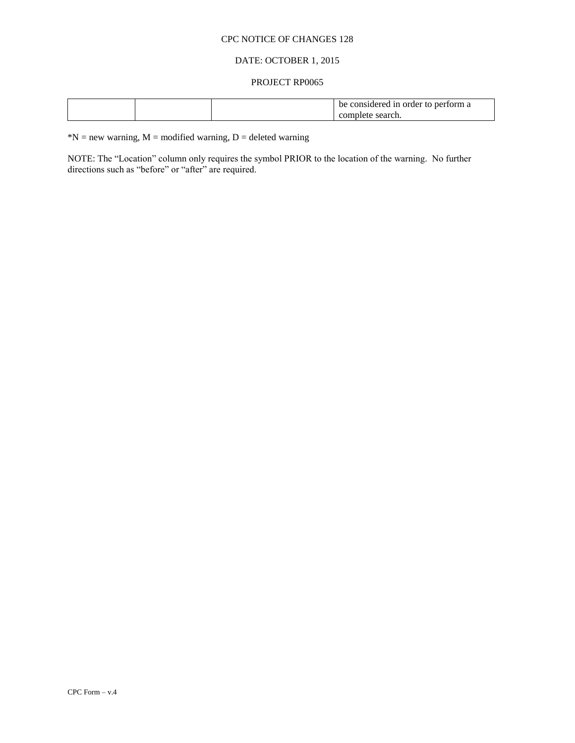| | | | be considered in order to perform a complete search. |
|---|---|---|---|

*N = new warning, M = modified warning, D = deleted warning

NOTE: The “Location” column only requires the symbol PRIOR to the location of the warning. No further directions such as “before” or “after” are required.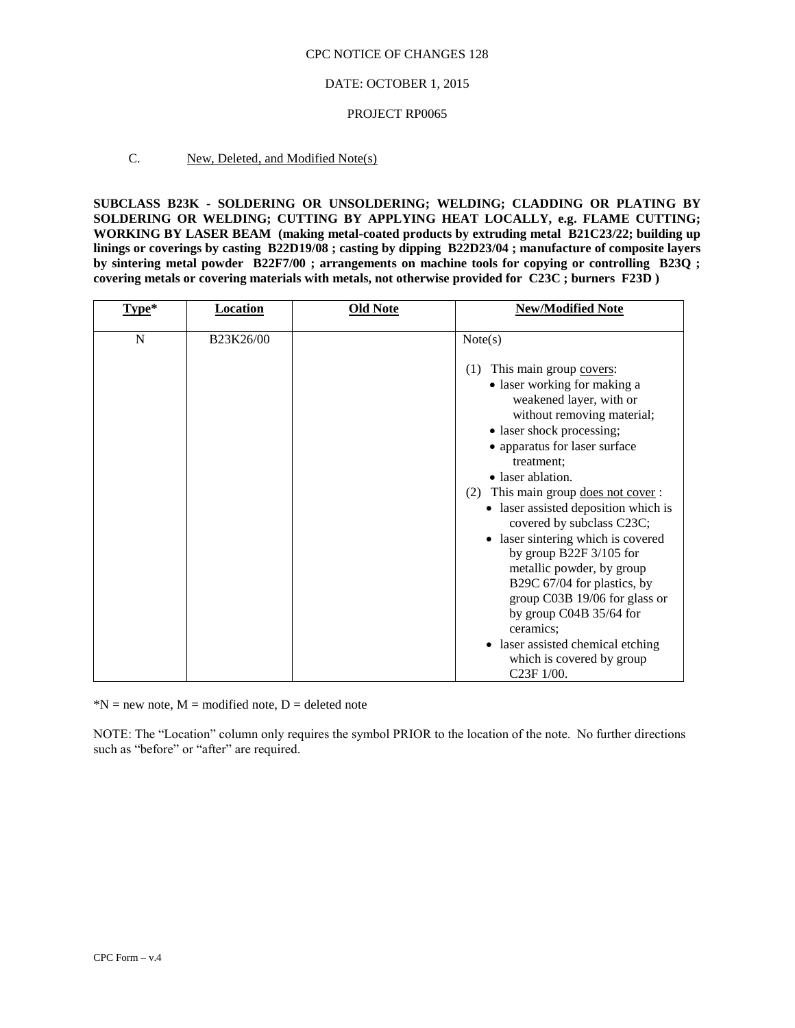CPC NOTICE OF CHANGES 128

DATE: OCTOBER 1, 2015

PROJECT RP0065

C. New, Deleted, and Modified Note(s)

**SUBCLASS B23K - SOLDERING OR UNSOLDERING; WELDING; CLADDING OR PLATING BY SOLDERING OR WELDING; CUTTING BY APPLYING HEAT LOCALLY, e.g. FLAME CUTTING; WORKING BY LASER BEAM (making metal-coated products by extruding metal B21C23/22; building up linings or coverings by casting B22D19/08 ; casting by dipping B22D23/04 ; manufacture of composite layers by sintering metal powder B22F7/00 ; arrangements on machine tools for copying or controlling B23Q ; covering metals or covering materials with metals, not otherwise provided for C23C ; burners F23D )**

| Type* | Location | Old Note | New/Modified Note |
|---|---|---|---|
| N | B23K26/00 | | Note(s)<br><br>(1) This main group covers:<br>• laser working for making a weakened layer, with or without removing material;<br>• laser shock processing;<br>• apparatus for laser surface treatment;<br>• laser ablation.<br>(2) This main group does not cover :<br>• laser assisted deposition which is covered by subclass C23C;<br>• laser sintering which is covered by group B22F 3/105 for metallic powder, by group B29C 67/04 for plastics, by group C03B 19/06 for glass or by group C04B 35/64 for ceramics;<br>• laser assisted chemical etching which is covered by group C23F 1/00. |

*N = new note, M = modified note, D = deleted note

NOTE: The "Location" column only requires the symbol PRIOR to the location of the note. No further directions such as "before" or "after" are required.

CPC Form – v.4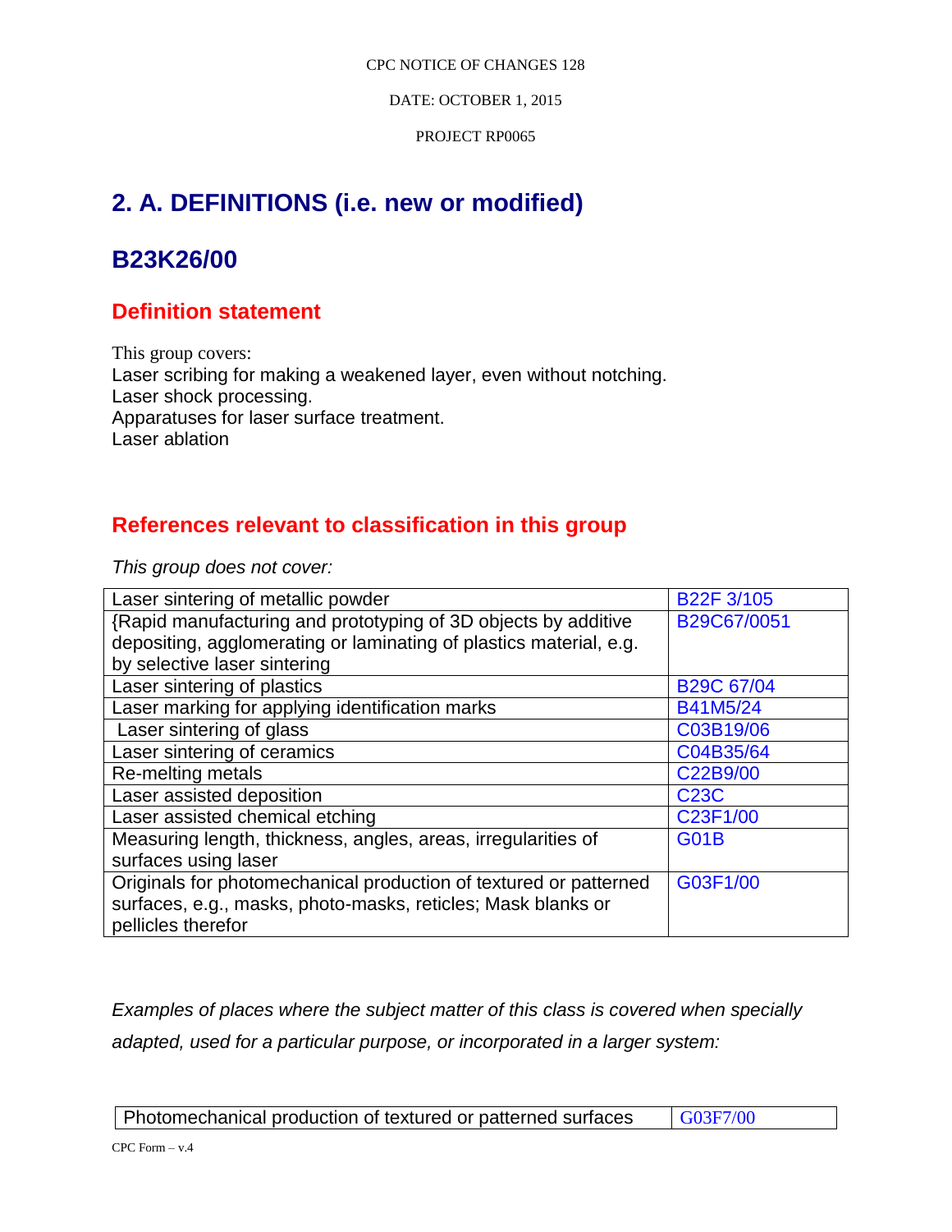CPC NOTICE OF CHANGES 128

DATE: OCTOBER 1, 2015

PROJECT RP0065

## 2. A. DEFINITIONS (i.e. new or modified)

## B23K26/00

### Definition statement

This group covers:
Laser scribing for making a weakened layer, even without notching.
Laser shock processing.
Apparatuses for laser surface treatment.
Laser ablation

### References relevant to classification in this group

*This group does not cover:*

| | |
|---|---|
| Laser sintering of metallic powder | B22F 3/105 |
| {Rapid manufacturing and prototyping of 3D objects by additive depositing, agglomerating or laminating of plastics material, e.g. by selective laser sintering | B29C67/0051 |
| Laser sintering of plastics | B29C 67/04 |
| Laser marking for applying identification marks | B41M5/24 |
| Laser sintering of glass | C03B19/06 |
| Laser sintering of ceramics | C04B35/64 |
| Re-melting metals | C22B9/00 |
| Laser assisted deposition | C23C |
| Laser assisted chemical etching | C23F1/00 |
| Measuring length, thickness, angles, areas, irregularities of surfaces using laser | G01B |
| Originals for photomechanical production of textured or patterned surfaces, e.g., masks, photo-masks, reticles; Mask blanks or pellicles therefor | G03F1/00 |

*Examples of places where the subject matter of this class is covered when specially adapted, used for a particular purpose, or incorporated in a larger system:*

| | |
|---|---|
| Photomechanical production of textured or patterned surfaces | G03F7/00 |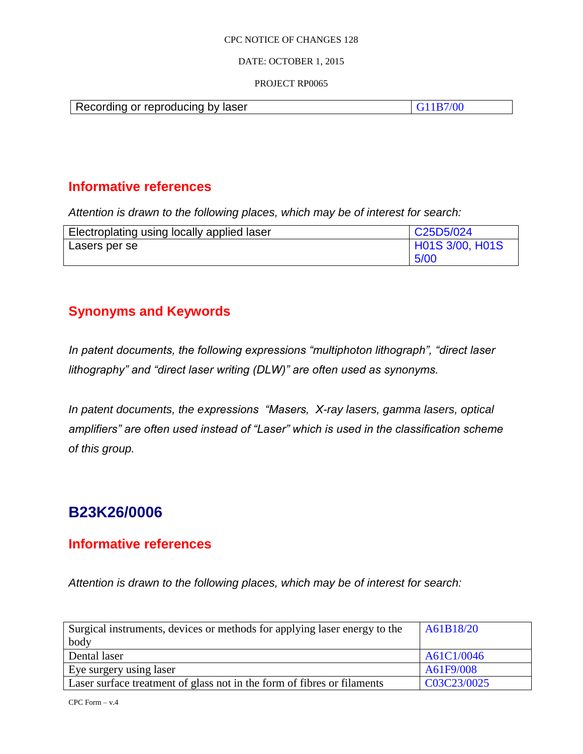| Recording or reproducing by laser | G11B7/00 |
|---|---|

## Informative references

*Attention is drawn to the following places, which may be of interest for search:*

| Electroplating using locally applied laser | C25D5/024 |
|---|---|
| Lasers per se | H01S 3/00, H01S 5/00 |

## Synonyms and Keywords

*In patent documents, the following expressions “multiphoton lithograph”, “direct laser lithography” and “direct laser writing (DLW)” are often used as synonyms.*

*In patent documents, the expressions “Masers, X-ray lasers, gamma lasers, optical amplifiers” are often used instead of “Laser” which is used in the classification scheme of this group.*

# B23K26/0006

## Informative references

*Attention is drawn to the following places, which may be of interest for search:*

| Surgical instruments, devices or methods for applying laser energy to the body | A61B18/20 |
|---|---|
| Dental laser | A61C1/0046 |
| Eye surgery using laser | A61F9/008 |
| Laser surface treatment of glass not in the form of fibres or filaments | C03C23/0025 |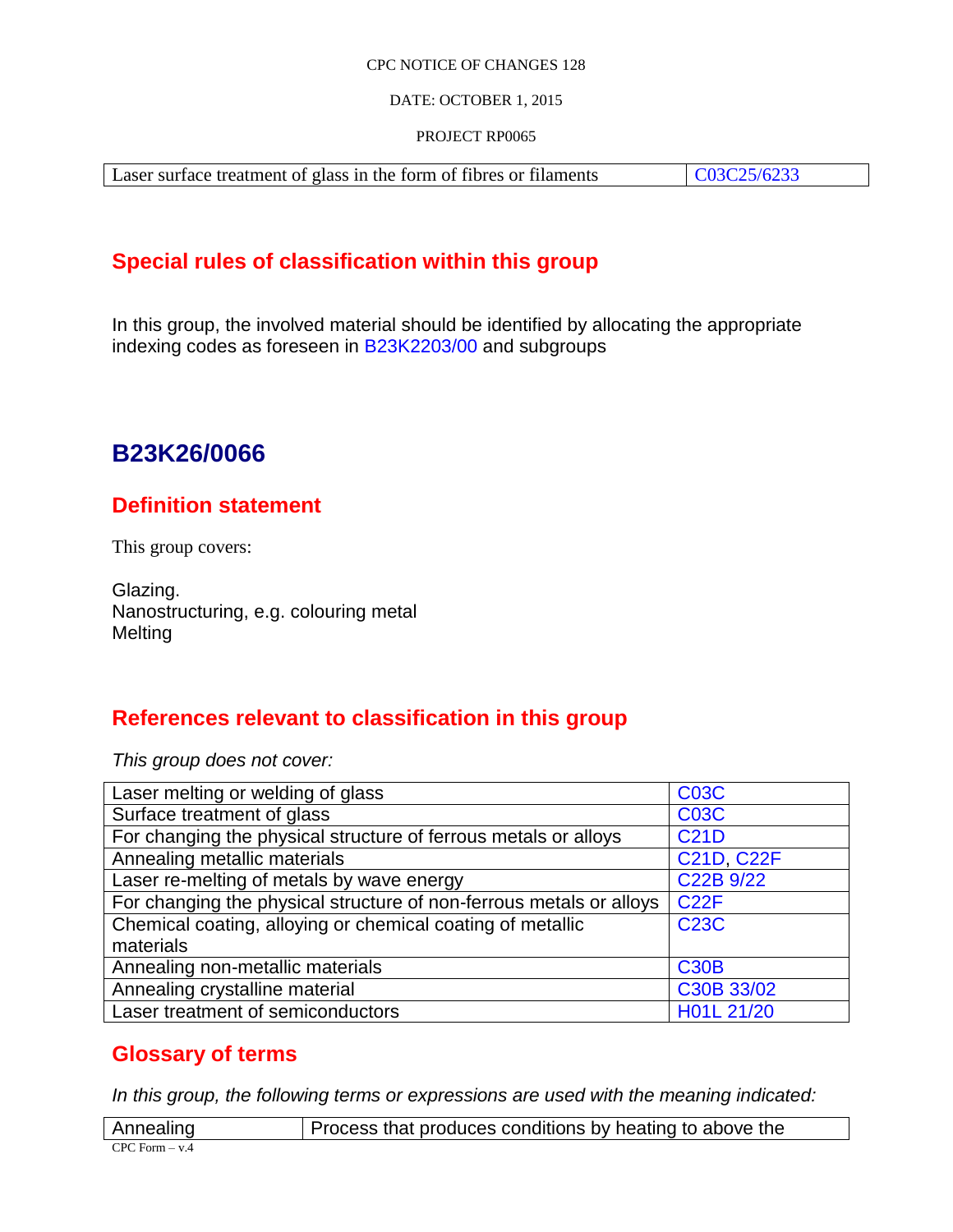| Laser surface treatment of glass in the form of fibres or filaments | C03C25/6233 |
|---|---|

## Special rules of classification within this group

In this group, the involved material should be identified by allocating the appropriate indexing codes as foreseen in B23K2203/00 and subgroups

# B23K26/0066

## Definition statement

This group covers:

Glazing.
Nanostructuring, e.g. colouring metal
Melting

## References relevant to classification in this group

*This group does not cover:*

| Laser melting or welding of glass | C03C |
|---|---|
| Surface treatment of glass | C03C |
| For changing the physical structure of ferrous metals or alloys | C21D |
| Annealing metallic materials | C21D, C22F |
| Laser re-melting of metals by wave energy | C22B 9/22 |
| For changing the physical structure of non-ferrous metals or alloys | C22F |
| Chemical coating, alloying or chemical coating of metallic materials | C23C |
| Annealing non-metallic materials | C30B |
| Annealing crystalline material | C30B 33/02 |
| Laser treatment of semiconductors | H01L 21/20 |

## Glossary of terms

*In this group, the following terms or expressions are used with the meaning indicated:*

| Annealing | Process that produces conditions by heating to above the |
|---|---|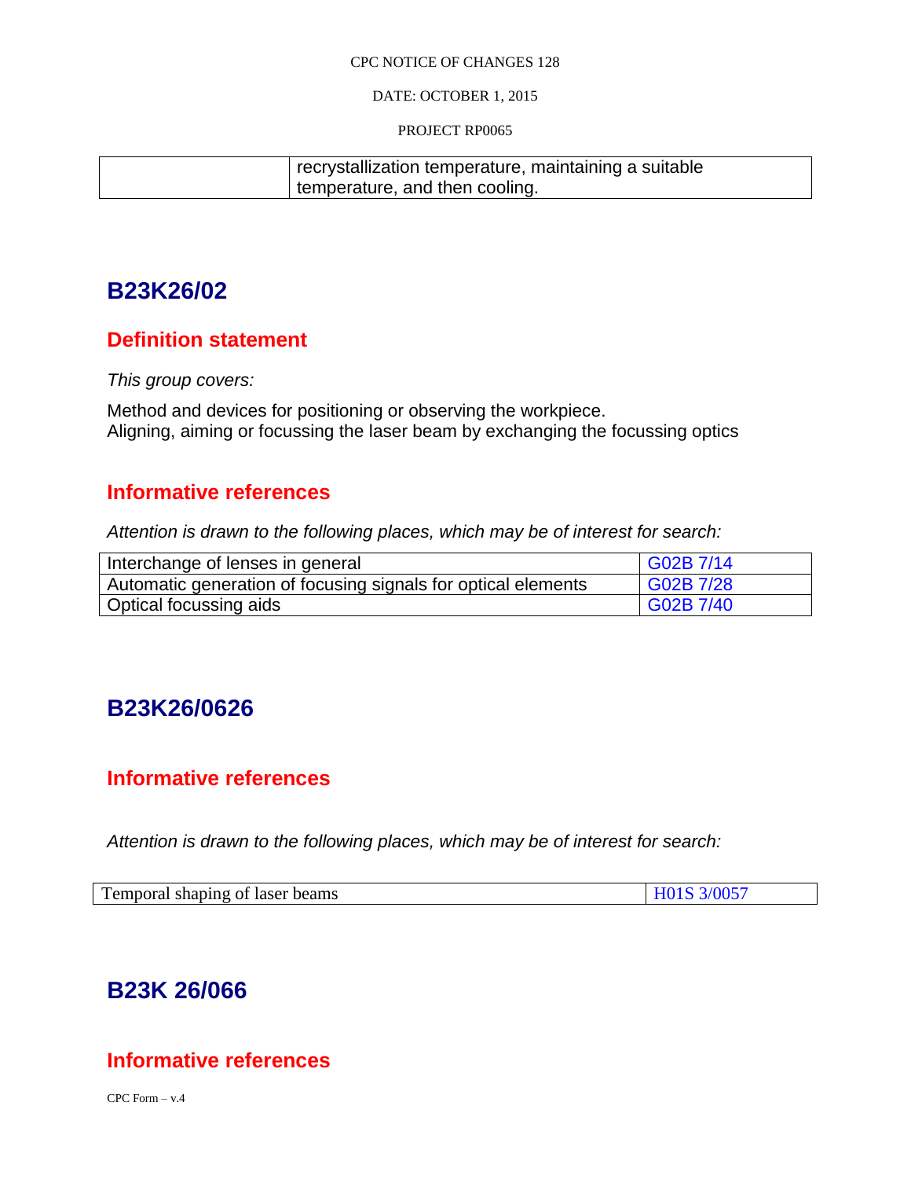|  | recrystallization temperature, maintaining a suitable temperature, and then cooling. |
|---|---|

## B23K26/02

### Definition statement

*This group covers:*

Method and devices for positioning or observing the workpiece.
Aligning, aiming or focussing the laser beam by exchanging the focussing optics

### Informative references

*Attention is drawn to the following places, which may be of interest for search:*

| Interchange of lenses in general | G02B 7/14 |
|---|---|
| Automatic generation of focusing signals for optical elements | G02B 7/28 |
| Optical focussing aids | G02B 7/40 |

## B23K26/0626

### Informative references

*Attention is drawn to the following places, which may be of interest for search:*

| Temporal shaping of laser beams | H01S 3/0057 |
|---|---|

## B23K 26/066

### Informative references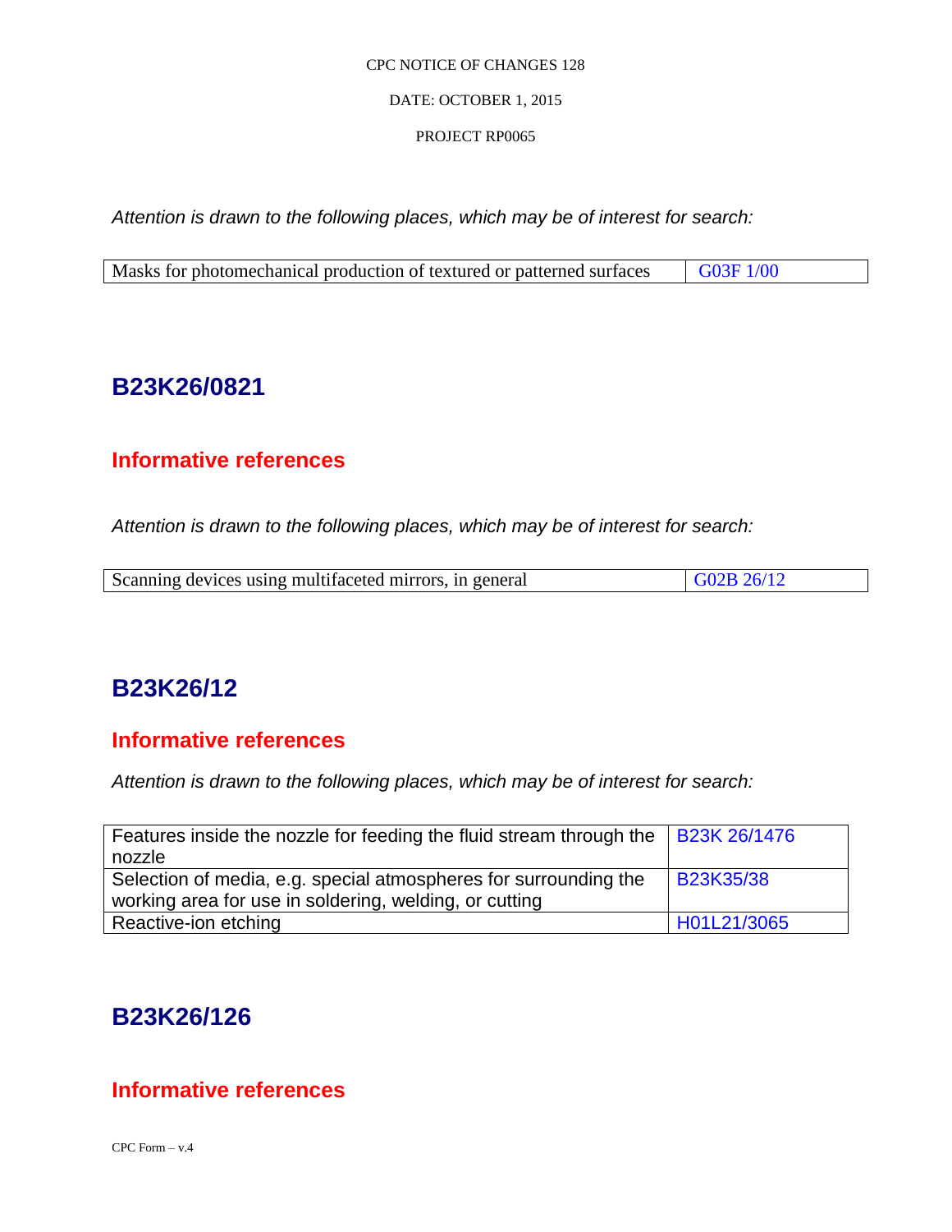*Attention is drawn to the following places, which may be of interest for search:*

| | |
|---|---|
| Masks for photomechanical production of textured or patterned surfaces | G03F 1/00 |

## B23K26/0821

### Informative references

*Attention is drawn to the following places, which may be of interest for search:*

| | |
|---|---|
| Scanning devices using multifaceted mirrors, in general | G02B 26/12 |

## B23K26/12

### Informative references

*Attention is drawn to the following places, which may be of interest for search:*

| | |
|---|---|
| Features inside the nozzle for feeding the fluid stream through the nozzle | B23K 26/1476 |
| Selection of media, e.g. special atmospheres for surrounding the working area for use in soldering, welding, or cutting | B23K35/38 |
| Reactive-ion etching | H01L21/3065 |

## B23K26/126

### Informative references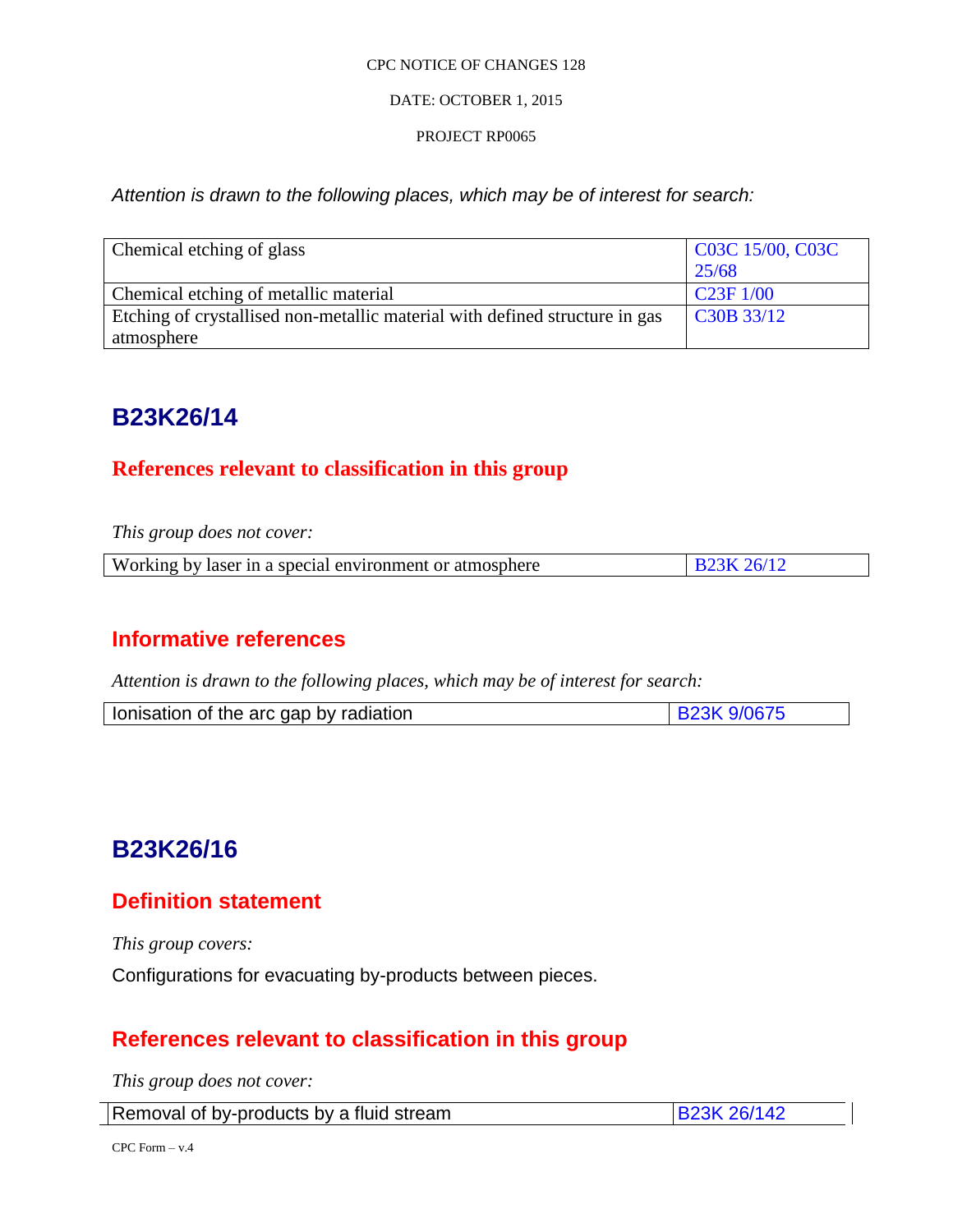*Attention is drawn to the following places, which may be of interest for search:*

| | |
|---|---|
| Chemical etching of glass | C03C 15/00, C03C 25/68 |
| Chemical etching of metallic material | C23F 1/00 |
| Etching of crystallised non-metallic material with defined structure in gas atmosphere | C30B 33/12 |

## B23K26/14

### References relevant to classification in this group

*This group does not cover:*

| | |
|---|---|
| Working by laser in a special environment or atmosphere | B23K 26/12 |

### Informative references

*Attention is drawn to the following places, which may be of interest for search:*

| | |
|---|---|
| Ionisation of the arc gap by radiation | B23K 9/0675 |

## B23K26/16

### Definition statement

*This group covers:*

Configurations for evacuating by-products between pieces.

### References relevant to classification in this group

*This group does not cover:*

| | |
|---|---|
| Removal of by-products by a fluid stream | B23K 26/142 |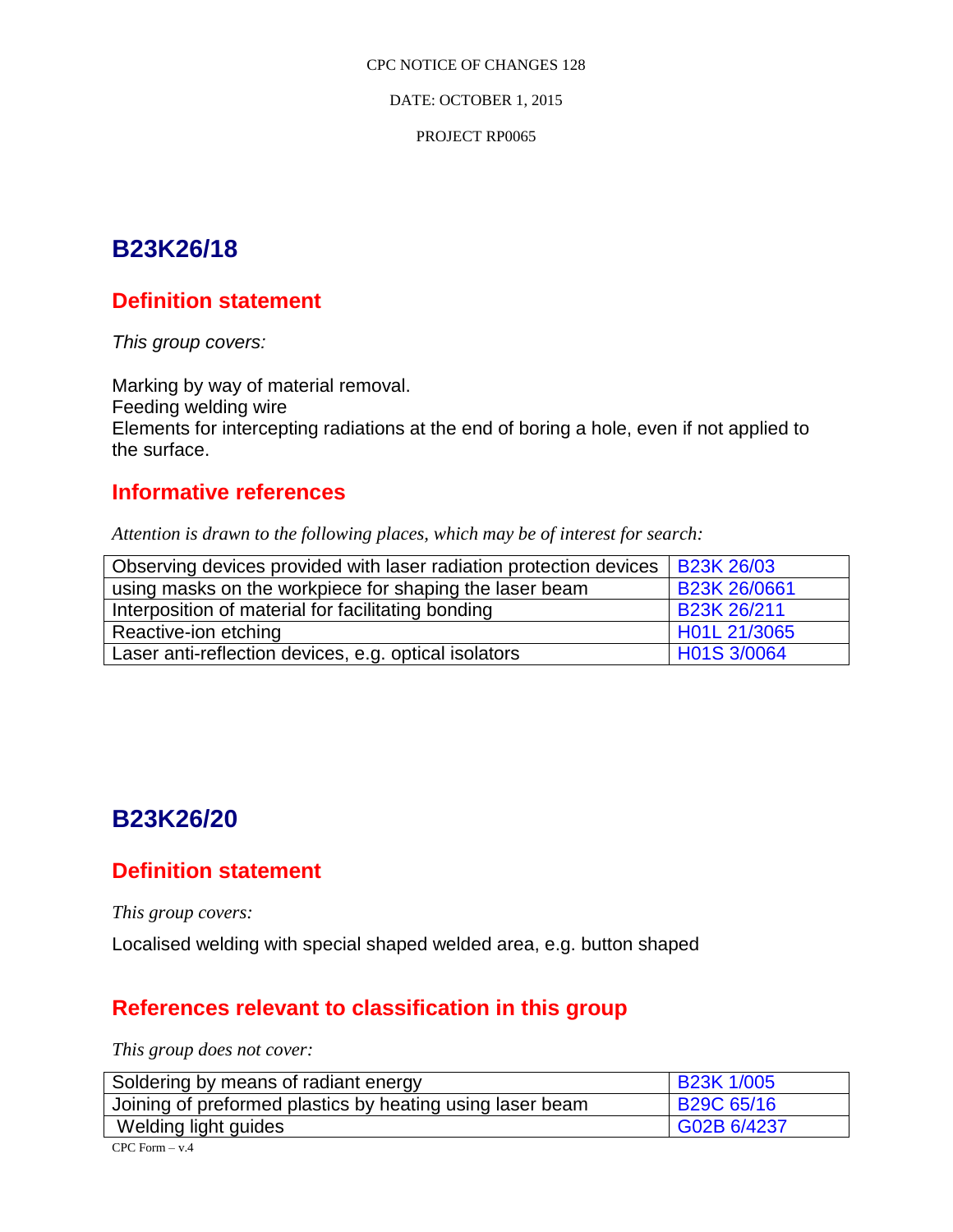# B23K26/18

## Definition statement

*This group covers:*

Marking by way of material removal.
Feeding welding wire
Elements for intercepting radiations at the end of boring a hole, even if not applied to the surface.

## Informative references

*Attention is drawn to the following places, which may be of interest for search:*

| | |
|---|---|
| Observing devices provided with laser radiation protection devices | B23K 26/03 |
| using masks on the workpiece for shaping the laser beam | B23K 26/0661 |
| Interposition of material for facilitating bonding | B23K 26/211 |
| Reactive-ion etching | H01L 21/3065 |
| Laser anti-reflection devices, e.g. optical isolators | H01S 3/0064 |

# B23K26/20

## Definition statement

*This group covers:*

Localised welding with special shaped welded area, e.g. button shaped

## References relevant to classification in this group

*This group does not cover:*

| | |
|---|---|
| Soldering by means of radiant energy | B23K 1/005 |
| Joining of preformed plastics by heating using laser beam | B29C 65/16 |
| Welding light guides | G02B 6/4237 |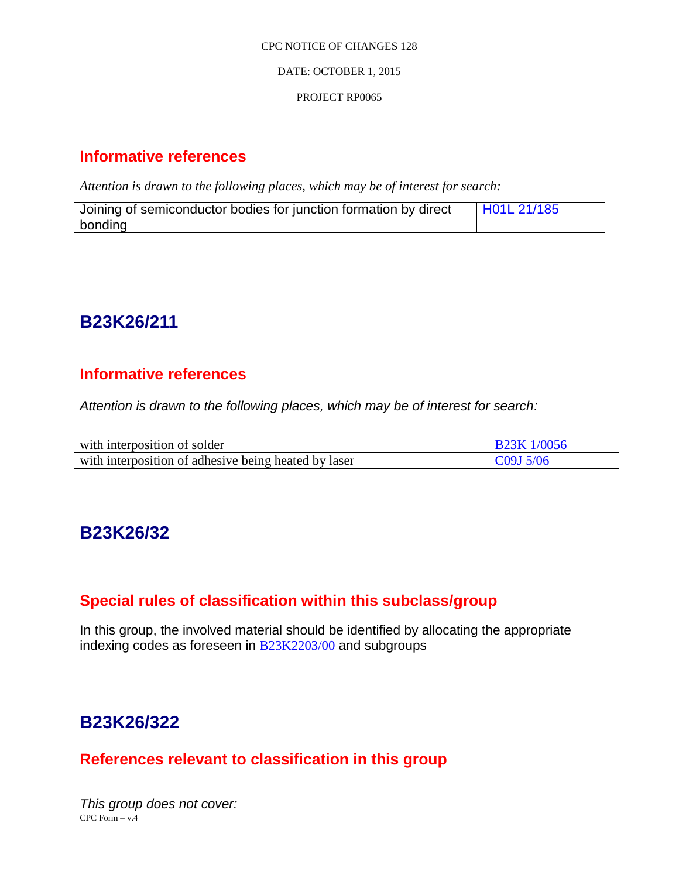## Informative references

*Attention is drawn to the following places, which may be of interest for search:*

| Joining of semiconductor bodies for junction formation by direct bonding | H01L 21/185 |
|---|---|

# B23K26/211

## Informative references

*Attention is drawn to the following places, which may be of interest for search:*

| with interposition of solder | B23K 1/0056 |
|---|---|
| with interposition of adhesive being heated by laser | C09J 5/06 |

# B23K26/32

## Special rules of classification within this subclass/group

In this group, the involved material should be identified by allocating the appropriate indexing codes as foreseen in B23K2203/00 and subgroups

# B23K26/322

## References relevant to classification in this group

*This group does not cover:*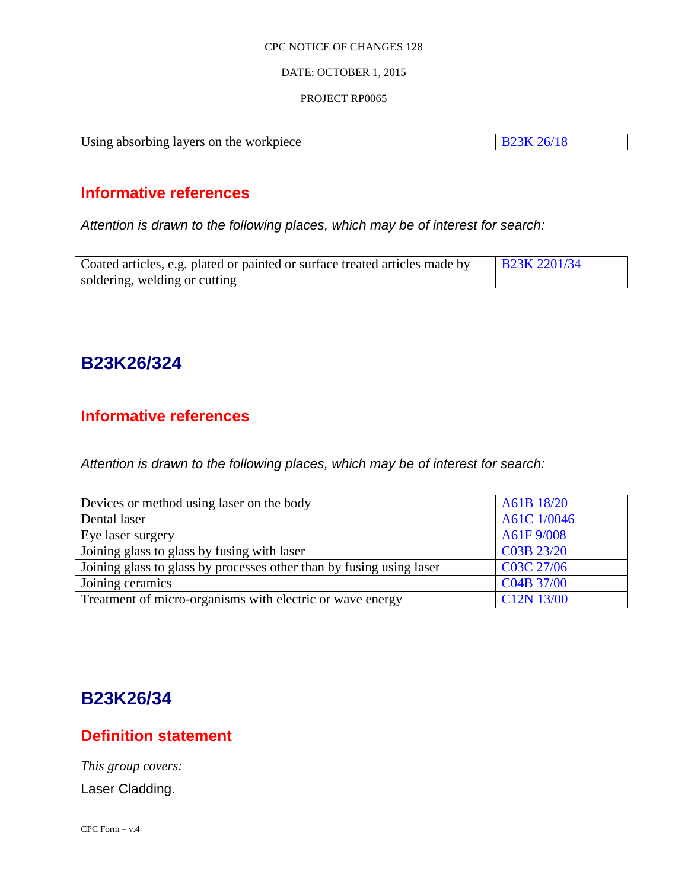| Using absorbing layers on the workpiece | B23K 26/18 |
| --- | --- |

## Informative references

*Attention is drawn to the following places, which may be of interest for search:*

| Coated articles, e.g. plated or painted or surface treated articles made by soldering, welding or cutting | B23K 2201/34 |
| --- | --- |

# B23K26/324

## Informative references

*Attention is drawn to the following places, which may be of interest for search:*

| Devices or method using laser on the body | A61B 18/20 |
| --- | --- |
| Dental laser | A61C 1/0046 |
| Eye laser surgery | A61F 9/008 |
| Joining glass to glass by fusing with laser | C03B 23/20 |
| Joining glass to glass by processes other than by fusing using laser | C03C 27/06 |
| Joining ceramics | C04B 37/00 |
| Treatment of micro-organisms with electric or wave energy | C12N 13/00 |

# B23K26/34

## Definition statement

*This group covers:*

Laser Cladding.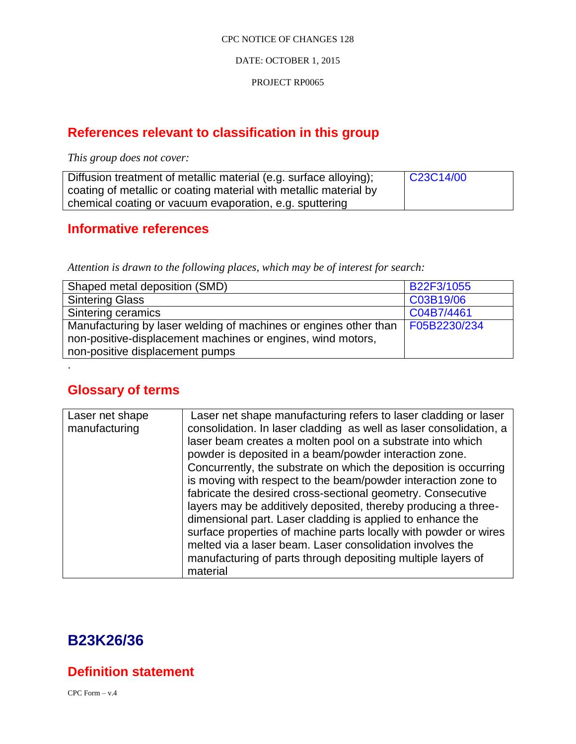## References relevant to classification in this group

*This group does not cover:*

| | |
|---|---|
| Diffusion treatment of metallic material (e.g. surface alloying); coating of metallic or coating material with metallic material by chemical coating or vacuum evaporation, e.g. sputtering | C23C14/00 |

## Informative references

*Attention is drawn to the following places, which may be of interest for search:*

| | |
|---|---|
| Shaped metal deposition (SMD) | B22F3/1055 |
| Sintering Glass | C03B19/06 |
| Sintering ceramics | C04B7/4461 |
| Manufacturing by laser welding of machines or engines other than non-positive-displacement machines or engines, wind motors, non-positive displacement pumps | F05B2230/234 |

.

## Glossary of terms

| | |
|---|---|
| Laser net shape manufacturing | Laser net shape manufacturing refers to laser cladding or laser consolidation. In laser cladding as well as laser consolidation, a laser beam creates a molten pool on a substrate into which powder is deposited in a beam/powder interaction zone. Concurrently, the substrate on which the deposition is occurring is moving with respect to the beam/powder interaction zone to fabricate the desired cross-sectional geometry. Consecutive layers may be additively deposited, thereby producing a three-dimensional part. Laser cladding is applied to enhance the surface properties of machine parts locally with powder or wires melted via a laser beam. Laser consolidation involves the manufacturing of parts through depositing multiple layers of material |

# B23K26/36

## Definition statement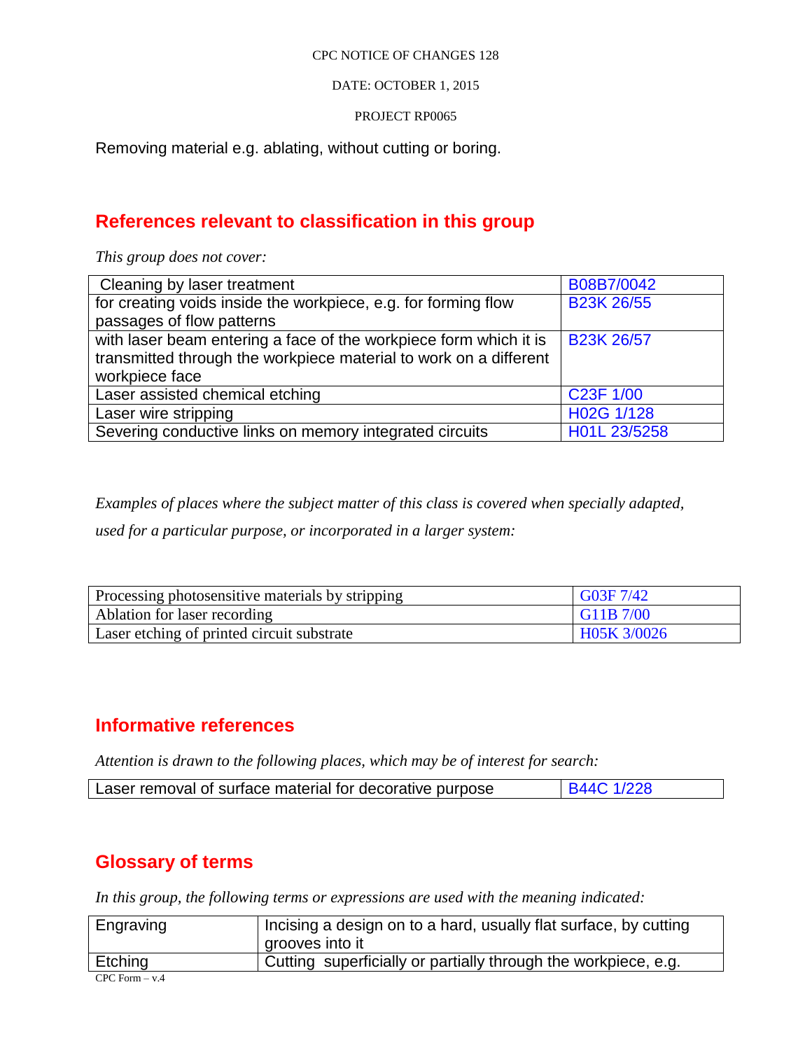Removing material e.g. ablating, without cutting or boring.

## References relevant to classification in this group

*This group does not cover:*

| | |
|---|---|
| Cleaning by laser treatment | B08B7/0042 |
| for creating voids inside the workpiece, e.g. for forming flow passages of flow patterns | B23K 26/55 |
| with laser beam entering a face of the workpiece form which it is transmitted through the workpiece material to work on a different workpiece face | B23K 26/57 |
| Laser assisted chemical etching | C23F 1/00 |
| Laser wire stripping | H02G 1/128 |
| Severing conductive links on memory integrated circuits | H01L 23/5258 |

*Examples of places where the subject matter of this class is covered when specially adapted, used for a particular purpose, or incorporated in a larger system:*

| | |
|---|---|
| Processing photosensitive materials by stripping | G03F 7/42 |
| Ablation for laser recording | G11B 7/00 |
| Laser etching of printed circuit substrate | H05K 3/0026 |

## Informative references

*Attention is drawn to the following places, which may be of interest for search:*

| | |
|---|---|
| Laser removal of surface material for decorative purpose | B44C 1/228 |

## Glossary of terms

*In this group, the following terms or expressions are used with the meaning indicated:*

| | |
|---|---|
| Engraving | Incising a design on to a hard, usually flat surface, by cutting grooves into it |
| Etching | Cutting superficially or partially through the workpiece, e.g. |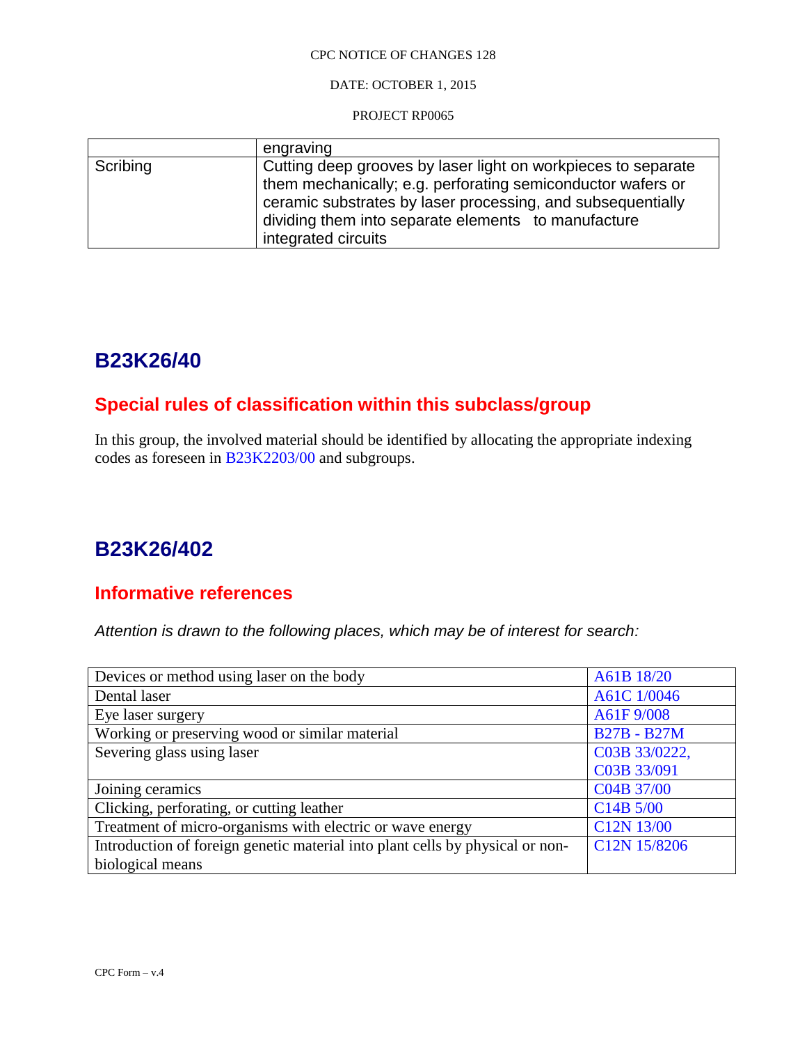| | engraving |
|---|---|
| Scribing | Cutting deep grooves by laser light on workpieces to separate them mechanically; e.g. perforating semiconductor wafers or ceramic substrates by laser processing, and subsequentially dividing them into separate elements to manufacture integrated circuits |

## B23K26/40

### Special rules of classification within this subclass/group

In this group, the involved material should be identified by allocating the appropriate indexing codes as foreseen in B23K2203/00 and subgroups.

## B23K26/402

### Informative references

*Attention is drawn to the following places, which may be of interest for search:*

| | |
|---|---|
| Devices or method using laser on the body | A61B 18/20 |
| Dental laser | A61C 1/0046 |
| Eye laser surgery | A61F 9/008 |
| Working or preserving wood or similar material | B27B - B27M |
| Severing glass using laser | C03B 33/0222, C03B 33/091 |
| Joining ceramics | C04B 37/00 |
| Clicking, perforating, or cutting leather | C14B 5/00 |
| Treatment of micro-organisms with electric or wave energy | C12N 13/00 |
| Introduction of foreign genetic material into plant cells by physical or non-biological means | C12N 15/8206 |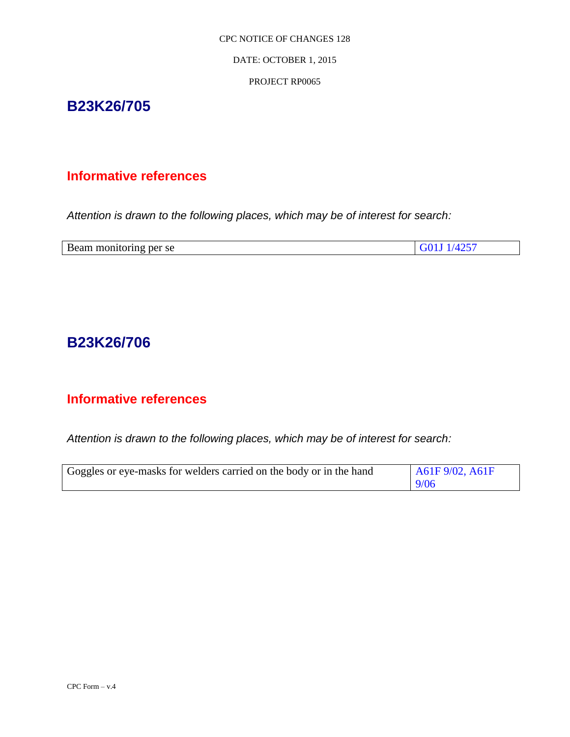# B23K26/705

## Informative references

*Attention is drawn to the following places, which may be of interest for search:*

| Beam monitoring per se | G01J 1/4257 |
|---|---|

# B23K26/706

## Informative references

*Attention is drawn to the following places, which may be of interest for search:*

| Goggles or eye-masks for welders carried on the body or in the hand | A61F 9/02, A61F 9/06 |
|---|---|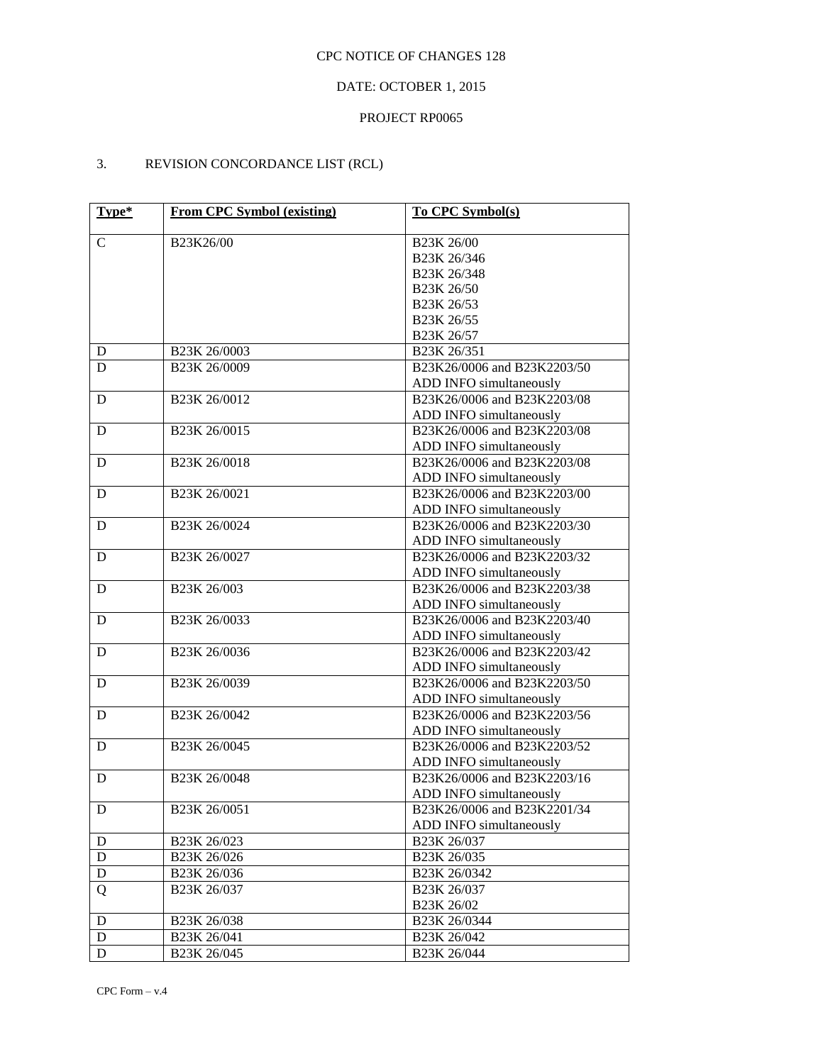CPC NOTICE OF CHANGES 128

DATE: OCTOBER 1, 2015

PROJECT RP0065

3. REVISION CONCORDANCE LIST (RCL)

| Type* | From CPC Symbol (existing) | To CPC Symbol(s) |
|---|---|---|
| C | B23K26/00 | B23K 26/00<br>B23K 26/346<br>B23K 26/348<br>B23K 26/50<br>B23K 26/53<br>B23K 26/55<br>B23K 26/57 |
| D | B23K 26/0003 | B23K 26/351 |
| D | B23K 26/0009 | B23K26/0006 and B23K2203/50<br>ADD INFO simultaneously |
| D | B23K 26/0012 | B23K26/0006 and B23K2203/08<br>ADD INFO simultaneously |
| D | B23K 26/0015 | B23K26/0006 and B23K2203/08<br>ADD INFO simultaneously |
| D | B23K 26/0018 | B23K26/0006 and B23K2203/08<br>ADD INFO simultaneously |
| D | B23K 26/0021 | B23K26/0006 and B23K2203/00<br>ADD INFO simultaneously |
| D | B23K 26/0024 | B23K26/0006 and B23K2203/30<br>ADD INFO simultaneously |
| D | B23K 26/0027 | B23K26/0006 and B23K2203/32<br>ADD INFO simultaneously |
| D | B23K 26/003 | B23K26/0006 and B23K2203/38<br>ADD INFO simultaneously |
| D | B23K 26/0033 | B23K26/0006 and B23K2203/40<br>ADD INFO simultaneously |
| D | B23K 26/0036 | B23K26/0006 and B23K2203/42<br>ADD INFO simultaneously |
| D | B23K 26/0039 | B23K26/0006 and B23K2203/50<br>ADD INFO simultaneously |
| D | B23K 26/0042 | B23K26/0006 and B23K2203/56<br>ADD INFO simultaneously |
| D | B23K 26/0045 | B23K26/0006 and B23K2203/52<br>ADD INFO simultaneously |
| D | B23K 26/0048 | B23K26/0006 and B23K2203/16<br>ADD INFO simultaneously |
| D | B23K 26/0051 | B23K26/0006 and B23K2201/34<br>ADD INFO simultaneously |
| D | B23K 26/023 | B23K 26/037 |
| D | B23K 26/026 | B23K 26/035 |
| D | B23K 26/036 | B23K 26/0342 |
| Q | B23K 26/037 | B23K 26/037<br>B23K 26/02 |
| D | B23K 26/038 | B23K 26/0344 |
| D | B23K 26/041 | B23K 26/042 |
| D | B23K 26/045 | B23K 26/044 |

CPC Form – v.4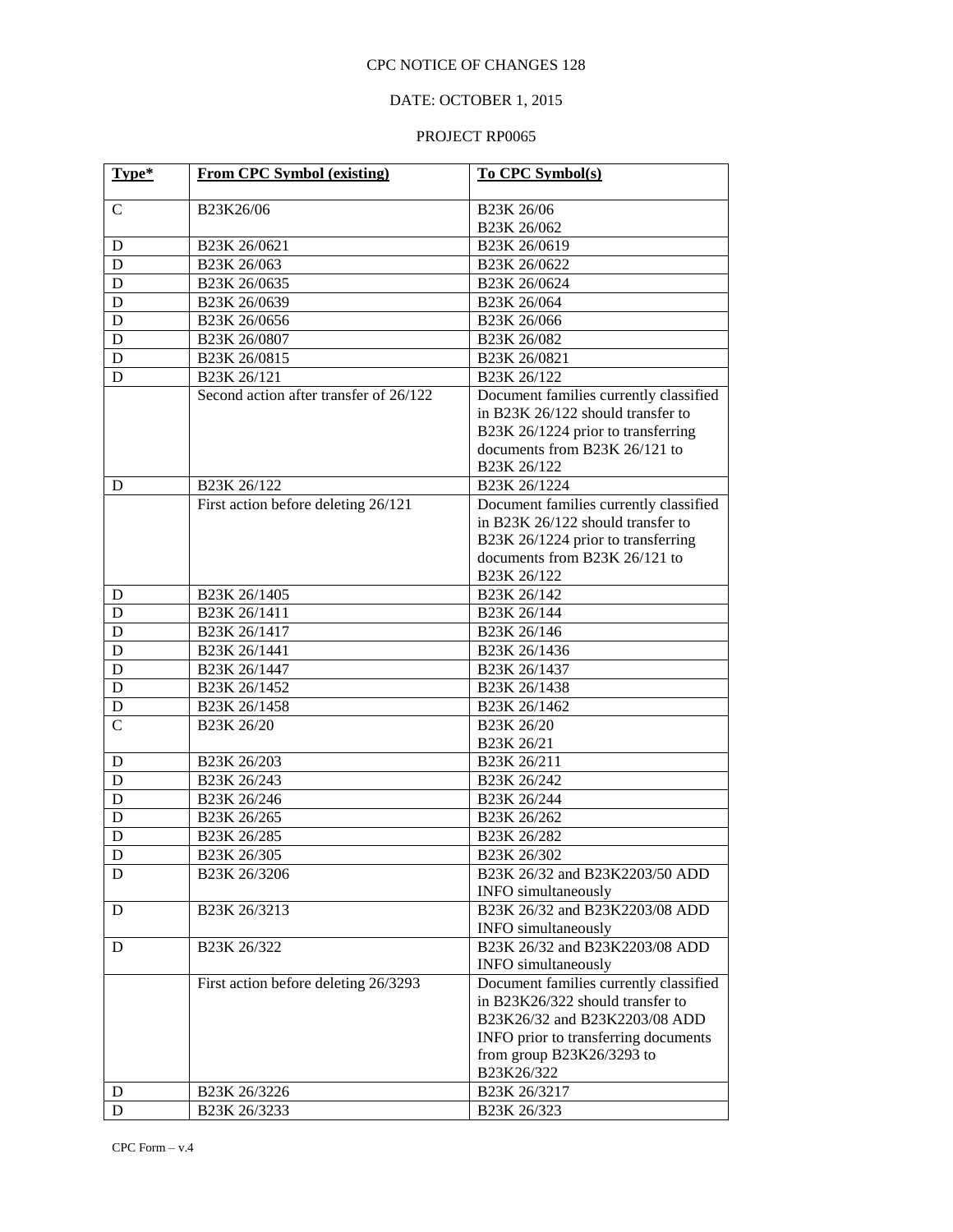CPC NOTICE OF CHANGES 128

DATE: OCTOBER 1, 2015

PROJECT RP0065

| Type* | From CPC Symbol (existing) | To CPC Symbol(s) |
|---|---|---|
| C | B23K26/06 | B23K 26/06<br>B23K 26/062 |
| D | B23K 26/0621 | B23K 26/0619 |
| D | B23K 26/063 | B23K 26/0622 |
| D | B23K 26/0635 | B23K 26/0624 |
| D | B23K 26/0639 | B23K 26/064 |
| D | B23K 26/0656 | B23K 26/066 |
| D | B23K 26/0807 | B23K 26/082 |
| D | B23K 26/0815 | B23K 26/0821 |
| D | B23K 26/121 | B23K 26/122 |
| | Second action after transfer of 26/122 | Document families currently classified in B23K 26/122 should transfer to B23K 26/1224 prior to transferring documents from B23K 26/121 to B23K 26/122 |
| D | B23K 26/122 | B23K 26/1224 |
| | First action before deleting 26/121 | Document families currently classified in B23K 26/122 should transfer to B23K 26/1224 prior to transferring documents from B23K 26/121 to B23K 26/122 |
| D | B23K 26/1405 | B23K 26/142 |
| D | B23K 26/1411 | B23K 26/144 |
| D | B23K 26/1417 | B23K 26/146 |
| D | B23K 26/1441 | B23K 26/1436 |
| D | B23K 26/1447 | B23K 26/1437 |
| D | B23K 26/1452 | B23K 26/1438 |
| D | B23K 26/1458 | B23K 26/1462 |
| C | B23K 26/20 | B23K 26/20<br>B23K 26/21 |
| D | B23K 26/203 | B23K 26/211 |
| D | B23K 26/243 | B23K 26/242 |
| D | B23K 26/246 | B23K 26/244 |
| D | B23K 26/265 | B23K 26/262 |
| D | B23K 26/285 | B23K 26/282 |
| D | B23K 26/305 | B23K 26/302 |
| D | B23K 26/3206 | B23K 26/32 and B23K2203/50 ADD INFO simultaneously |
| D | B23K 26/3213 | B23K 26/32 and B23K2203/08 ADD INFO simultaneously |
| D | B23K 26/322 | B23K 26/32 and B23K2203/08 ADD INFO simultaneously |
| | First action before deleting 26/3293 | Document families currently classified in B23K26/322 should transfer to B23K26/32 and B23K2203/08 ADD INFO prior to transferring documents from group B23K26/3293 to B23K26/322 |
| D | B23K 26/3226 | B23K 26/3217 |
| D | B23K 26/3233 | B23K 26/323 |

CPC Form – v.4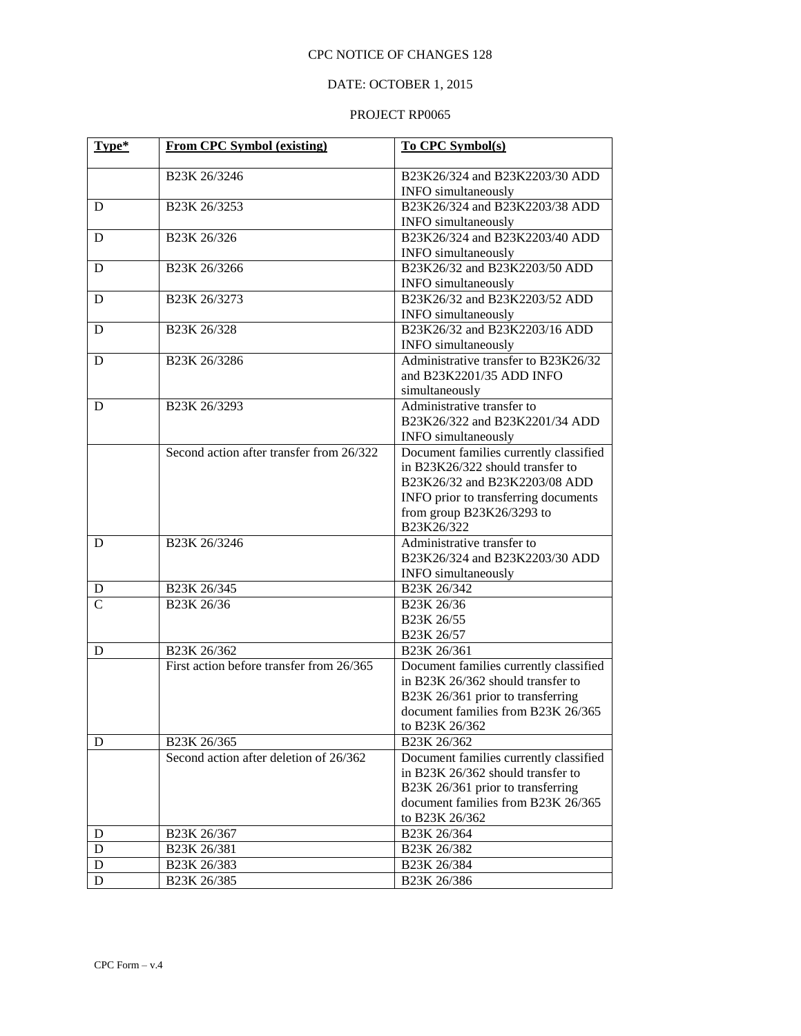CPC NOTICE OF CHANGES 128

DATE: OCTOBER 1, 2015

PROJECT RP0065

| Type* | From CPC Symbol (existing) | To CPC Symbol(s) |
|---|---|---|
| | B23K 26/3246 | B23K26/324 and B23K2203/30 ADD INFO simultaneously |
| D | B23K 26/3253 | B23K26/324 and B23K2203/38 ADD INFO simultaneously |
| D | B23K 26/326 | B23K26/324 and B23K2203/40 ADD INFO simultaneously |
| D | B23K 26/3266 | B23K26/32 and B23K2203/50 ADD INFO simultaneously |
| D | B23K 26/3273 | B23K26/32 and B23K2203/52 ADD INFO simultaneously |
| D | B23K 26/328 | B23K26/32 and B23K2203/16 ADD INFO simultaneously |
| D | B23K 26/3286 | Administrative transfer to B23K26/32 and B23K2201/35 ADD INFO simultaneously |
| D | B23K 26/3293 | Administrative transfer to B23K26/322 and B23K2201/34 ADD INFO simultaneously |
| | Second action after transfer from 26/322 | Document families currently classified in B23K26/322 should transfer to B23K26/32 and B23K2203/08 ADD INFO prior to transferring documents from group B23K26/3293 to B23K26/322 |
| D | B23K 26/3246 | Administrative transfer to B23K26/324 and B23K2203/30 ADD INFO simultaneously |
| D | B23K 26/345 | B23K 26/342 |
| C | B23K 26/36 | B23K 26/36<br>B23K 26/55<br>B23K 26/57 |
| D | B23K 26/362 | B23K 26/361 |
| | First action before transfer from 26/365 | Document families currently classified in B23K 26/362 should transfer to B23K 26/361 prior to transferring document families from B23K 26/365 to B23K 26/362 |
| D | B23K 26/365 | B23K 26/362 |
| | Second action after deletion of 26/362 | Document families currently classified in B23K 26/362 should transfer to B23K 26/361 prior to transferring document families from B23K 26/365 to B23K 26/362 |
| D | B23K 26/367 | B23K 26/364 |
| D | B23K 26/381 | B23K 26/382 |
| D | B23K 26/383 | B23K 26/384 |
| D | B23K 26/385 | B23K 26/386 |

CPC Form – v.4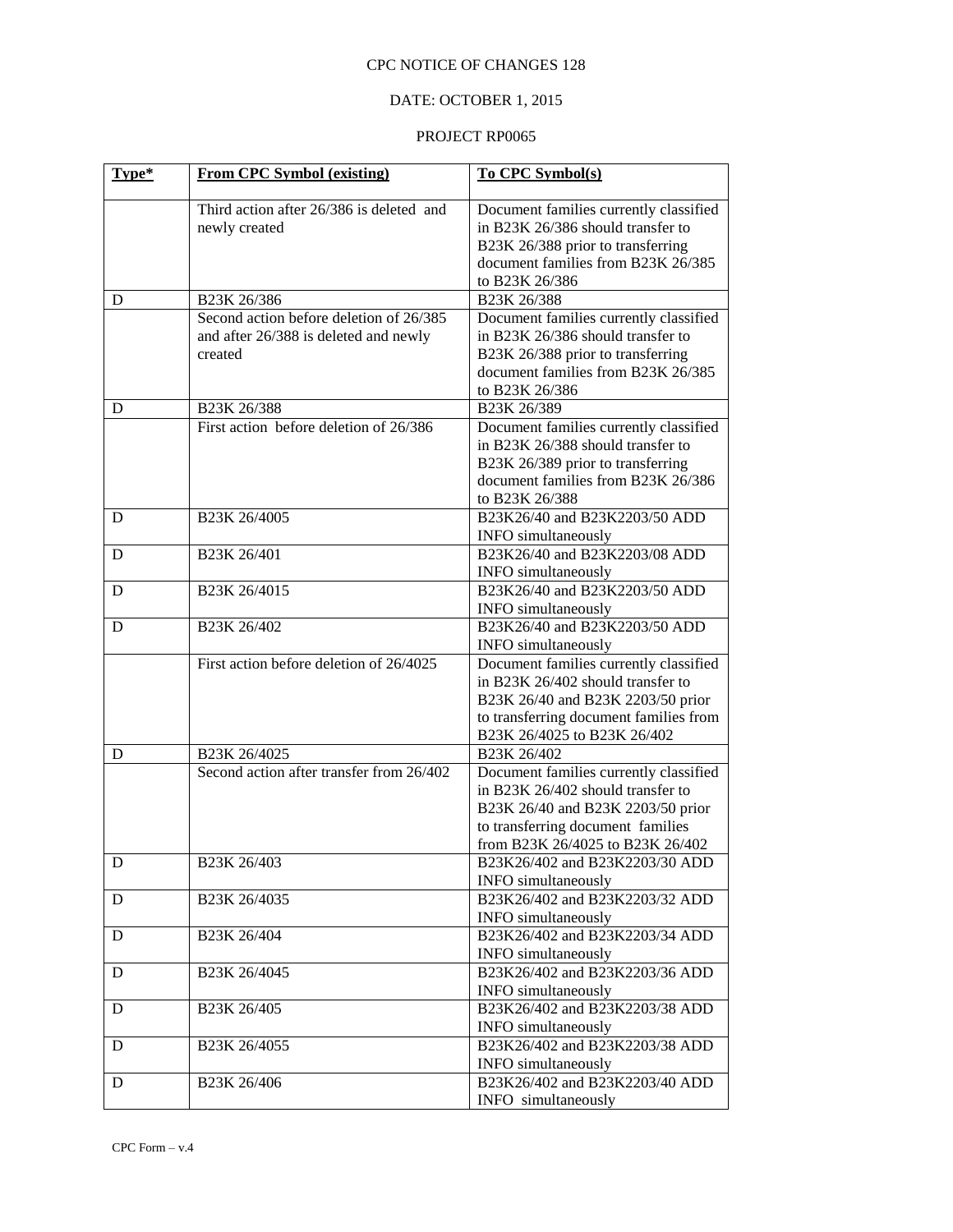CPC NOTICE OF CHANGES 128

DATE: OCTOBER 1, 2015

PROJECT RP0065

| Type* | From CPC Symbol (existing) | To CPC Symbol(s) |
|---|---|---|
| | Third action after 26/386 is deleted and newly created | Document families currently classified in B23K 26/386 should transfer to B23K 26/388 prior to transferring document families from B23K 26/385 to B23K 26/386 |
| D | B23K 26/386 | B23K 26/388 |
| | Second action before deletion of 26/385 and after 26/388 is deleted and newly created | Document families currently classified in B23K 26/386 should transfer to B23K 26/388 prior to transferring document families from B23K 26/385 to B23K 26/386 |
| D | B23K 26/388 | B23K 26/389 |
| | First action before deletion of 26/386 | Document families currently classified in B23K 26/388 should transfer to B23K 26/389 prior to transferring document families from B23K 26/386 to B23K 26/388 |
| D | B23K 26/4005 | B23K26/40 and B23K2203/50 ADD INFO simultaneously |
| D | B23K 26/401 | B23K26/40 and B23K2203/08 ADD INFO simultaneously |
| D | B23K 26/4015 | B23K26/40 and B23K2203/50 ADD INFO simultaneously |
| D | B23K 26/402 | B23K26/40 and B23K2203/50 ADD INFO simultaneously |
| | First action before deletion of 26/4025 | Document families currently classified in B23K 26/402 should transfer to B23K 26/40 and B23K 2203/50 prior to transferring document families from B23K 26/4025 to B23K 26/402 |
| D | B23K 26/4025 | B23K 26/402 |
| | Second action after transfer from 26/402 | Document families currently classified in B23K 26/402 should transfer to B23K 26/40 and B23K 2203/50 prior to transferring document families from B23K 26/4025 to B23K 26/402 |
| D | B23K 26/403 | B23K26/402 and B23K2203/30 ADD INFO simultaneously |
| D | B23K 26/4035 | B23K26/402 and B23K2203/32 ADD INFO simultaneously |
| D | B23K 26/404 | B23K26/402 and B23K2203/34 ADD INFO simultaneously |
| D | B23K 26/4045 | B23K26/402 and B23K2203/36 ADD INFO simultaneously |
| D | B23K 26/405 | B23K26/402 and B23K2203/38 ADD INFO simultaneously |
| D | B23K 26/4055 | B23K26/402 and B23K2203/38 ADD INFO simultaneously |
| D | B23K 26/406 | B23K26/402 and B23K2203/40 ADD INFO simultaneously |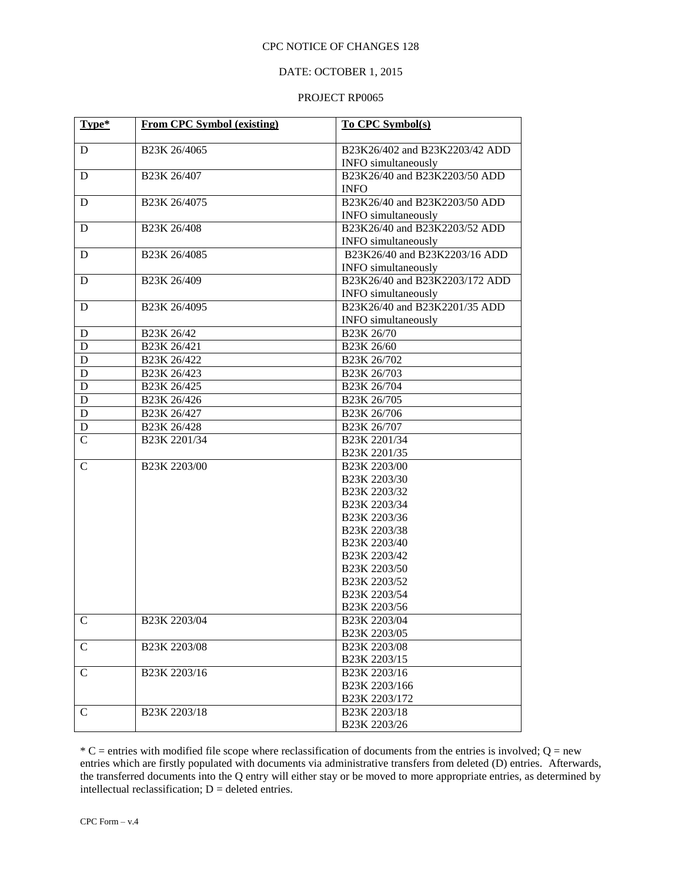CPC NOTICE OF CHANGES 128

DATE: OCTOBER 1, 2015

PROJECT RP0065

| Type* | From CPC Symbol (existing) | To CPC Symbol(s) |
|---|---|---|
| D | B23K 26/4065 | B23K26/402 and B23K2203/42 ADD INFO simultaneously |
| D | B23K 26/407 | B23K26/40 and B23K2203/50 ADD INFO |
| D | B23K 26/4075 | B23K26/40 and B23K2203/50 ADD INFO simultaneously |
| D | B23K 26/408 | B23K26/40 and B23K2203/52 ADD INFO simultaneously |
| D | B23K 26/4085 | B23K26/40 and B23K2203/16 ADD INFO simultaneously |
| D | B23K 26/409 | B23K26/40 and B23K2203/172 ADD INFO simultaneously |
| D | B23K 26/4095 | B23K26/40 and B23K2201/35 ADD INFO simultaneously |
| D | B23K 26/42 | B23K 26/70 |
| D | B23K 26/421 | B23K 26/60 |
| D | B23K 26/422 | B23K 26/702 |
| D | B23K 26/423 | B23K 26/703 |
| D | B23K 26/425 | B23K 26/704 |
| D | B23K 26/426 | B23K 26/705 |
| D | B23K 26/427 | B23K 26/706 |
| D | B23K 26/428 | B23K 26/707 |
| C | B23K 2201/34 | B23K 2201/34<br>B23K 2201/35 |
| C | B23K 2203/00 | B23K 2203/00<br>B23K 2203/30<br>B23K 2203/32<br>B23K 2203/34<br>B23K 2203/36<br>B23K 2203/38<br>B23K 2203/40<br>B23K 2203/42<br>B23K 2203/50<br>B23K 2203/52<br>B23K 2203/54<br>B23K 2203/56 |
| C | B23K 2203/04 | B23K 2203/04<br>B23K 2203/05 |
| C | B23K 2203/08 | B23K 2203/08<br>B23K 2203/15 |
| C | B23K 2203/16 | B23K 2203/16<br>B23K 2203/166<br>B23K 2203/172 |
| C | B23K 2203/18 | B23K 2203/18<br>B23K 2203/26 |

* C = entries with modified file scope where reclassification of documents from the entries is involved; Q = new entries which are firstly populated with documents via administrative transfers from deleted (D) entries. Afterwards, the transferred documents into the Q entry will either stay or be moved to more appropriate entries, as determined by intellectual reclassification; D = deleted entries.

CPC Form – v.4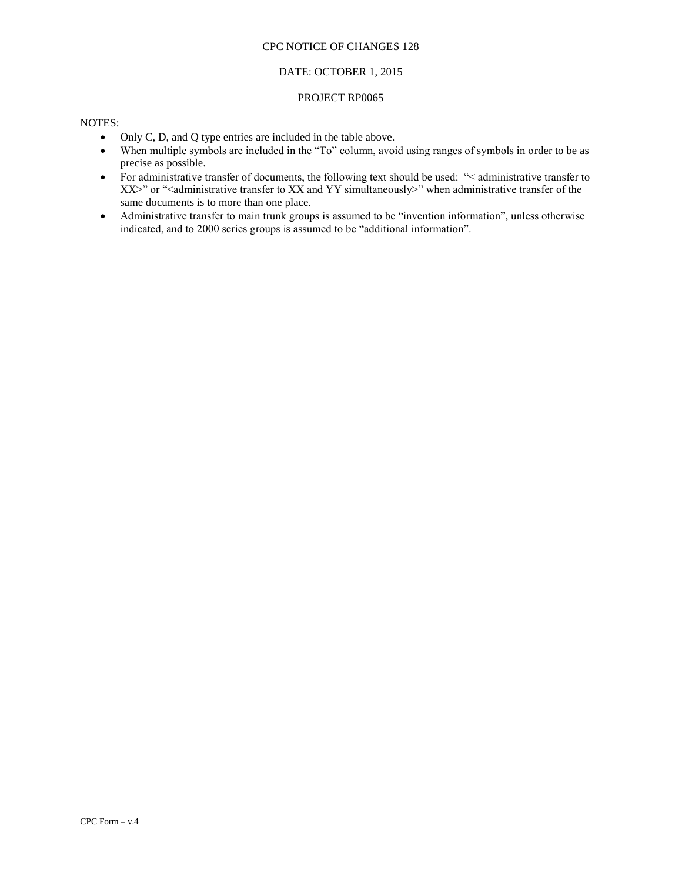CPC NOTICE OF CHANGES 128

DATE: OCTOBER 1, 2015

PROJECT RP0065

NOTES:

- Only C, D, and Q type entries are included in the table above.
- When multiple symbols are included in the "To" column, avoid using ranges of symbols in order to be as precise as possible.
- For administrative transfer of documents, the following text should be used: "< administrative transfer to XX>" or "<administrative transfer to XX and YY simultaneously>" when administrative transfer of the same documents is to more than one place.
- Administrative transfer to main trunk groups is assumed to be "invention information", unless otherwise indicated, and to 2000 series groups is assumed to be "additional information".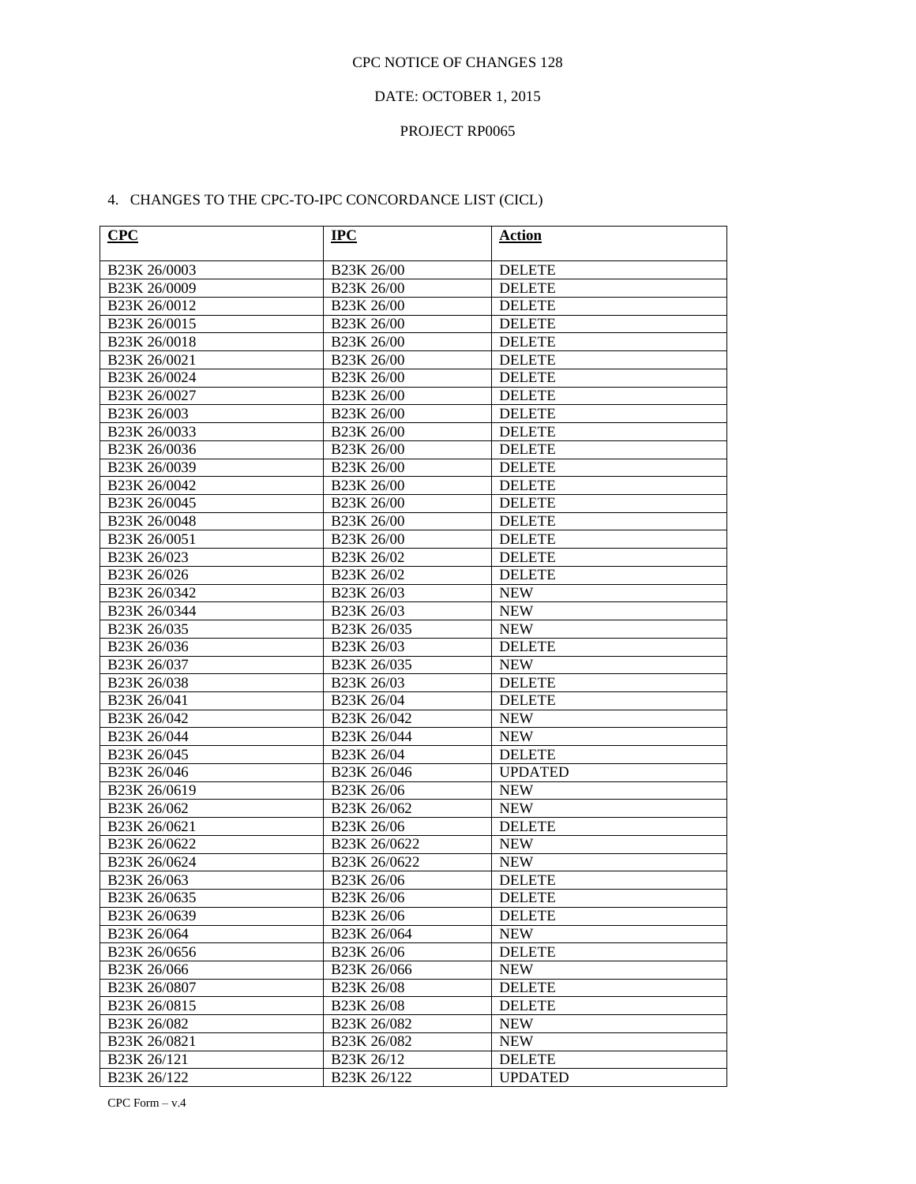CPC NOTICE OF CHANGES 128

DATE: OCTOBER 1, 2015

PROJECT RP0065

4. CHANGES TO THE CPC-TO-IPC CONCORDANCE LIST (CICL)

| **CPC** | **IPC** | **Action** |
|---|---|---|
| B23K 26/0003 | B23K 26/00 | DELETE |
| B23K 26/0009 | B23K 26/00 | DELETE |
| B23K 26/0012 | B23K 26/00 | DELETE |
| B23K 26/0015 | B23K 26/00 | DELETE |
| B23K 26/0018 | B23K 26/00 | DELETE |
| B23K 26/0021 | B23K 26/00 | DELETE |
| B23K 26/0024 | B23K 26/00 | DELETE |
| B23K 26/0027 | B23K 26/00 | DELETE |
| B23K 26/003 | B23K 26/00 | DELETE |
| B23K 26/0033 | B23K 26/00 | DELETE |
| B23K 26/0036 | B23K 26/00 | DELETE |
| B23K 26/0039 | B23K 26/00 | DELETE |
| B23K 26/0042 | B23K 26/00 | DELETE |
| B23K 26/0045 | B23K 26/00 | DELETE |
| B23K 26/0048 | B23K 26/00 | DELETE |
| B23K 26/0051 | B23K 26/00 | DELETE |
| B23K 26/023 | B23K 26/02 | DELETE |
| B23K 26/026 | B23K 26/02 | DELETE |
| B23K 26/0342 | B23K 26/03 | NEW |
| B23K 26/0344 | B23K 26/03 | NEW |
| B23K 26/035 | B23K 26/035 | NEW |
| B23K 26/036 | B23K 26/03 | DELETE |
| B23K 26/037 | B23K 26/035 | NEW |
| B23K 26/038 | B23K 26/03 | DELETE |
| B23K 26/041 | B23K 26/04 | DELETE |
| B23K 26/042 | B23K 26/042 | NEW |
| B23K 26/044 | B23K 26/044 | NEW |
| B23K 26/045 | B23K 26/04 | DELETE |
| B23K 26/046 | B23K 26/046 | UPDATED |
| B23K 26/0619 | B23K 26/06 | NEW |
| B23K 26/062 | B23K 26/062 | NEW |
| B23K 26/0621 | B23K 26/06 | DELETE |
| B23K 26/0622 | B23K 26/0622 | NEW |
| B23K 26/0624 | B23K 26/0622 | NEW |
| B23K 26/063 | B23K 26/06 | DELETE |
| B23K 26/0635 | B23K 26/06 | DELETE |
| B23K 26/0639 | B23K 26/06 | DELETE |
| B23K 26/064 | B23K 26/064 | NEW |
| B23K 26/0656 | B23K 26/06 | DELETE |
| B23K 26/066 | B23K 26/066 | NEW |
| B23K 26/0807 | B23K 26/08 | DELETE |
| B23K 26/0815 | B23K 26/08 | DELETE |
| B23K 26/082 | B23K 26/082 | NEW |
| B23K 26/0821 | B23K 26/082 | NEW |
| B23K 26/121 | B23K 26/12 | DELETE |
| B23K 26/122 | B23K 26/122 | UPDATED |

CPC Form – v.4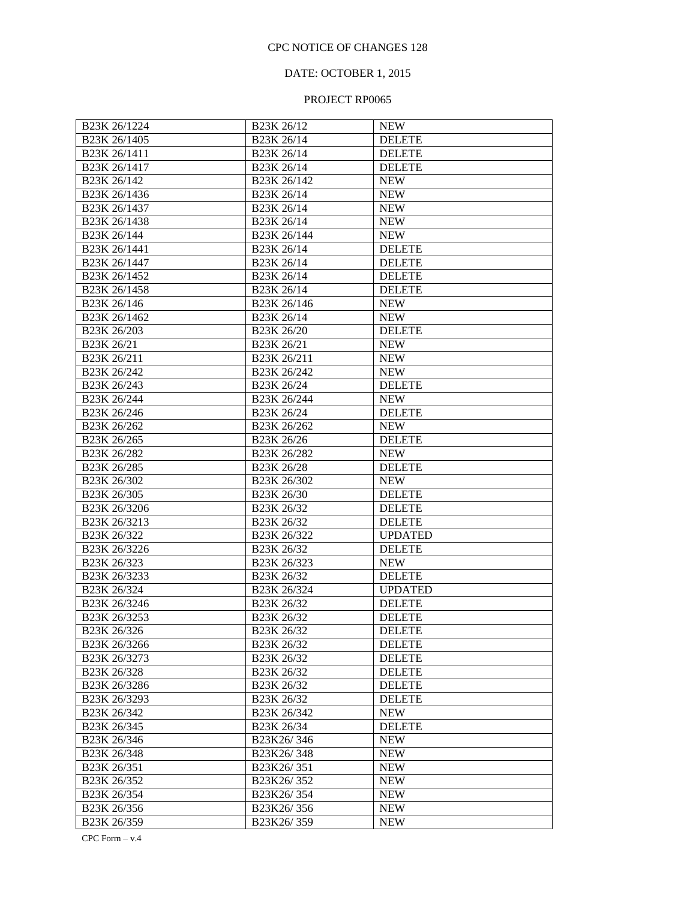CPC NOTICE OF CHANGES 128

DATE: OCTOBER 1, 2015

PROJECT RP0065

| | | |
|---|---|---|
| B23K 26/1224 | B23K 26/12 | NEW |
| B23K 26/1405 | B23K 26/14 | DELETE |
| B23K 26/1411 | B23K 26/14 | DELETE |
| B23K 26/1417 | B23K 26/14 | DELETE |
| B23K 26/142 | B23K 26/142 | NEW |
| B23K 26/1436 | B23K 26/14 | NEW |
| B23K 26/1437 | B23K 26/14 | NEW |
| B23K 26/1438 | B23K 26/14 | NEW |
| B23K 26/144 | B23K 26/144 | NEW |
| B23K 26/1441 | B23K 26/14 | DELETE |
| B23K 26/1447 | B23K 26/14 | DELETE |
| B23K 26/1452 | B23K 26/14 | DELETE |
| B23K 26/1458 | B23K 26/14 | DELETE |
| B23K 26/146 | B23K 26/146 | NEW |
| B23K 26/1462 | B23K 26/14 | NEW |
| B23K 26/203 | B23K 26/20 | DELETE |
| B23K 26/21 | B23K 26/21 | NEW |
| B23K 26/211 | B23K 26/211 | NEW |
| B23K 26/242 | B23K 26/242 | NEW |
| B23K 26/243 | B23K 26/24 | DELETE |
| B23K 26/244 | B23K 26/244 | NEW |
| B23K 26/246 | B23K 26/24 | DELETE |
| B23K 26/262 | B23K 26/262 | NEW |
| B23K 26/265 | B23K 26/26 | DELETE |
| B23K 26/282 | B23K 26/282 | NEW |
| B23K 26/285 | B23K 26/28 | DELETE |
| B23K 26/302 | B23K 26/302 | NEW |
| B23K 26/305 | B23K 26/30 | DELETE |
| B23K 26/3206 | B23K 26/32 | DELETE |
| B23K 26/3213 | B23K 26/32 | DELETE |
| B23K 26/322 | B23K 26/322 | UPDATED |
| B23K 26/3226 | B23K 26/32 | DELETE |
| B23K 26/323 | B23K 26/323 | NEW |
| B23K 26/3233 | B23K 26/32 | DELETE |
| B23K 26/324 | B23K 26/324 | UPDATED |
| B23K 26/3246 | B23K 26/32 | DELETE |
| B23K 26/3253 | B23K 26/32 | DELETE |
| B23K 26/326 | B23K 26/32 | DELETE |
| B23K 26/3266 | B23K 26/32 | DELETE |
| B23K 26/3273 | B23K 26/32 | DELETE |
| B23K 26/328 | B23K 26/32 | DELETE |
| B23K 26/3286 | B23K 26/32 | DELETE |
| B23K 26/3293 | B23K 26/32 | DELETE |
| B23K 26/342 | B23K 26/342 | NEW |
| B23K 26/345 | B23K 26/34 | DELETE |
| B23K 26/346 | B23K26/ 346 | NEW |
| B23K 26/348 | B23K26/ 348 | NEW |
| B23K 26/351 | B23K26/ 351 | NEW |
| B23K 26/352 | B23K26/ 352 | NEW |
| B23K 26/354 | B23K26/ 354 | NEW |
| B23K 26/356 | B23K26/ 356 | NEW |
| B23K 26/359 | B23K26/ 359 | NEW |

CPC Form – v.4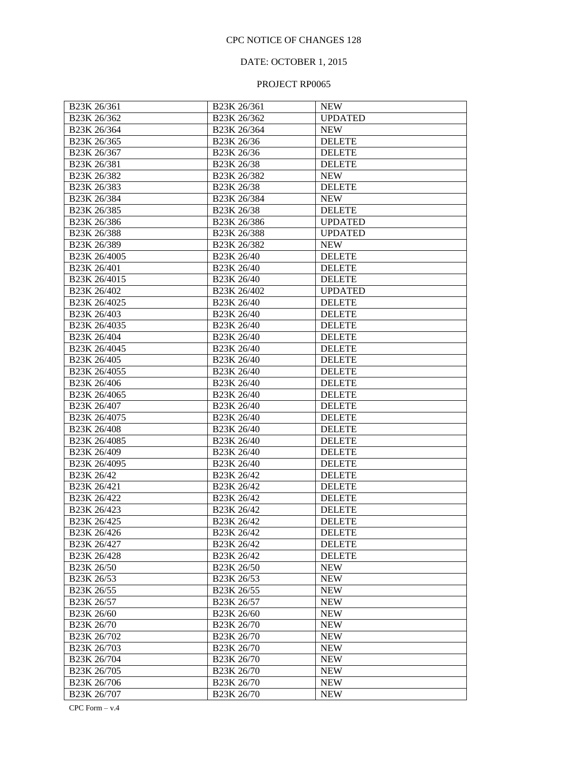CPC NOTICE OF CHANGES 128

DATE: OCTOBER 1, 2015

PROJECT RP0065

| B23K 26/361 | B23K 26/361 | NEW |
|---|---|---|
| B23K 26/362 | B23K 26/362 | UPDATED |
| B23K 26/364 | B23K 26/364 | NEW |
| B23K 26/365 | B23K 26/36 | DELETE |
| B23K 26/367 | B23K 26/36 | DELETE |
| B23K 26/381 | B23K 26/38 | DELETE |
| B23K 26/382 | B23K 26/382 | NEW |
| B23K 26/383 | B23K 26/38 | DELETE |
| B23K 26/384 | B23K 26/384 | NEW |
| B23K 26/385 | B23K 26/38 | DELETE |
| B23K 26/386 | B23K 26/386 | UPDATED |
| B23K 26/388 | B23K 26/388 | UPDATED |
| B23K 26/389 | B23K 26/382 | NEW |
| B23K 26/4005 | B23K 26/40 | DELETE |
| B23K 26/401 | B23K 26/40 | DELETE |
| B23K 26/4015 | B23K 26/40 | DELETE |
| B23K 26/402 | B23K 26/402 | UPDATED |
| B23K 26/4025 | B23K 26/40 | DELETE |
| B23K 26/403 | B23K 26/40 | DELETE |
| B23K 26/4035 | B23K 26/40 | DELETE |
| B23K 26/404 | B23K 26/40 | DELETE |
| B23K 26/4045 | B23K 26/40 | DELETE |
| B23K 26/405 | B23K 26/40 | DELETE |
| B23K 26/4055 | B23K 26/40 | DELETE |
| B23K 26/406 | B23K 26/40 | DELETE |
| B23K 26/4065 | B23K 26/40 | DELETE |
| B23K 26/407 | B23K 26/40 | DELETE |
| B23K 26/4075 | B23K 26/40 | DELETE |
| B23K 26/408 | B23K 26/40 | DELETE |
| B23K 26/4085 | B23K 26/40 | DELETE |
| B23K 26/409 | B23K 26/40 | DELETE |
| B23K 26/4095 | B23K 26/40 | DELETE |
| B23K 26/42 | B23K 26/42 | DELETE |
| B23K 26/421 | B23K 26/42 | DELETE |
| B23K 26/422 | B23K 26/42 | DELETE |
| B23K 26/423 | B23K 26/42 | DELETE |
| B23K 26/425 | B23K 26/42 | DELETE |
| B23K 26/426 | B23K 26/42 | DELETE |
| B23K 26/427 | B23K 26/42 | DELETE |
| B23K 26/428 | B23K 26/42 | DELETE |
| B23K 26/50 | B23K 26/50 | NEW |
| B23K 26/53 | B23K 26/53 | NEW |
| B23K 26/55 | B23K 26/55 | NEW |
| B23K 26/57 | B23K 26/57 | NEW |
| B23K 26/60 | B23K 26/60 | NEW |
| B23K 26/70 | B23K 26/70 | NEW |
| B23K 26/702 | B23K 26/70 | NEW |
| B23K 26/703 | B23K 26/70 | NEW |
| B23K 26/704 | B23K 26/70 | NEW |
| B23K 26/705 | B23K 26/70 | NEW |
| B23K 26/706 | B23K 26/70 | NEW |
| B23K 26/707 | B23K 26/70 | NEW |

CPC Form – v.4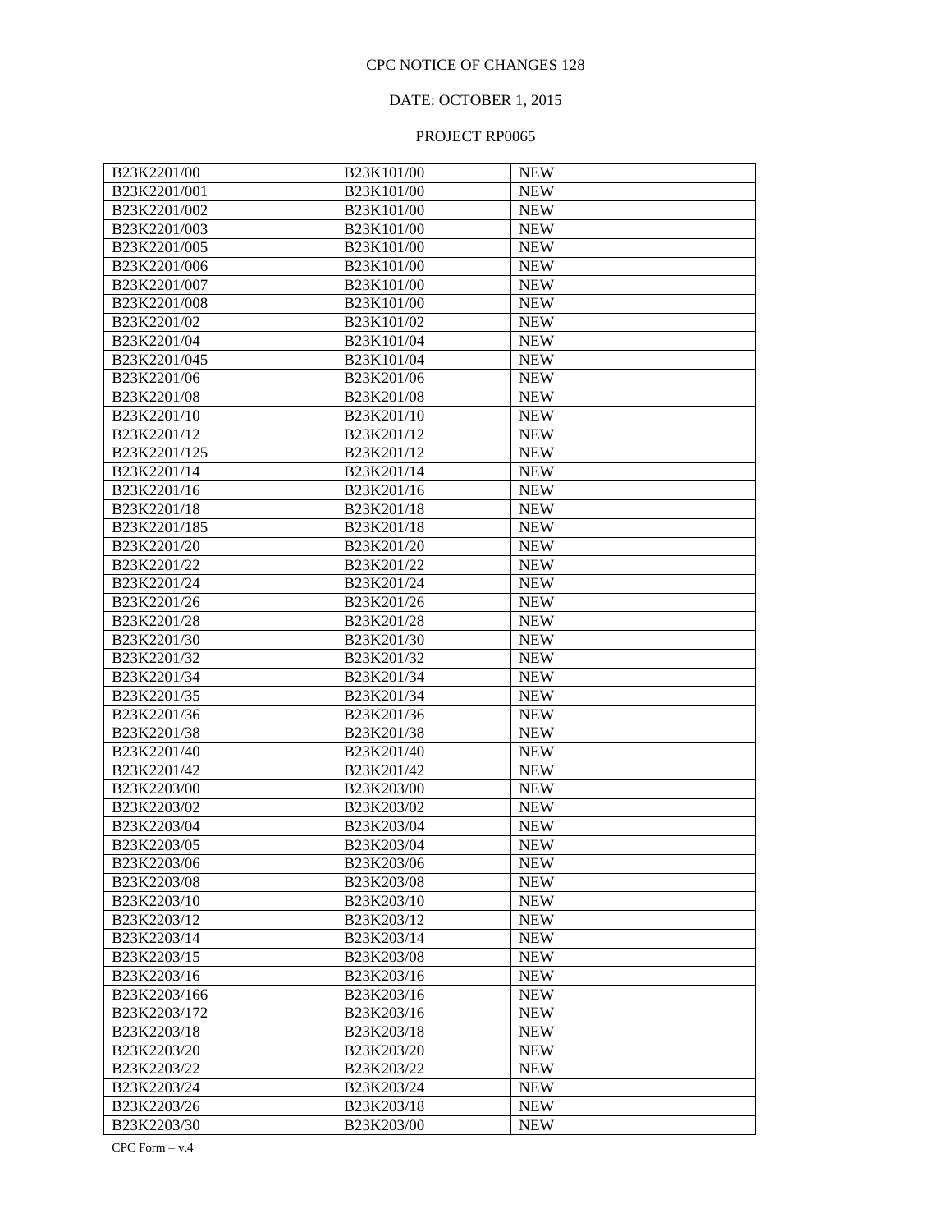CPC NOTICE OF CHANGES 128

DATE: OCTOBER 1, 2015

PROJECT RP0065

| | | |
|---|---|---|
| B23K2201/00 | B23K101/00 | NEW |
| B23K2201/001 | B23K101/00 | NEW |
| B23K2201/002 | B23K101/00 | NEW |
| B23K2201/003 | B23K101/00 | NEW |
| B23K2201/005 | B23K101/00 | NEW |
| B23K2201/006 | B23K101/00 | NEW |
| B23K2201/007 | B23K101/00 | NEW |
| B23K2201/008 | B23K101/00 | NEW |
| B23K2201/02 | B23K101/02 | NEW |
| B23K2201/04 | B23K101/04 | NEW |
| B23K2201/045 | B23K101/04 | NEW |
| B23K2201/06 | B23K201/06 | NEW |
| B23K2201/08 | B23K201/08 | NEW |
| B23K2201/10 | B23K201/10 | NEW |
| B23K2201/12 | B23K201/12 | NEW |
| B23K2201/125 | B23K201/12 | NEW |
| B23K2201/14 | B23K201/14 | NEW |
| B23K2201/16 | B23K201/16 | NEW |
| B23K2201/18 | B23K201/18 | NEW |
| B23K2201/185 | B23K201/18 | NEW |
| B23K2201/20 | B23K201/20 | NEW |
| B23K2201/22 | B23K201/22 | NEW |
| B23K2201/24 | B23K201/24 | NEW |
| B23K2201/26 | B23K201/26 | NEW |
| B23K2201/28 | B23K201/28 | NEW |
| B23K2201/30 | B23K201/30 | NEW |
| B23K2201/32 | B23K201/32 | NEW |
| B23K2201/34 | B23K201/34 | NEW |
| B23K2201/35 | B23K201/34 | NEW |
| B23K2201/36 | B23K201/36 | NEW |
| B23K2201/38 | B23K201/38 | NEW |
| B23K2201/40 | B23K201/40 | NEW |
| B23K2201/42 | B23K201/42 | NEW |
| B23K2203/00 | B23K203/00 | NEW |
| B23K2203/02 | B23K203/02 | NEW |
| B23K2203/04 | B23K203/04 | NEW |
| B23K2203/05 | B23K203/04 | NEW |
| B23K2203/06 | B23K203/06 | NEW |
| B23K2203/08 | B23K203/08 | NEW |
| B23K2203/10 | B23K203/10 | NEW |
| B23K2203/12 | B23K203/12 | NEW |
| B23K2203/14 | B23K203/14 | NEW |
| B23K2203/15 | B23K203/08 | NEW |
| B23K2203/16 | B23K203/16 | NEW |
| B23K2203/166 | B23K203/16 | NEW |
| B23K2203/172 | B23K203/16 | NEW |
| B23K2203/18 | B23K203/18 | NEW |
| B23K2203/20 | B23K203/20 | NEW |
| B23K2203/22 | B23K203/22 | NEW |
| B23K2203/24 | B23K203/24 | NEW |
| B23K2203/26 | B23K203/18 | NEW |
| B23K2203/30 | B23K203/00 | NEW |

CPC Form – v.4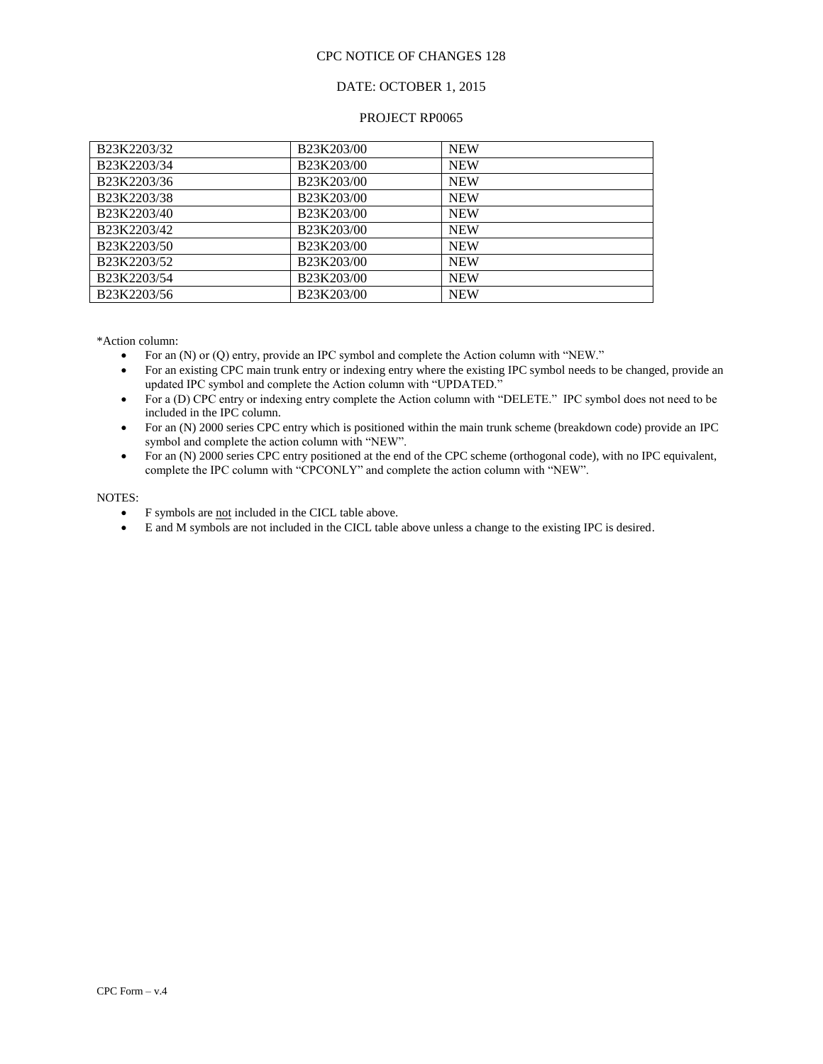CPC NOTICE OF CHANGES 128

DATE: OCTOBER 1, 2015

PROJECT RP0065

| | | |
|---|---|---|
| B23K2203/32 | B23K203/00 | NEW |
| B23K2203/34 | B23K203/00 | NEW |
| B23K2203/36 | B23K203/00 | NEW |
| B23K2203/38 | B23K203/00 | NEW |
| B23K2203/40 | B23K203/00 | NEW |
| B23K2203/42 | B23K203/00 | NEW |
| B23K2203/50 | B23K203/00 | NEW |
| B23K2203/52 | B23K203/00 | NEW |
| B23K2203/54 | B23K203/00 | NEW |
| B23K2203/56 | B23K203/00 | NEW |

*Action column:

- For an (N) or (Q) entry, provide an IPC symbol and complete the Action column with "NEW."
- For an existing CPC main trunk entry or indexing entry where the existing IPC symbol needs to be changed, provide an updated IPC symbol and complete the Action column with "UPDATED."
- For a (D) CPC entry or indexing entry complete the Action column with "DELETE." IPC symbol does not need to be included in the IPC column.
- For an (N) 2000 series CPC entry which is positioned within the main trunk scheme (breakdown code) provide an IPC symbol and complete the action column with "NEW".
- For an (N) 2000 series CPC entry positioned at the end of the CPC scheme (orthogonal code), with no IPC equivalent, complete the IPC column with "CPCONLY" and complete the action column with "NEW".

NOTES:

- F symbols are not included in the CICL table above.
- E and M symbols are not included in the CICL table above unless a change to the existing IPC is desired.

CPC Form – v.4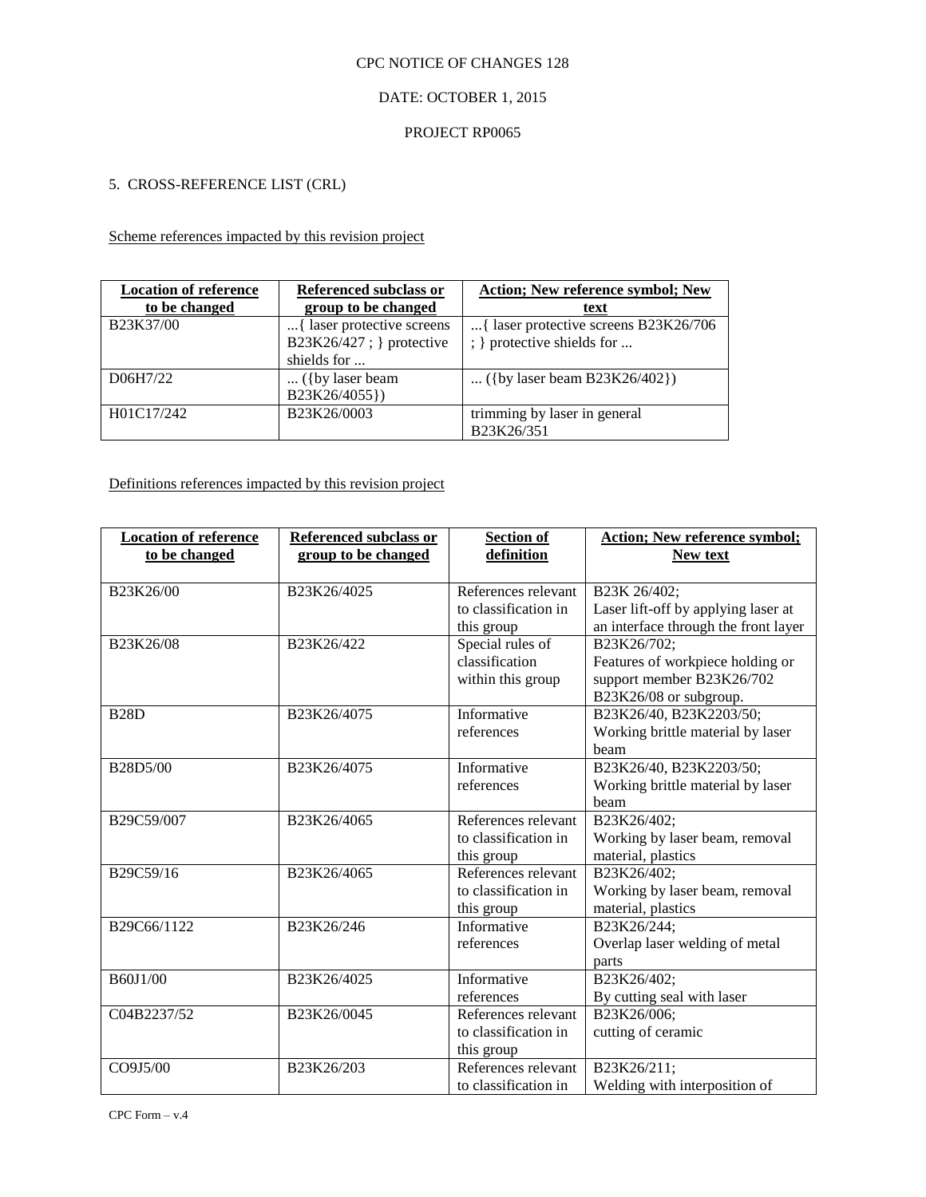CPC NOTICE OF CHANGES 128

DATE: OCTOBER 1, 2015

PROJECT RP0065

5. CROSS-REFERENCE LIST (CRL)

Scheme references impacted by this revision project

| Location of reference to be changed | Referenced subclass or group to be changed | Action; New reference symbol; New text |
|---|---|---|
| B23K37/00 | ...{ laser protective screens B23K26/427 ; } protective shields for ... | ...{ laser protective screens B23K26/706 ; } protective shields for ... |
| D06H7/22 | ... ({by laser beam B23K26/4055}) | ... ({by laser beam B23K26/402}) |
| H01C17/242 | B23K26/0003 | trimming by laser in general B23K26/351 |

Definitions references impacted by this revision project

| Location of reference to be changed | Referenced subclass or group to be changed | Section of definition | Action; New reference symbol; New text |
|---|---|---|---|
| B23K26/00 | B23K26/4025 | References relevant to classification in this group | B23K 26/402; Laser lift-off by applying laser at an interface through the front layer |
| B23K26/08 | B23K26/422 | Special rules of classification within this group | B23K26/702; Features of workpiece holding or support member B23K26/702 B23K26/08 or subgroup. |
| B28D | B23K26/4075 | Informative references | B23K26/40, B23K2203/50; Working brittle material by laser beam |
| B28D5/00 | B23K26/4075 | Informative references | B23K26/40, B23K2203/50; Working brittle material by laser beam |
| B29C59/007 | B23K26/4065 | References relevant to classification in this group | B23K26/402; Working by laser beam, removal material, plastics |
| B29C59/16 | B23K26/4065 | References relevant to classification in this group | B23K26/402; Working by laser beam, removal material, plastics |
| B29C66/1122 | B23K26/246 | Informative references | B23K26/244; Overlap laser welding of metal parts |
| B60J1/00 | B23K26/4025 | Informative references | B23K26/402; By cutting seal with laser |
| C04B2237/52 | B23K26/0045 | References relevant to classification in this group | B23K26/006; cutting of ceramic |
| CO9J5/00 | B23K26/203 | References relevant to classification in | B23K26/211; Welding with interposition of |

CPC Form – v.4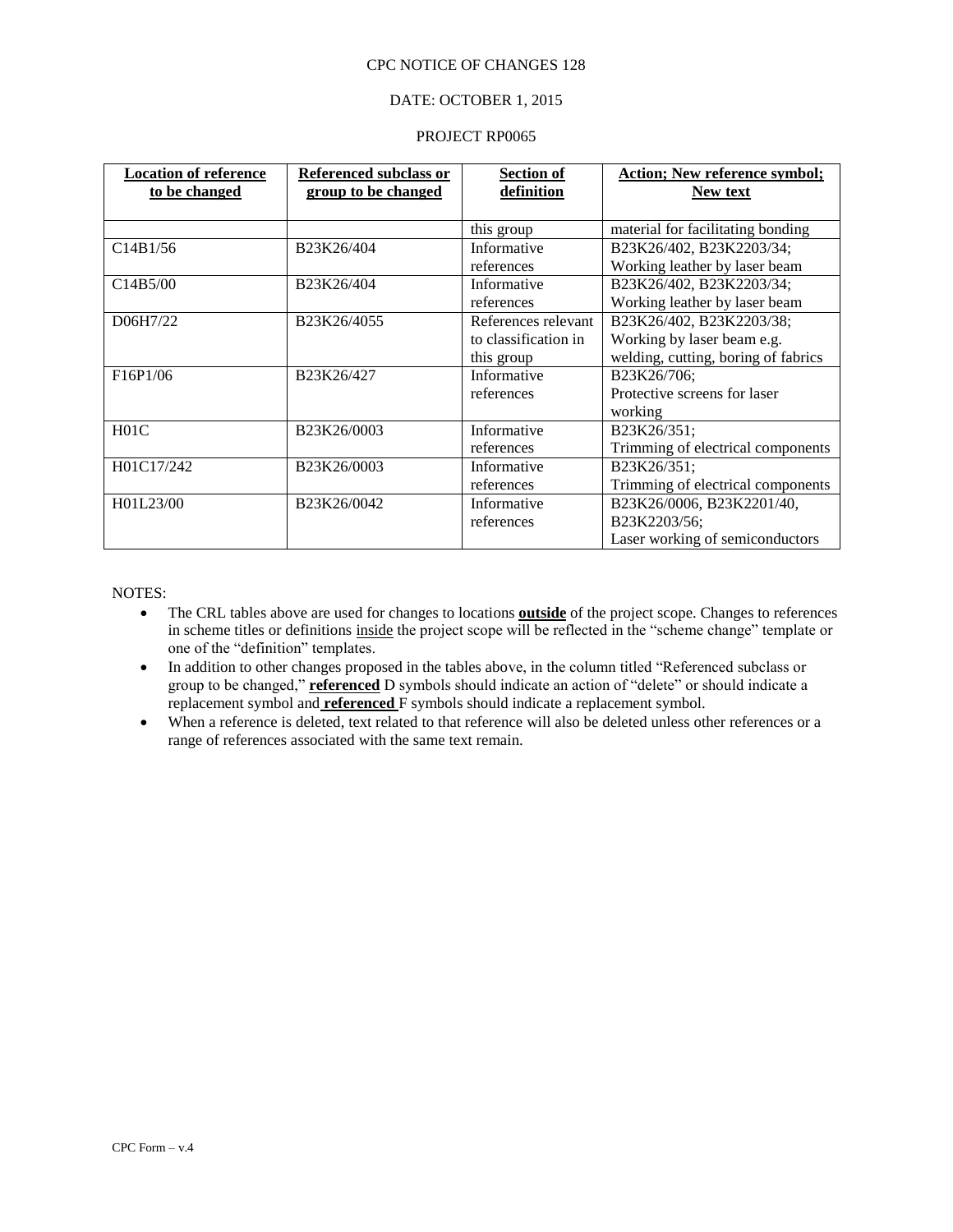CPC NOTICE OF CHANGES 128

DATE: OCTOBER 1, 2015

PROJECT RP0065

| Location of reference to be changed | Referenced subclass or group to be changed | Section of definition | Action; New reference symbol; New text |
|---|---|---|---|
| | | this group | material for facilitating bonding |
| C14B1/56 | B23K26/404 | Informative references | B23K26/402, B23K2203/34; Working leather by laser beam |
| C14B5/00 | B23K26/404 | Informative references | B23K26/402, B23K2203/34; Working leather by laser beam |
| D06H7/22 | B23K26/4055 | References relevant to classification in this group | B23K26/402, B23K2203/38; Working by laser beam e.g. welding, cutting, boring of fabrics |
| F16P1/06 | B23K26/427 | Informative references | B23K26/706; Protective screens for laser working |
| H01C | B23K26/0003 | Informative references | B23K26/351; Trimming of electrical components |
| H01C17/242 | B23K26/0003 | Informative references | B23K26/351; Trimming of electrical components |
| H01L23/00 | B23K26/0042 | Informative references | B23K26/0006, B23K2201/40, B23K2203/56; Laser working of semiconductors |

NOTES:

- The CRL tables above are used for changes to locations **outside** of the project scope. Changes to references in scheme titles or definitions inside the project scope will be reflected in the "scheme change" template or one of the "definition" templates.
- In addition to other changes proposed in the tables above, in the column titled "Referenced subclass or group to be changed," **referenced** D symbols should indicate an action of "delete" or should indicate a replacement symbol and **referenced** F symbols should indicate a replacement symbol.
- When a reference is deleted, text related to that reference will also be deleted unless other references or a range of references associated with the same text remain.

CPC Form – v.4